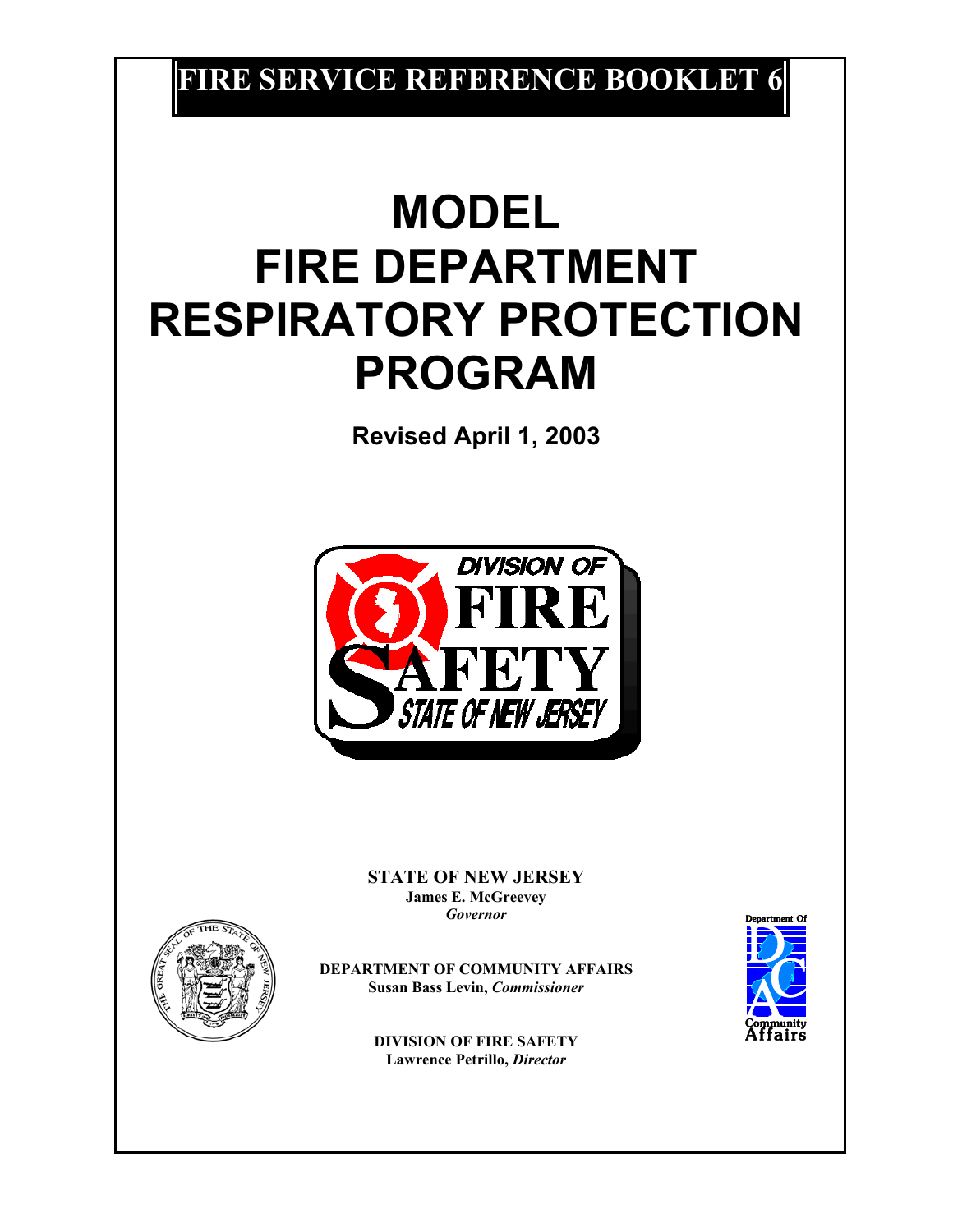# FIRE SERVICE REFERENCE BOOKLET 6

# MODEL FIRE DEPARTMENT RESPIRATORY PROTECTION PROGRAM

**Revised April 1, 2003**

DIVISION OF FIRE SAFETY
STATE OF NEW JERSEY

**STATE OF NEW JERSEY**
**James E. McGreevey**
***Governor***

**DEPARTMENT OF COMMUNITY AFFAIRS**
**Susan Bass Levin,** ***Commissioner***

**DIVISION OF FIRE SAFETY**
**Lawrence Petrillo,** ***Director***

Department Of Community Affairs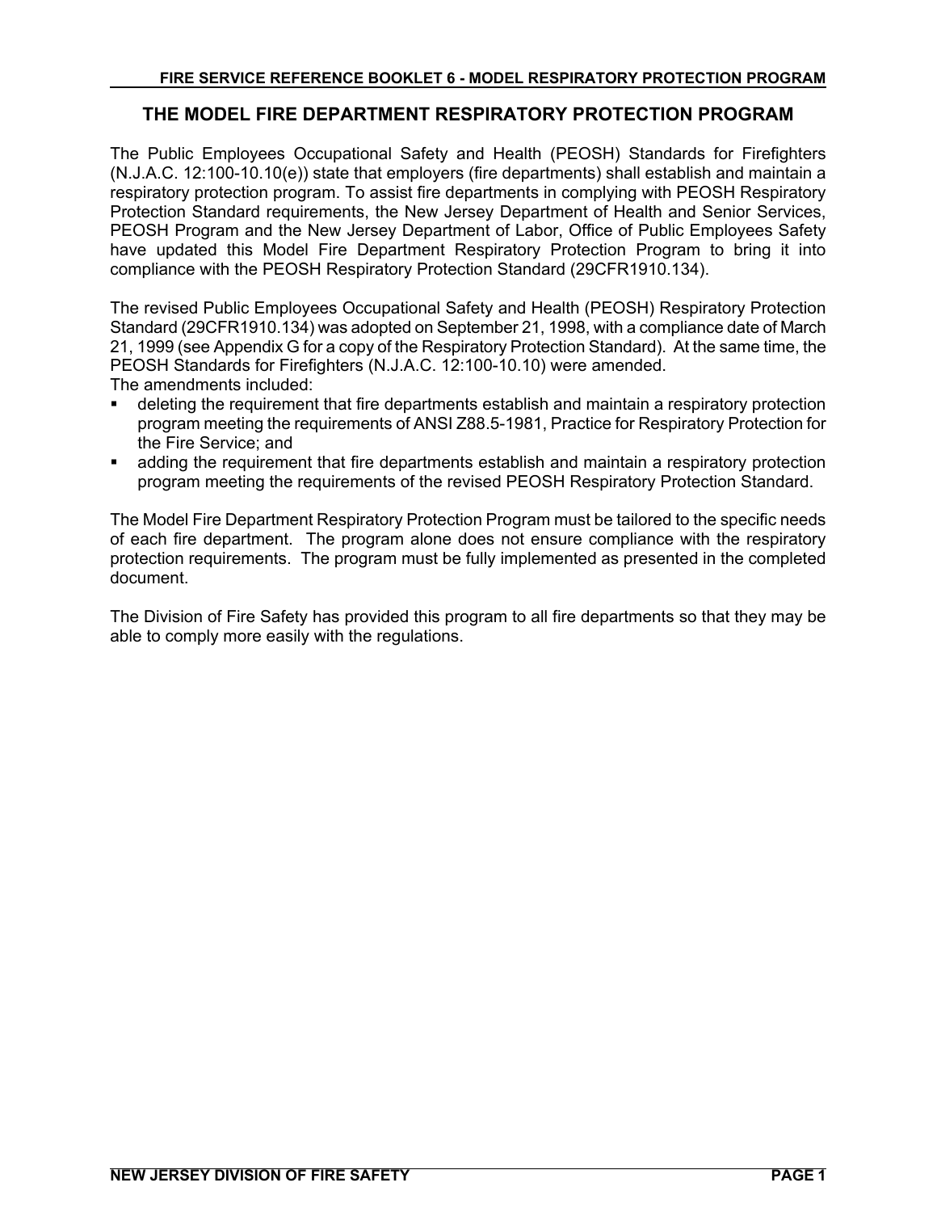# THE MODEL FIRE DEPARTMENT RESPIRATORY PROTECTION PROGRAM

The Public Employees Occupational Safety and Health (PEOSH) Standards for Firefighters (N.J.A.C. 12:100-10.10(e)) state that employers (fire departments) shall establish and maintain a respiratory protection program. To assist fire departments in complying with PEOSH Respiratory Protection Standard requirements, the New Jersey Department of Health and Senior Services, PEOSH Program and the New Jersey Department of Labor, Office of Public Employees Safety have updated this Model Fire Department Respiratory Protection Program to bring it into compliance with the PEOSH Respiratory Protection Standard (29CFR1910.134).

The revised Public Employees Occupational Safety and Health (PEOSH) Respiratory Protection Standard (29CFR1910.134) was adopted on September 21, 1998, with a compliance date of March 21, 1999 (see Appendix G for a copy of the Respiratory Protection Standard). At the same time, the PEOSH Standards for Firefighters (N.J.A.C. 12:100-10.10) were amended.
The amendments included:

- deleting the requirement that fire departments establish and maintain a respiratory protection program meeting the requirements of ANSI Z88.5-1981, Practice for Respiratory Protection for the Fire Service; and
- adding the requirement that fire departments establish and maintain a respiratory protection program meeting the requirements of the revised PEOSH Respiratory Protection Standard.

The Model Fire Department Respiratory Protection Program must be tailored to the specific needs of each fire department. The program alone does not ensure compliance with the respiratory protection requirements. The program must be fully implemented as presented in the completed document.

The Division of Fire Safety has provided this program to all fire departments so that they may be able to comply more easily with the regulations.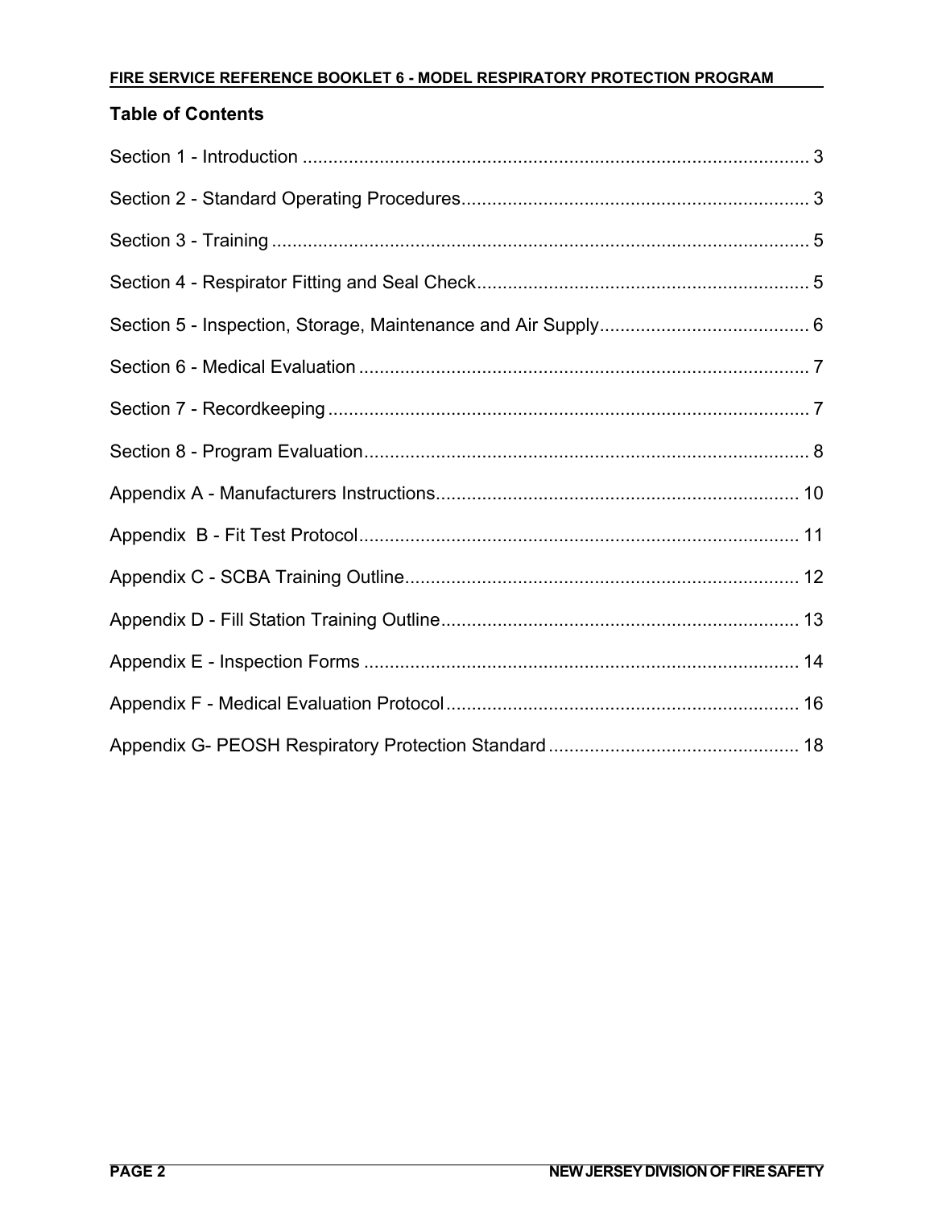## Table of Contents

Section 1 - Introduction .................................................................................................... 3

Section 2 - Standard Operating Procedures.................................................................... 3

Section 3 - Training ......................................................................................................... 5

Section 4 - Respirator Fitting and Seal Check................................................................. 5

Section 5 - Inspection, Storage, Maintenance and Air Supply......................................... 6

Section 6 - Medical Evaluation ........................................................................................ 7

Section 7 - Recordkeeping .............................................................................................. 7

Section 8 - Program Evaluation....................................................................................... 8

Appendix A - Manufacturers Instructions....................................................................... 10

Appendix B - Fit Test Protocol...................................................................................... 11

Appendix C - SCBA Training Outline............................................................................. 12

Appendix D - Fill Station Training Outline...................................................................... 13

Appendix E - Inspection Forms ..................................................................................... 14

Appendix F - Medical Evaluation Protocol..................................................................... 16

Appendix G- PEOSH Respiratory Protection Standard ................................................. 18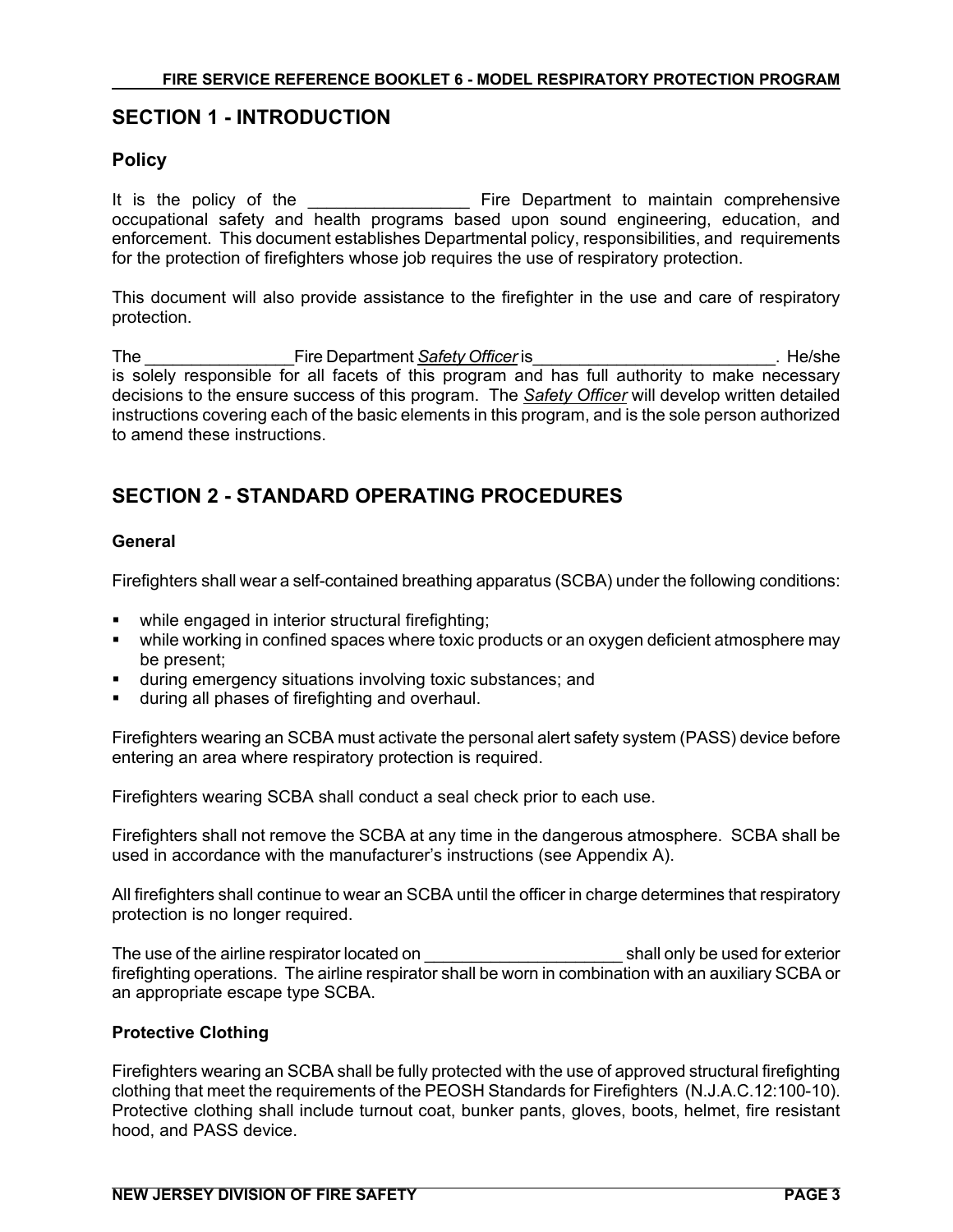## SECTION 1 - INTRODUCTION

### Policy

It is the policy of the _________________ Fire Department to maintain comprehensive occupational safety and health programs based upon sound engineering, education, and enforcement. This document establishes Departmental policy, responsibilities, and requirements for the protection of firefighters whose job requires the use of respiratory protection.

This document will also provide assistance to the firefighter in the use and care of respiratory protection.

The ________________Fire Department ***Safety Officer*** is__________________________. He/she is solely responsible for all facets of this program and has full authority to make necessary decisions to the ensure success of this program. The ***Safety Officer*** will develop written detailed instructions covering each of the basic elements in this program, and is the sole person authorized to amend these instructions.

## SECTION 2 - STANDARD OPERATING PROCEDURES

### General

Firefighters shall wear a self-contained breathing apparatus (SCBA) under the following conditions:

- while engaged in interior structural firefighting;
- while working in confined spaces where toxic products or an oxygen deficient atmosphere may be present;
- during emergency situations involving toxic substances; and
- during all phases of firefighting and overhaul.

Firefighters wearing an SCBA must activate the personal alert safety system (PASS) device before entering an area where respiratory protection is required.

Firefighters wearing SCBA shall conduct a seal check prior to each use.

Firefighters shall not remove the SCBA at any time in the dangerous atmosphere. SCBA shall be used in accordance with the manufacturer's instructions (see Appendix A).

All firefighters shall continue to wear an SCBA until the officer in charge determines that respiratory protection is no longer required.

The use of the airline respirator located on _____________________ shall only be used for exterior firefighting operations. The airline respirator shall be worn in combination with an auxiliary SCBA or an appropriate escape type SCBA.

### Protective Clothing

Firefighters wearing an SCBA shall be fully protected with the use of approved structural firefighting clothing that meet the requirements of the PEOSH Standards for Firefighters (N.J.A.C.12:100-10). Protective clothing shall include turnout coat, bunker pants, gloves, boots, helmet, fire resistant hood, and PASS device.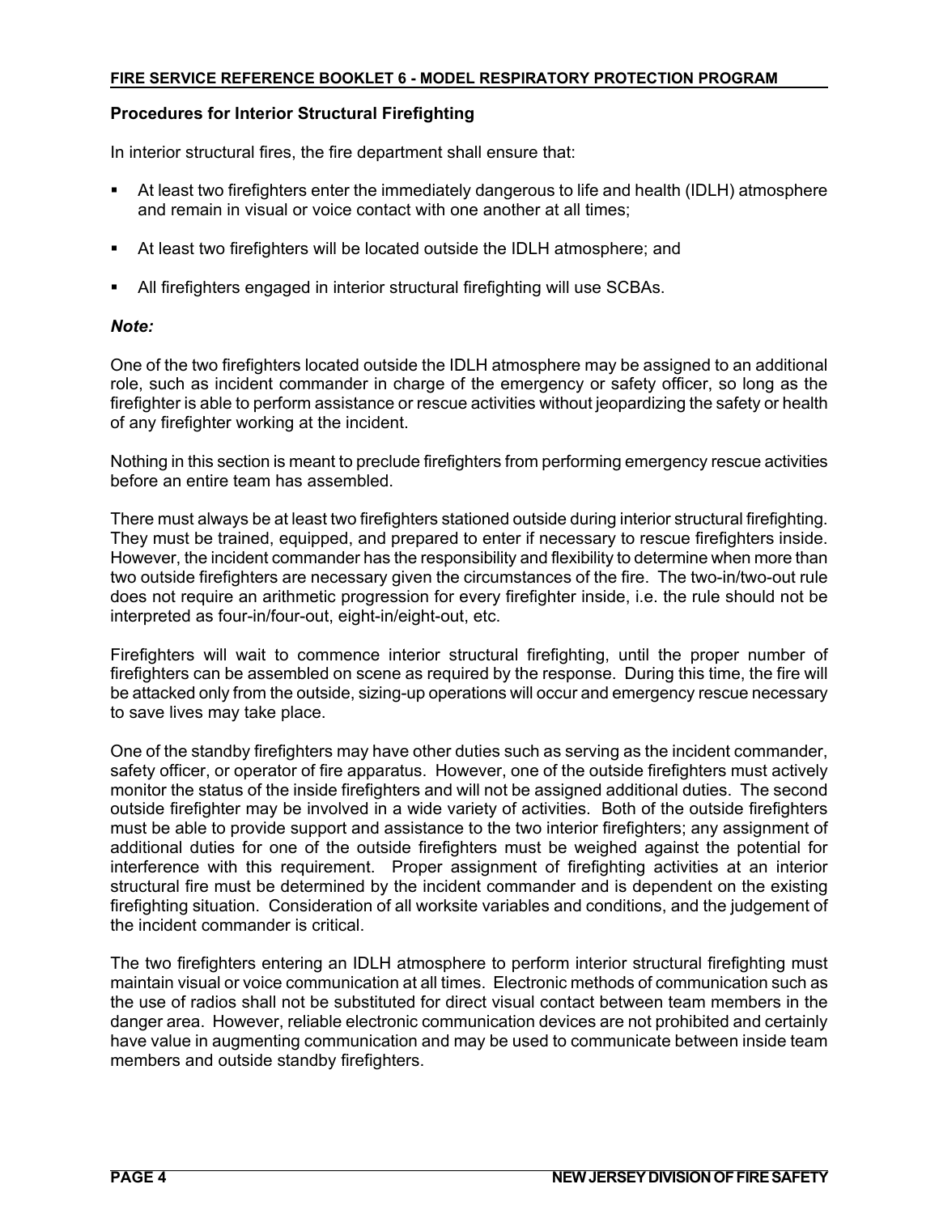### Procedures for Interior Structural Firefighting

In interior structural fires, the fire department shall ensure that:

- At least two firefighters enter the immediately dangerous to life and health (IDLH) atmosphere and remain in visual or voice contact with one another at all times;
- At least two firefighters will be located outside the IDLH atmosphere; and
- All firefighters engaged in interior structural firefighting will use SCBAs.

***Note:***

One of the two firefighters located outside the IDLH atmosphere may be assigned to an additional role, such as incident commander in charge of the emergency or safety officer, so long as the firefighter is able to perform assistance or rescue activities without jeopardizing the safety or health of any firefighter working at the incident.

Nothing in this section is meant to preclude firefighters from performing emergency rescue activities before an entire team has assembled.

There must always be at least two firefighters stationed outside during interior structural firefighting. They must be trained, equipped, and prepared to enter if necessary to rescue firefighters inside. However, the incident commander has the responsibility and flexibility to determine when more than two outside firefighters are necessary given the circumstances of the fire. The two-in/two-out rule does not require an arithmetic progression for every firefighter inside, i.e. the rule should not be interpreted as four-in/four-out, eight-in/eight-out, etc.

Firefighters will wait to commence interior structural firefighting, until the proper number of firefighters can be assembled on scene as required by the response. During this time, the fire will be attacked only from the outside, sizing-up operations will occur and emergency rescue necessary to save lives may take place.

One of the standby firefighters may have other duties such as serving as the incident commander, safety officer, or operator of fire apparatus. However, one of the outside firefighters must actively monitor the status of the inside firefighters and will not be assigned additional duties. The second outside firefighter may be involved in a wide variety of activities. Both of the outside firefighters must be able to provide support and assistance to the two interior firefighters; any assignment of additional duties for one of the outside firefighters must be weighed against the potential for interference with this requirement. Proper assignment of firefighting activities at an interior structural fire must be determined by the incident commander and is dependent on the existing firefighting situation. Consideration of all worksite variables and conditions, and the judgement of the incident commander is critical.

The two firefighters entering an IDLH atmosphere to perform interior structural firefighting must maintain visual or voice communication at all times. Electronic methods of communication such as the use of radios shall not be substituted for direct visual contact between team members in the danger area. However, reliable electronic communication devices are not prohibited and certainly have value in augmenting communication and may be used to communicate between inside team members and outside standby firefighters.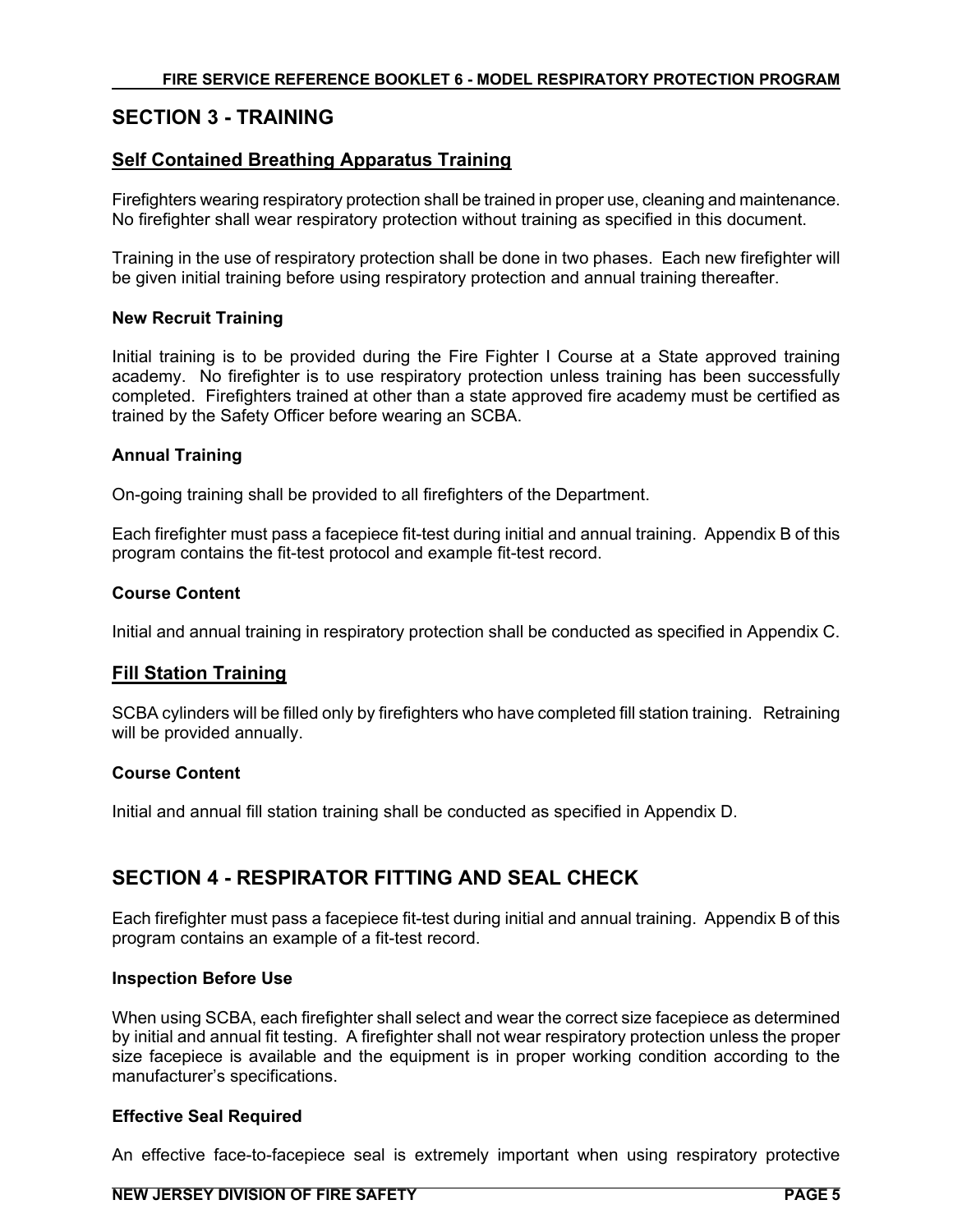## SECTION 3 - TRAINING

### Self Contained Breathing Apparatus Training

Firefighters wearing respiratory protection shall be trained in proper use, cleaning and maintenance. No firefighter shall wear respiratory protection without training as specified in this document.

Training in the use of respiratory protection shall be done in two phases. Each new firefighter will be given initial training before using respiratory protection and annual training thereafter.

#### New Recruit Training

Initial training is to be provided during the Fire Fighter I Course at a State approved training academy. No firefighter is to use respiratory protection unless training has been successfully completed. Firefighters trained at other than a state approved fire academy must be certified as trained by the Safety Officer before wearing an SCBA.

#### Annual Training

On-going training shall be provided to all firefighters of the Department.

Each firefighter must pass a facepiece fit-test during initial and annual training. Appendix B of this program contains the fit-test protocol and example fit-test record.

#### Course Content

Initial and annual training in respiratory protection shall be conducted as specified in Appendix C.

### Fill Station Training

SCBA cylinders will be filled only by firefighters who have completed fill station training. Retraining will be provided annually.

#### Course Content

Initial and annual fill station training shall be conducted as specified in Appendix D.

## SECTION 4 - RESPIRATOR FITTING AND SEAL CHECK

Each firefighter must pass a facepiece fit-test during initial and annual training. Appendix B of this program contains an example of a fit-test record.

#### Inspection Before Use

When using SCBA, each firefighter shall select and wear the correct size facepiece as determined by initial and annual fit testing. A firefighter shall not wear respiratory protection unless the proper size facepiece is available and the equipment is in proper working condition according to the manufacturer's specifications.

#### Effective Seal Required

An effective face-to-facepiece seal is extremely important when using respiratory protective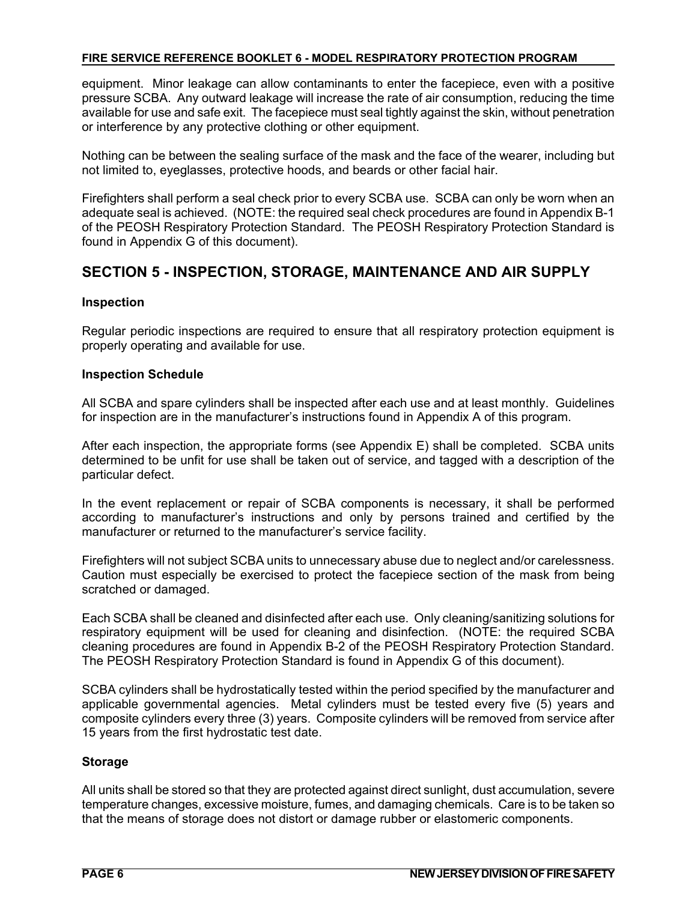equipment. Minor leakage can allow contaminants to enter the facepiece, even with a positive pressure SCBA. Any outward leakage will increase the rate of air consumption, reducing the time available for use and safe exit. The facepiece must seal tightly against the skin, without penetration or interference by any protective clothing or other equipment.

Nothing can be between the sealing surface of the mask and the face of the wearer, including but not limited to, eyeglasses, protective hoods, and beards or other facial hair.

Firefighters shall perform a seal check prior to every SCBA use. SCBA can only be worn when an adequate seal is achieved. (NOTE: the required seal check procedures are found in Appendix B-1 of the PEOSH Respiratory Protection Standard. The PEOSH Respiratory Protection Standard is found in Appendix G of this document).

## SECTION 5 - INSPECTION, STORAGE, MAINTENANCE AND AIR SUPPLY

### Inspection

Regular periodic inspections are required to ensure that all respiratory protection equipment is properly operating and available for use.

### Inspection Schedule

All SCBA and spare cylinders shall be inspected after each use and at least monthly. Guidelines for inspection are in the manufacturer's instructions found in Appendix A of this program.

After each inspection, the appropriate forms (see Appendix E) shall be completed. SCBA units determined to be unfit for use shall be taken out of service, and tagged with a description of the particular defect.

In the event replacement or repair of SCBA components is necessary, it shall be performed according to manufacturer's instructions and only by persons trained and certified by the manufacturer or returned to the manufacturer's service facility.

Firefighters will not subject SCBA units to unnecessary abuse due to neglect and/or carelessness. Caution must especially be exercised to protect the facepiece section of the mask from being scratched or damaged.

Each SCBA shall be cleaned and disinfected after each use. Only cleaning/sanitizing solutions for respiratory equipment will be used for cleaning and disinfection. (NOTE: the required SCBA cleaning procedures are found in Appendix B-2 of the PEOSH Respiratory Protection Standard. The PEOSH Respiratory Protection Standard is found in Appendix G of this document).

SCBA cylinders shall be hydrostatically tested within the period specified by the manufacturer and applicable governmental agencies. Metal cylinders must be tested every five (5) years and composite cylinders every three (3) years. Composite cylinders will be removed from service after 15 years from the first hydrostatic test date.

### Storage

All units shall be stored so that they are protected against direct sunlight, dust accumulation, severe temperature changes, excessive moisture, fumes, and damaging chemicals. Care is to be taken so that the means of storage does not distort or damage rubber or elastomeric components.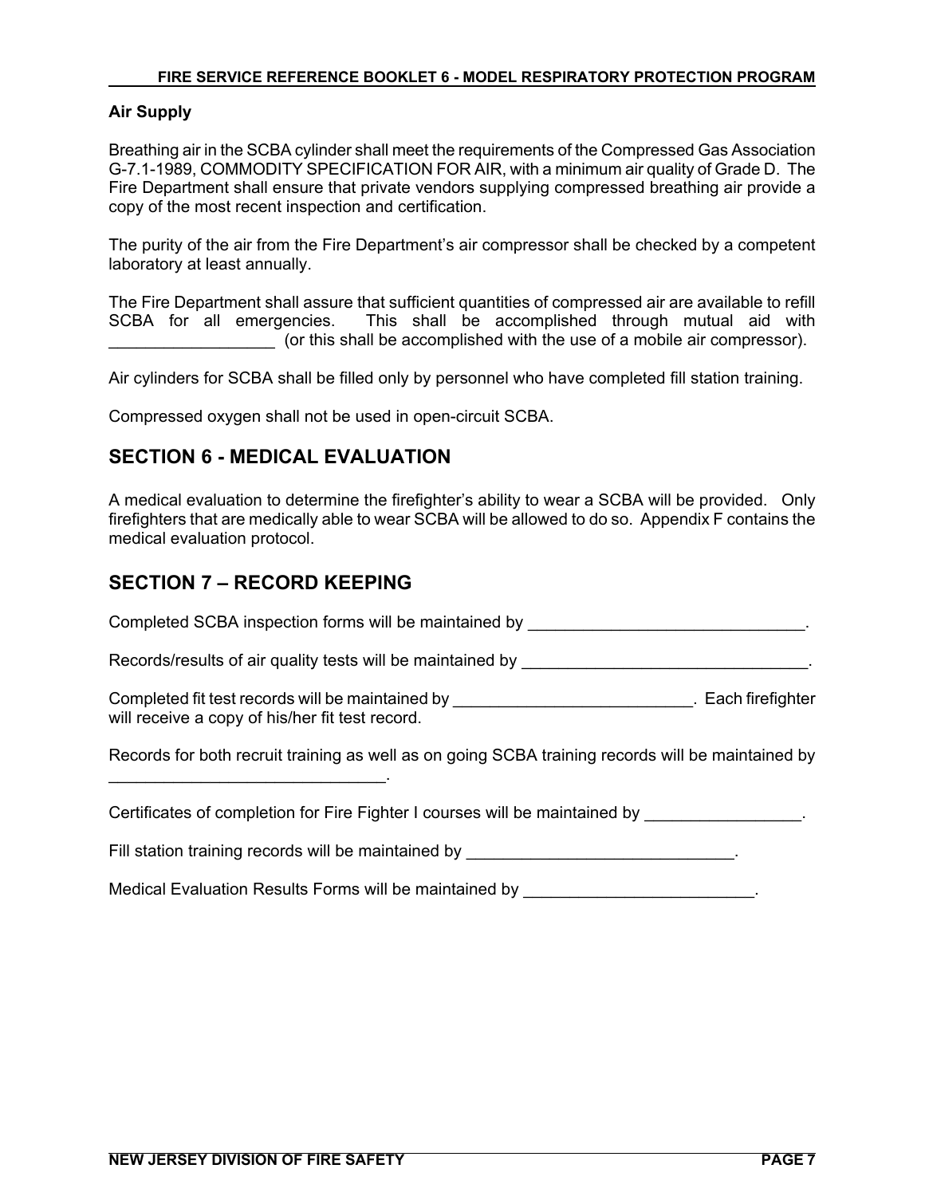**Air Supply**

Breathing air in the SCBA cylinder shall meet the requirements of the Compressed Gas Association G-7.1-1989, COMMODITY SPECIFICATION FOR AIR, with a minimum air quality of Grade D. The Fire Department shall ensure that private vendors supplying compressed breathing air provide a copy of the most recent inspection and certification.

The purity of the air from the Fire Department's air compressor shall be checked by a competent laboratory at least annually.

The Fire Department shall assure that sufficient quantities of compressed air are available to refill SCBA for all emergencies. This shall be accomplished through mutual aid with __________________ (or this shall be accomplished with the use of a mobile air compressor).

Air cylinders for SCBA shall be filled only by personnel who have completed fill station training.

Compressed oxygen shall not be used in open-circuit SCBA.

## SECTION 6 - MEDICAL EVALUATION

A medical evaluation to determine the firefighter's ability to wear a SCBA will be provided. Only firefighters that are medically able to wear SCBA will be allowed to do so. Appendix F contains the medical evaluation protocol.

## SECTION 7 – RECORD KEEPING

Completed SCBA inspection forms will be maintained by ______________________________.

Records/results of air quality tests will be maintained by _______________________________.

Completed fit test records will be maintained by __________________________. Each firefighter will receive a copy of his/her fit test record.

Records for both recruit training as well as on going SCBA training records will be maintained by ______________________________.

Certificates of completion for Fire Fighter I courses will be maintained by _________________.

Fill station training records will be maintained by _____________________________.

Medical Evaluation Results Forms will be maintained by _________________________.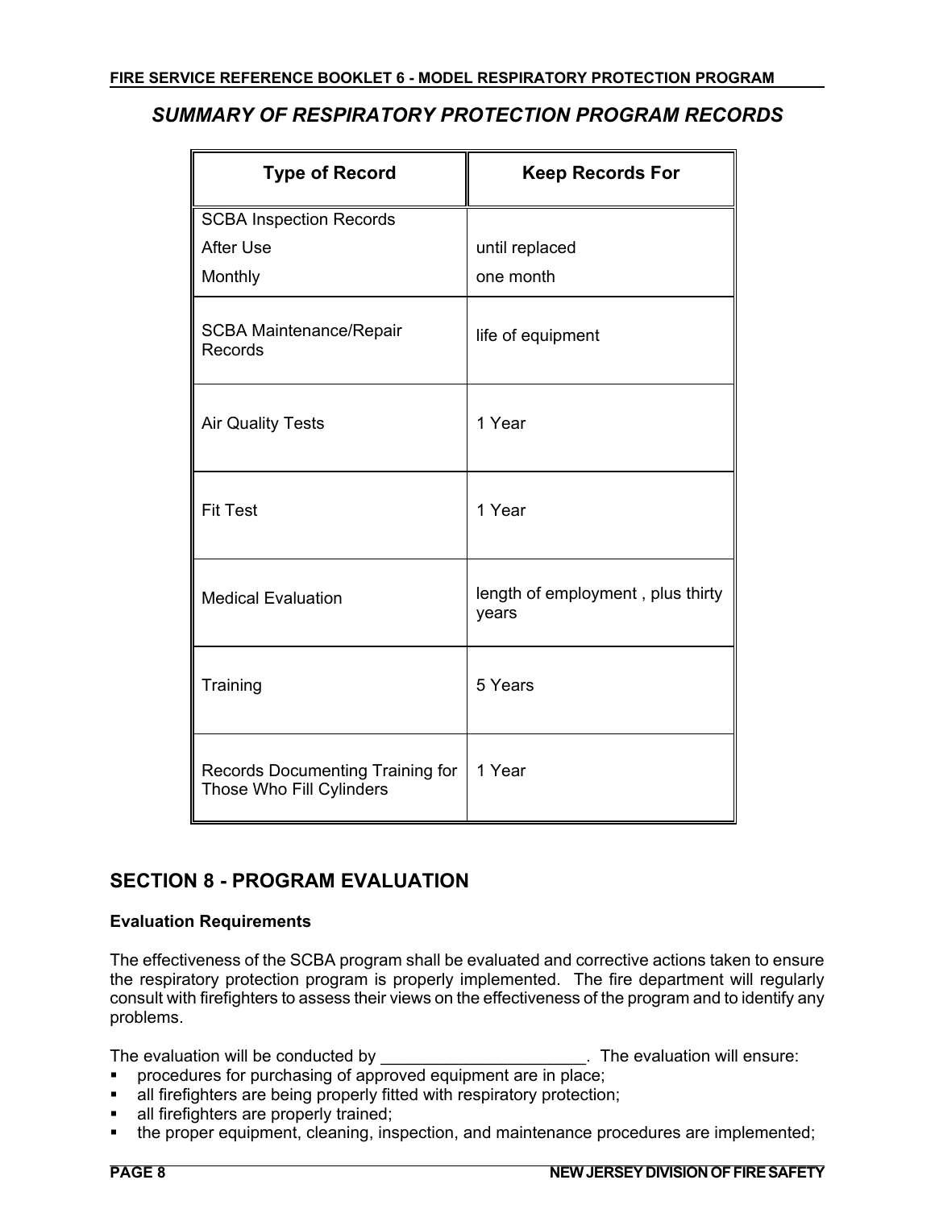## *SUMMARY OF RESPIRATORY PROTECTION PROGRAM RECORDS*

| Type of Record | Keep Records For |
|---|---|
| SCBA Inspection Records | |
| After Use | until replaced |
| Monthly | one month |
| SCBA Maintenance/Repair Records | life of equipment |
| Air Quality Tests | 1 Year |
| Fit Test | 1 Year |
| Medical Evaluation | length of employment , plus thirty years |
| Training | 5 Years |
| Records Documenting Training for Those Who Fill Cylinders | 1 Year |

## SECTION 8 - PROGRAM EVALUATION

**Evaluation Requirements**

The effectiveness of the SCBA program shall be evaluated and corrective actions taken to ensure the respiratory protection program is properly implemented. The fire department will regularly consult with firefighters to assess their views on the effectiveness of the program and to identify any problems.

The evaluation will be conducted by ______________________. The evaluation will ensure:

- procedures for purchasing of approved equipment are in place;
- all firefighters are being properly fitted with respiratory protection;
- all firefighters are properly trained;
- the proper equipment, cleaning, inspection, and maintenance procedures are implemented;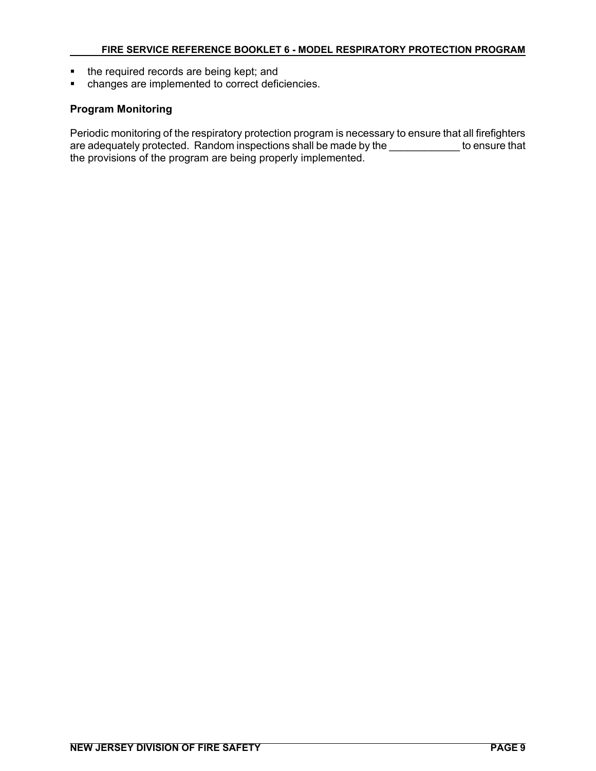- the required records are being kept; and
- changes are implemented to correct deficiencies.

**Program Monitoring**

Periodic monitoring of the respiratory protection program is necessary to ensure that all firefighters are adequately protected. Random inspections shall be made by the ____________ to ensure that the provisions of the program are being properly implemented.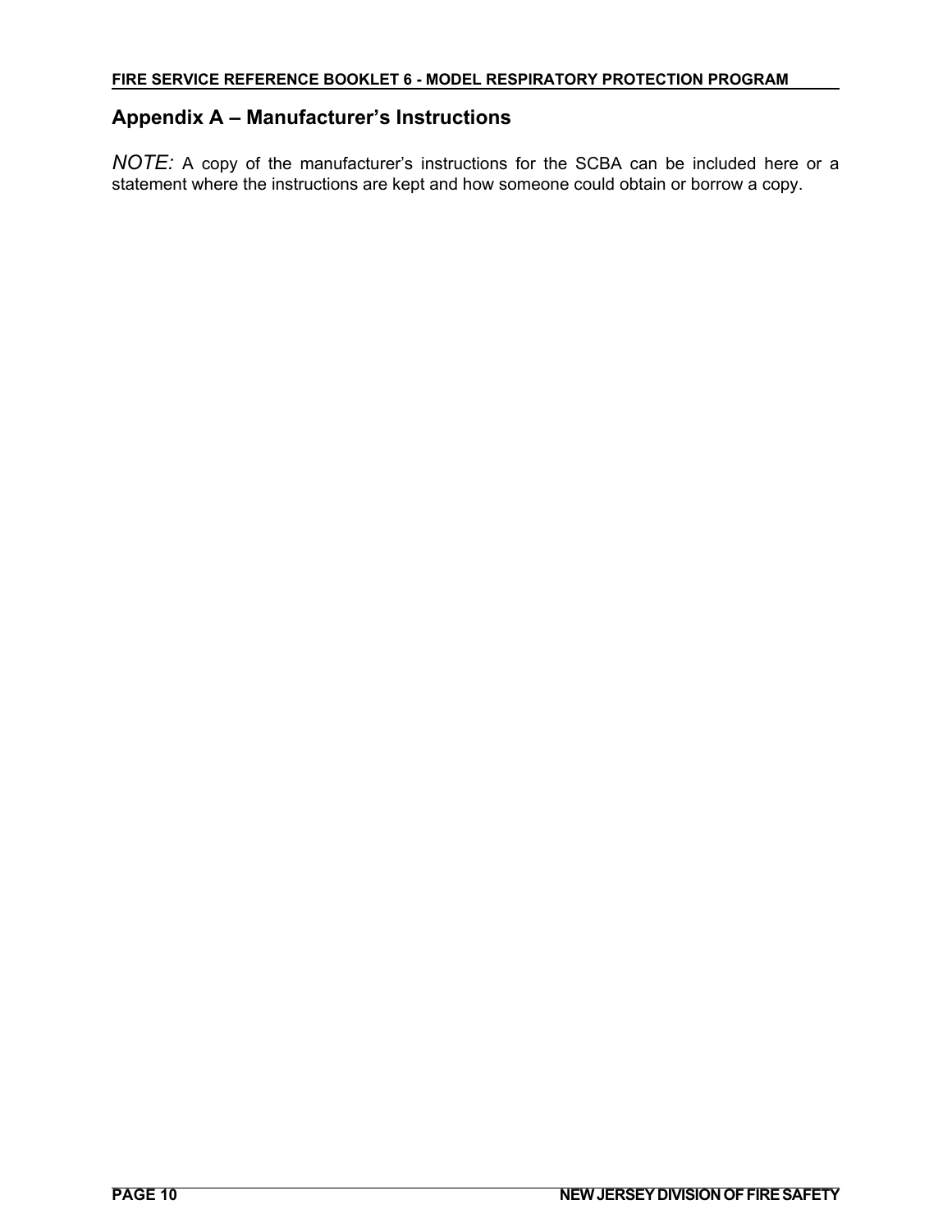## Appendix A – Manufacturer's Instructions

*NOTE:* A copy of the manufacturer's instructions for the SCBA can be included here or a statement where the instructions are kept and how someone could obtain or borrow a copy.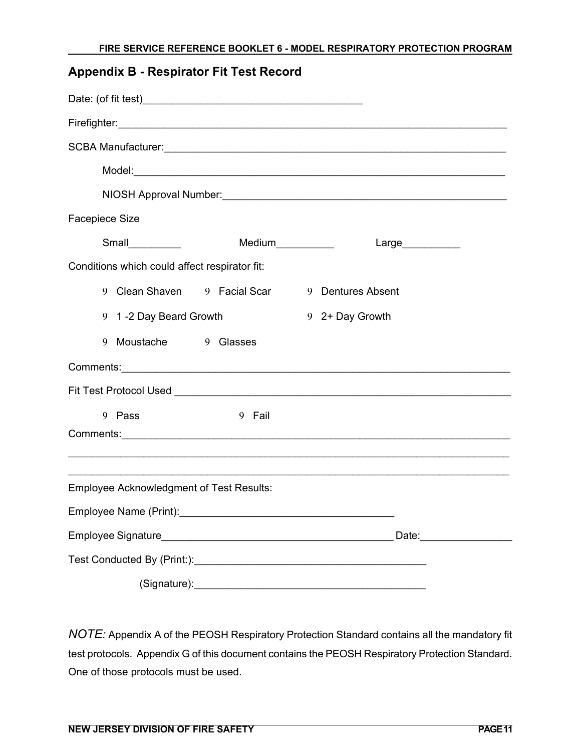## Appendix B - Respirator Fit Test Record

Date: (of fit test)______________________________________

Firefighter:_____________________________________________________________________

SCBA Manufacturer:_______________________________________________________________

Model:_______________________________________________________________

NIOSH Approval Number:_____________________________________________

Facepiece Size

Small_________ Medium__________ Large__________

Conditions which could affect respirator fit:

9 Clean Shaven 9 Facial Scar 9 Dentures Absent

9 1 -2 Day Beard Growth 9 2+ Day Growth

9 Moustache 9 Glasses

Comments:_______________________________________________________________________

Fit Test Protocol Used ____________________________________________________________

9 Pass 9 Fail

Comments:_______________________________________________________________________

_______________________________________________________________________________

_______________________________________________________________________________

Employee Acknowledgment of Test Results:

Employee Name (Print):______________________________________

Employee Signature________________________________________ Date:________________

Test Conducted By (Print:):________________________________________

(Signature):________________________________________

*NOTE:* Appendix A of the PEOSH Respiratory Protection Standard contains all the mandatory fit test protocols. Appendix G of this document contains the PEOSH Respiratory Protection Standard. One of those protocols must be used.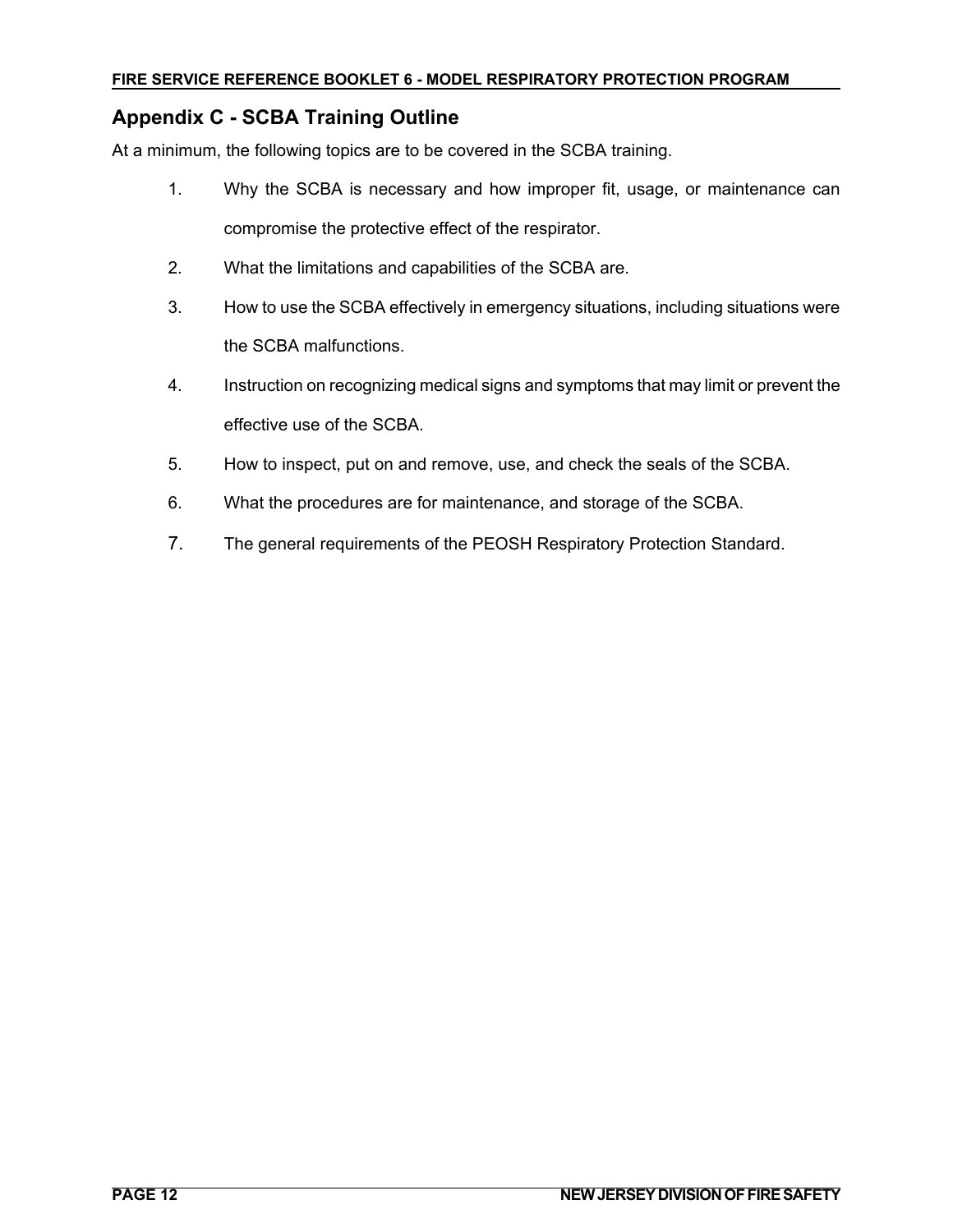## Appendix C - SCBA Training Outline

At a minimum, the following topics are to be covered in the SCBA training.

1. Why the SCBA is necessary and how improper fit, usage, or maintenance can compromise the protective effect of the respirator.
2. What the limitations and capabilities of the SCBA are.
3. How to use the SCBA effectively in emergency situations, including situations were the SCBA malfunctions.
4. Instruction on recognizing medical signs and symptoms that may limit or prevent the effective use of the SCBA.
5. How to inspect, put on and remove, use, and check the seals of the SCBA.
6. What the procedures are for maintenance, and storage of the SCBA.
7. The general requirements of the PEOSH Respiratory Protection Standard.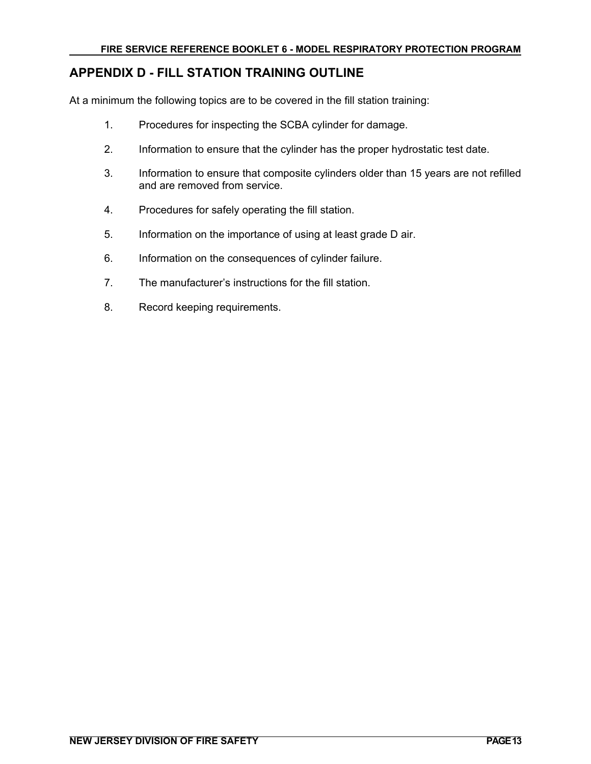## APPENDIX D - FILL STATION TRAINING OUTLINE

At a minimum the following topics are to be covered in the fill station training:

1. Procedures for inspecting the SCBA cylinder for damage.
2. Information to ensure that the cylinder has the proper hydrostatic test date.
3. Information to ensure that composite cylinders older than 15 years are not refilled and are removed from service.
4. Procedures for safely operating the fill station.
5. Information on the importance of using at least grade D air.
6. Information on the consequences of cylinder failure.
7. The manufacturer's instructions for the fill station.
8. Record keeping requirements.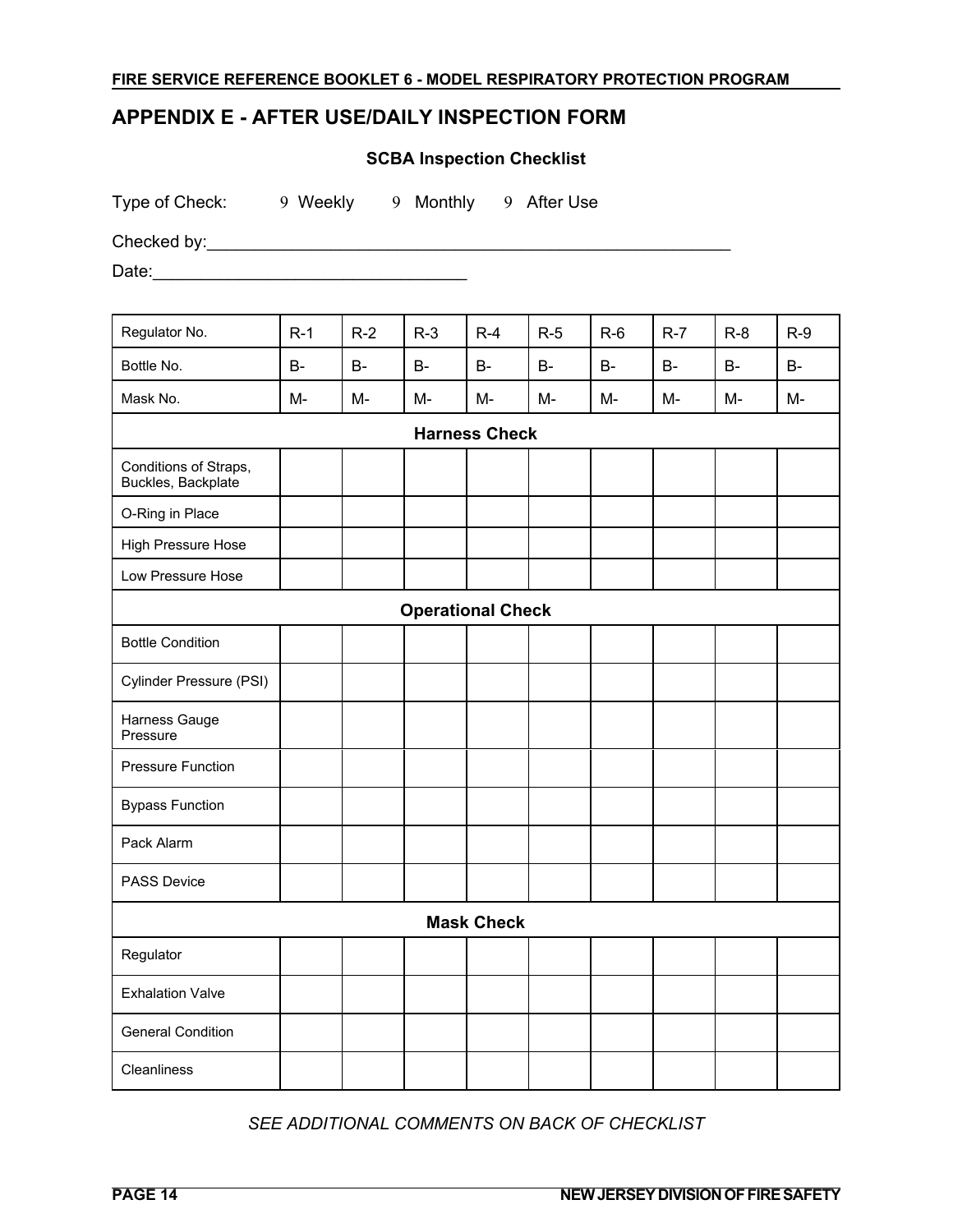# APPENDIX E - AFTER USE/DAILY INSPECTION FORM

**SCBA Inspection Checklist**

Type of Check: ☐ Weekly ☐ Monthly ☐ After Use

Checked by:_______________________________________________________

Date:______________________________

| Regulator No. | R-1 | R-2 | R-3 | R-4 | R-5 | R-6 | R-7 | R-8 | R-9 |
|---|---|---|---|---|---|---|---|---|---|
| Bottle No. | B- | B- | B- | B- | B- | B- | B- | B- | B- |
| Mask No. | M- | M- | M- | M- | M- | M- | M- | M- | M- |
| **Harness Check** | | | | | | | | | |
| Conditions of Straps, Buckles, Backplate | | | | | | | | | |
| O-Ring in Place | | | | | | | | | |
| High Pressure Hose | | | | | | | | | |
| Low Pressure Hose | | | | | | | | | |
| **Operational Check** | | | | | | | | | |
| Bottle Condition | | | | | | | | | |
| Cylinder Pressure (PSI) | | | | | | | | | |
| Harness Gauge Pressure | | | | | | | | | |
| Pressure Function | | | | | | | | | |
| Bypass Function | | | | | | | | | |
| Pack Alarm | | | | | | | | | |
| PASS Device | | | | | | | | | |
| **Mask Check** | | | | | | | | | |
| Regulator | | | | | | | | | |
| Exhalation Valve | | | | | | | | | |
| General Condition | | | | | | | | | |
| Cleanliness | | | | | | | | | |

*SEE ADDITIONAL COMMENTS ON BACK OF CHECKLIST*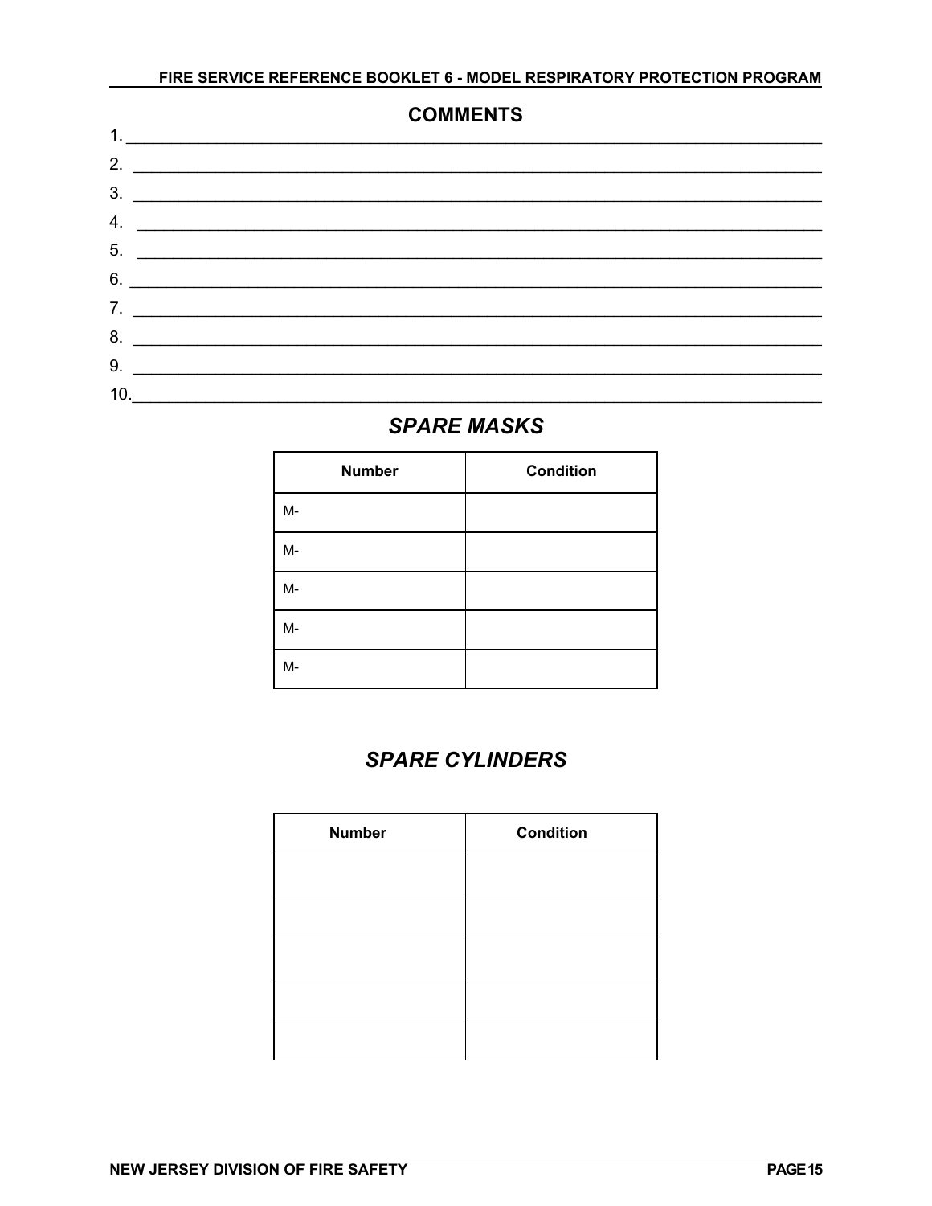## COMMENTS

1. ____________________________________________________________________________
2. ____________________________________________________________________________
3. ____________________________________________________________________________
4. ____________________________________________________________________________
5. ____________________________________________________________________________
6. ____________________________________________________________________________
7. ____________________________________________________________________________
8. ____________________________________________________________________________
9. ____________________________________________________________________________
10. ____________________________________________________________________________

## *SPARE MASKS*

| Number | Condition |
|---|---|
| M- | |
| M- | |
| M- | |
| M- | |
| M- | |

## *SPARE CYLINDERS*

| Number | Condition |
|---|---|
| | |
| | |
| | |
| | |
| | |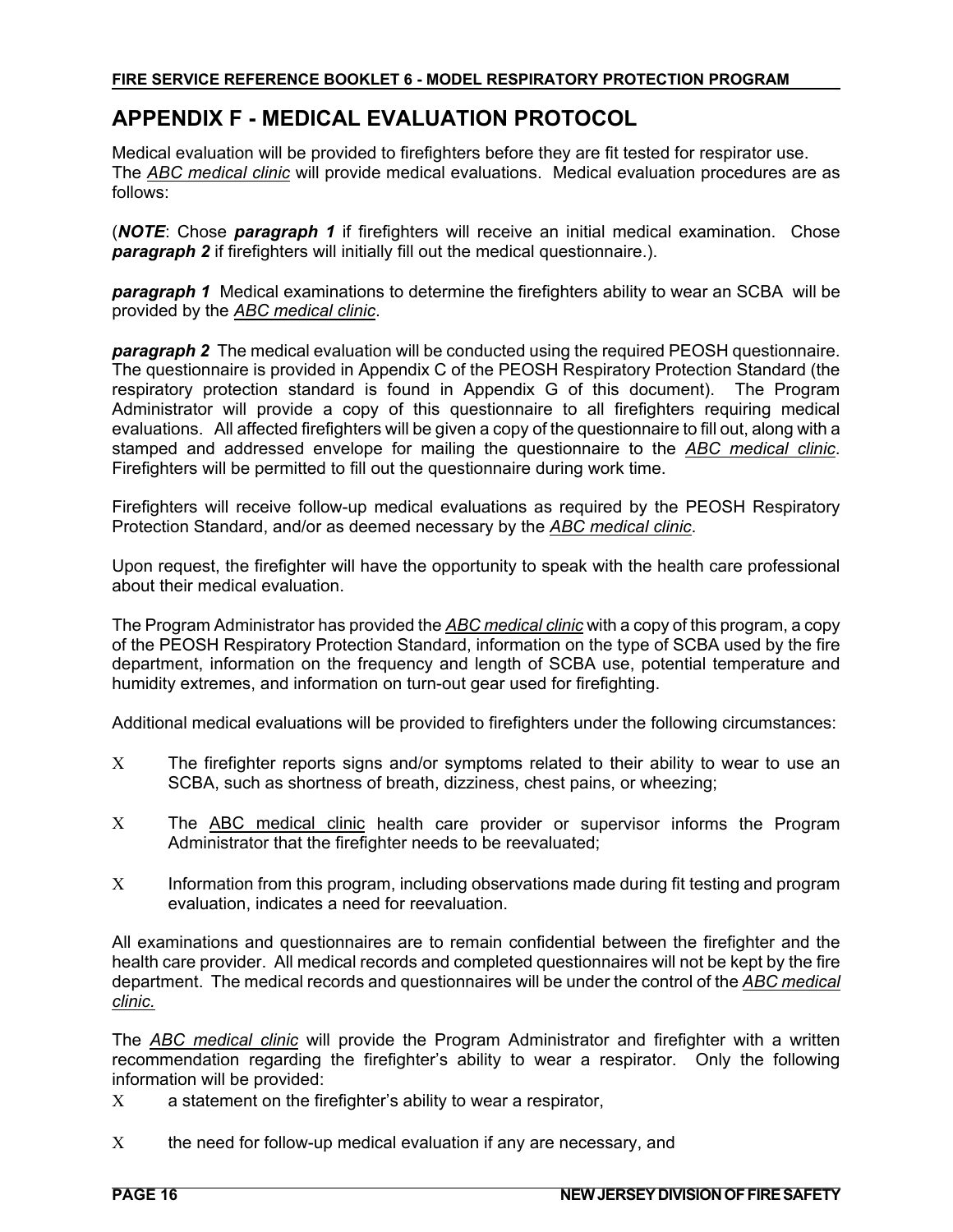## APPENDIX F - MEDICAL EVALUATION PROTOCOL

Medical evaluation will be provided to firefighters before they are fit tested for respirator use. The *ABC medical clinic* will provide medical evaluations. Medical evaluation procedures are as follows:

(***NOTE***: Chose ***paragraph 1*** if firefighters will receive an initial medical examination. Chose ***paragraph 2*** if firefighters will initially fill out the medical questionnaire.).

***paragraph 1*** Medical examinations to determine the firefighters ability to wear an SCBA will be provided by the *ABC medical clinic*.

***paragraph 2*** The medical evaluation will be conducted using the required PEOSH questionnaire. The questionnaire is provided in Appendix C of the PEOSH Respiratory Protection Standard (the respiratory protection standard is found in Appendix G of this document). The Program Administrator will provide a copy of this questionnaire to all firefighters requiring medical evaluations. All affected firefighters will be given a copy of the questionnaire to fill out, along with a stamped and addressed envelope for mailing the questionnaire to the *ABC medical clinic*. Firefighters will be permitted to fill out the questionnaire during work time.

Firefighters will receive follow-up medical evaluations as required by the PEOSH Respiratory Protection Standard, and/or as deemed necessary by the *ABC medical clinic*.

Upon request, the firefighter will have the opportunity to speak with the health care professional about their medical evaluation.

The Program Administrator has provided the *ABC medical clinic* with a copy of this program, a copy of the PEOSH Respiratory Protection Standard, information on the type of SCBA used by the fire department, information on the frequency and length of SCBA use, potential temperature and humidity extremes, and information on turn-out gear used for firefighting.

Additional medical evaluations will be provided to firefighters under the following circumstances:

- The firefighter reports signs and/or symptoms related to their ability to wear to use an SCBA, such as shortness of breath, dizziness, chest pains, or wheezing;
- The ABC medical clinic health care provider or supervisor informs the Program Administrator that the firefighter needs to be reevaluated;
- Information from this program, including observations made during fit testing and program evaluation, indicates a need for reevaluation.

All examinations and questionnaires are to remain confidential between the firefighter and the health care provider. All medical records and completed questionnaires will not be kept by the fire department. The medical records and questionnaires will be under the control of the *ABC medical clinic.*

The *ABC medical clinic* will provide the Program Administrator and firefighter with a written recommendation regarding the firefighter's ability to wear a respirator. Only the following information will be provided:

- a statement on the firefighter's ability to wear a respirator,
- the need for follow-up medical evaluation if any are necessary, and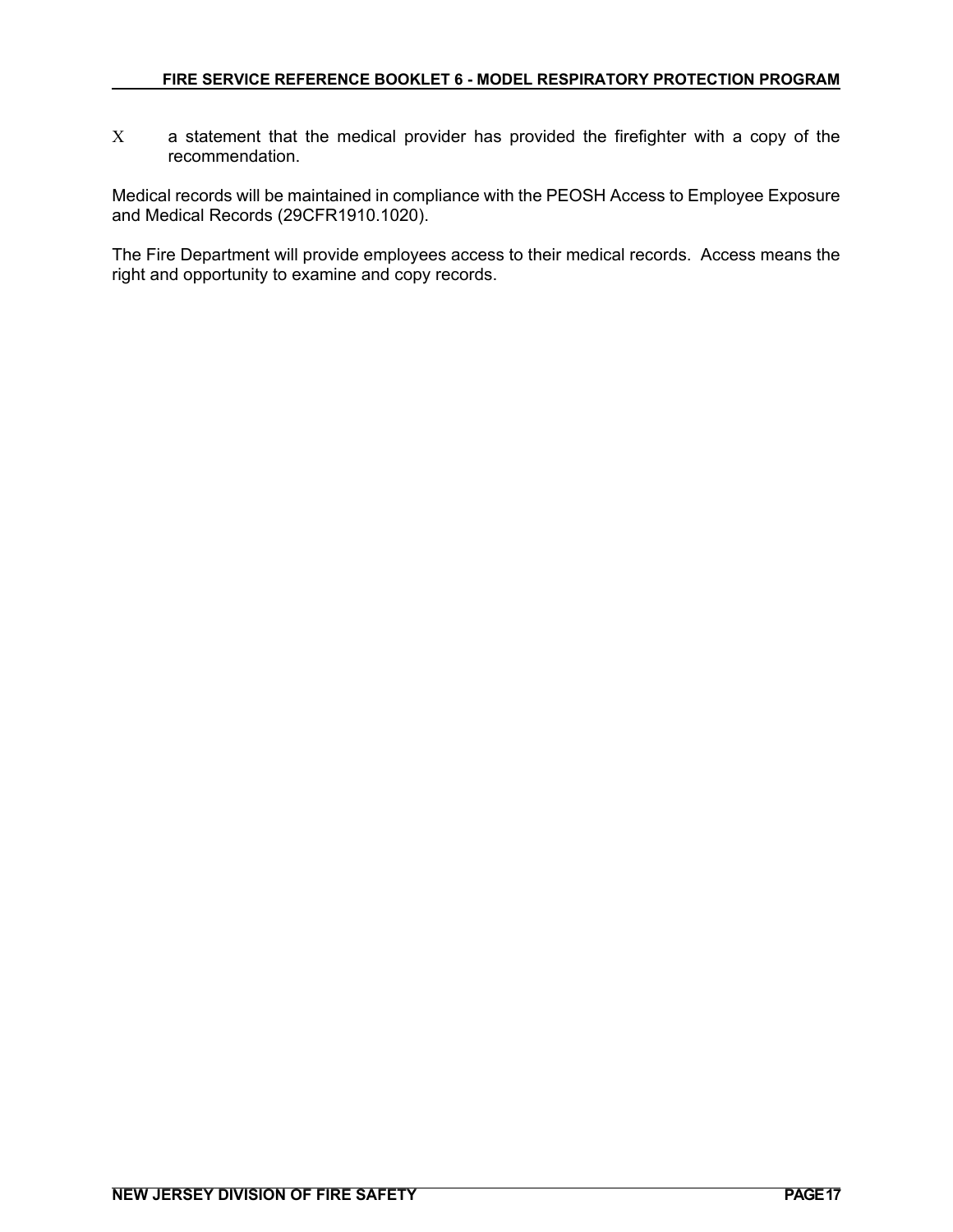- a statement that the medical provider has provided the firefighter with a copy of the recommendation.

Medical records will be maintained in compliance with the PEOSH Access to Employee Exposure and Medical Records (29CFR1910.1020).

The Fire Department will provide employees access to their medical records. Access means the right and opportunity to examine and copy records.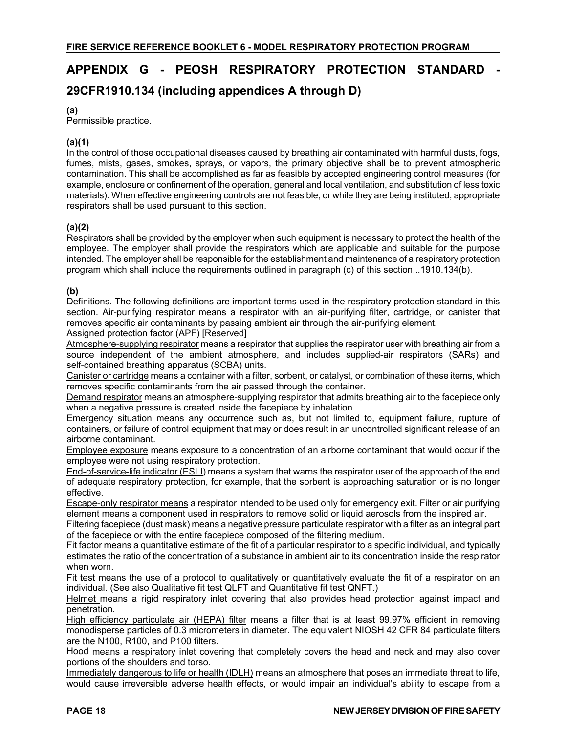## APPENDIX G - PEOSH RESPIRATORY PROTECTION STANDARD - 29CFR1910.134 (including appendices A through D)

**(a)**
Permissible practice.

**(a)(1)**
In the control of those occupational diseases caused by breathing air contaminated with harmful dusts, fogs, fumes, mists, gases, smokes, sprays, or vapors, the primary objective shall be to prevent atmospheric contamination. This shall be accomplished as far as feasible by accepted engineering control measures (for example, enclosure or confinement of the operation, general and local ventilation, and substitution of less toxic materials). When effective engineering controls are not feasible, or while they are being instituted, appropriate respirators shall be used pursuant to this section.

**(a)(2)**
Respirators shall be provided by the employer when such equipment is necessary to protect the health of the employee. The employer shall provide the respirators which are applicable and suitable for the purpose intended. The employer shall be responsible for the establishment and maintenance of a respiratory protection program which shall include the requirements outlined in paragraph (c) of this section...1910.134(b).

**(b)**
Definitions. The following definitions are important terms used in the respiratory protection standard in this section. Air-purifying respirator means a respirator with an air-purifying filter, cartridge, or canister that removes specific air contaminants by passing ambient air through the air-purifying element.
<u>Assigned protection factor (APF)</u> [Reserved]
<u>Atmosphere-supplying respirator</u> means a respirator that supplies the respirator user with breathing air from a source independent of the ambient atmosphere, and includes supplied-air respirators (SARs) and self-contained breathing apparatus (SCBA) units.
<u>Canister or cartridge</u> means a container with a filter, sorbent, or catalyst, or combination of these items, which removes specific contaminants from the air passed through the container.
<u>Demand respirator</u> means an atmosphere-supplying respirator that admits breathing air to the facepiece only when a negative pressure is created inside the facepiece by inhalation.
<u>Emergency situation</u> means any occurrence such as, but not limited to, equipment failure, rupture of containers, or failure of control equipment that may or does result in an uncontrolled significant release of an airborne contaminant.
<u>Employee exposure</u> means exposure to a concentration of an airborne contaminant that would occur if the employee were not using respiratory protection.
<u>End-of-service-life indicator (ESLI</u>) means a system that warns the respirator user of the approach of the end of adequate respiratory protection, for example, that the sorbent is approaching saturation or is no longer effective.
<u>Escape-only respirator means</u> a respirator intended to be used only for emergency exit. Filter or air purifying element means a component used in respirators to remove solid or liquid aerosols from the inspired air.
<u>Filtering facepiece (dust mask</u>) means a negative pressure particulate respirator with a filter as an integral part of the facepiece or with the entire facepiece composed of the filtering medium.
<u>Fit factor</u> means a quantitative estimate of the fit of a particular respirator to a specific individual, and typically estimates the ratio of the concentration of a substance in ambient air to its concentration inside the respirator when worn.
<u>Fit test</u> means the use of a protocol to qualitatively or quantitatively evaluate the fit of a respirator on an individual. (See also Qualitative fit test QLFT and Quantitative fit test QNFT.)
<u>Helmet</u> means a rigid respiratory inlet covering that also provides head protection against impact and penetration.
<u>High efficiency particulate air (HEPA) filter</u> means a filter that is at least 99.97% efficient in removing monodisperse particles of 0.3 micrometers in diameter. The equivalent NIOSH 42 CFR 84 particulate filters are the N100, R100, and P100 filters.
<u>Hood</u> means a respiratory inlet covering that completely covers the head and neck and may also cover portions of the shoulders and torso.
<u>Immediately dangerous to life or health (IDLH)</u> means an atmosphere that poses an immediate threat to life, would cause irreversible adverse health effects, or would impair an individual's ability to escape from a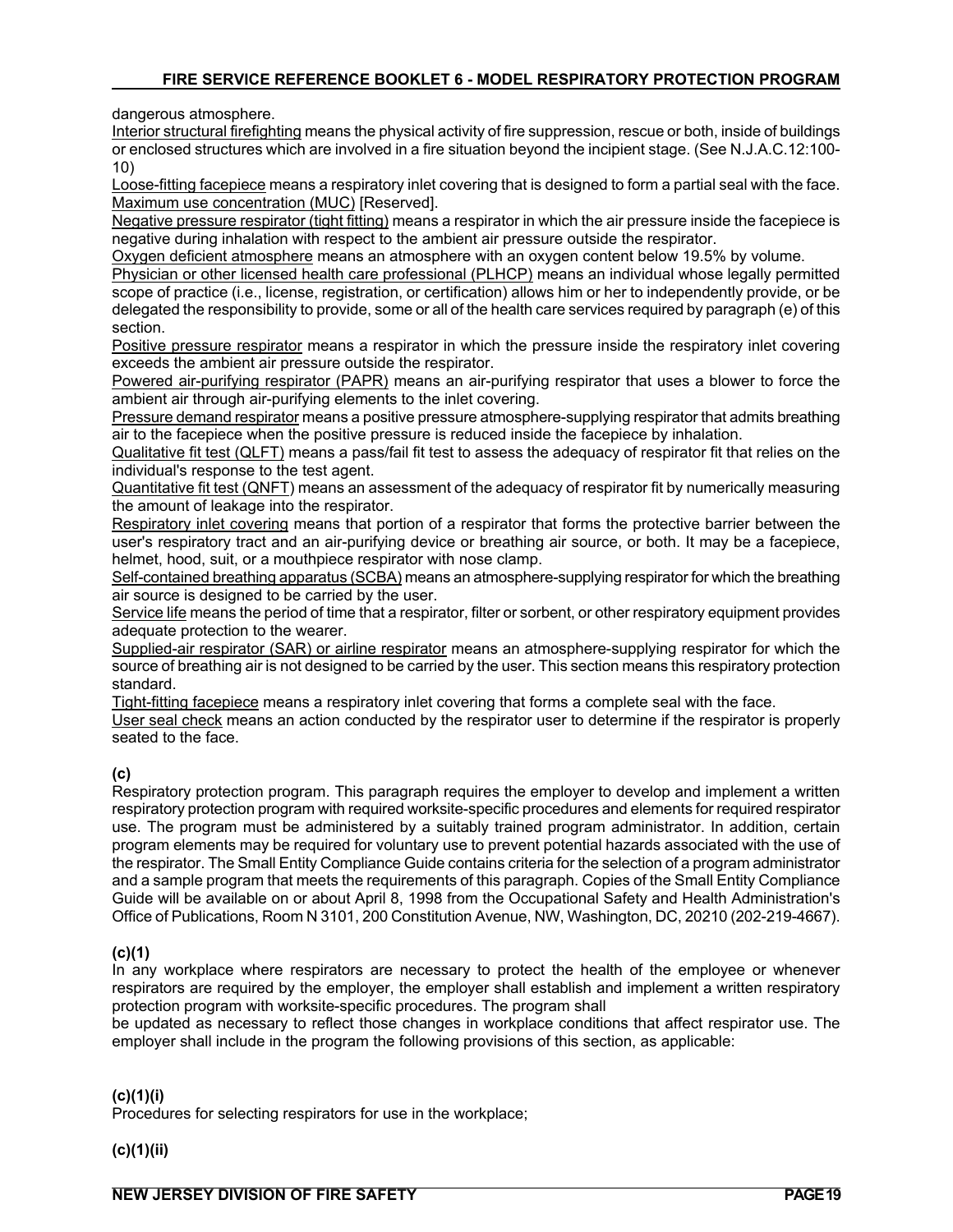dangerous atmosphere.

Interior structural firefighting means the physical activity of fire suppression, rescue or both, inside of buildings or enclosed structures which are involved in a fire situation beyond the incipient stage. (See N.J.A.C.12:100-10)

Loose-fitting facepiece means a respiratory inlet covering that is designed to form a partial seal with the face.

Maximum use concentration (MUC) [Reserved].

Negative pressure respirator (tight fitting) means a respirator in which the air pressure inside the facepiece is negative during inhalation with respect to the ambient air pressure outside the respirator.

Oxygen deficient atmosphere means an atmosphere with an oxygen content below 19.5% by volume.

Physician or other licensed health care professional (PLHCP) means an individual whose legally permitted scope of practice (i.e., license, registration, or certification) allows him or her to independently provide, or be delegated the responsibility to provide, some or all of the health care services required by paragraph (e) of this section.

Positive pressure respirator means a respirator in which the pressure inside the respiratory inlet covering exceeds the ambient air pressure outside the respirator.

Powered air-purifying respirator (PAPR) means an air-purifying respirator that uses a blower to force the ambient air through air-purifying elements to the inlet covering.

Pressure demand respirator means a positive pressure atmosphere-supplying respirator that admits breathing air to the facepiece when the positive pressure is reduced inside the facepiece by inhalation.

Qualitative fit test (QLFT) means a pass/fail fit test to assess the adequacy of respirator fit that relies on the individual's response to the test agent.

Quantitative fit test (QNFT) means an assessment of the adequacy of respirator fit by numerically measuring the amount of leakage into the respirator.

Respiratory inlet covering means that portion of a respirator that forms the protective barrier between the user's respiratory tract and an air-purifying device or breathing air source, or both. It may be a facepiece, helmet, hood, suit, or a mouthpiece respirator with nose clamp.

Self-contained breathing apparatus (SCBA) means an atmosphere-supplying respirator for which the breathing air source is designed to be carried by the user.

Service life means the period of time that a respirator, filter or sorbent, or other respiratory equipment provides adequate protection to the wearer.

Supplied-air respirator (SAR) or airline respirator means an atmosphere-supplying respirator for which the source of breathing air is not designed to be carried by the user. This section means this respiratory protection standard.

Tight-fitting facepiece means a respiratory inlet covering that forms a complete seal with the face.

User seal check means an action conducted by the respirator user to determine if the respirator is properly seated to the face.

**(c)**

Respiratory protection program. This paragraph requires the employer to develop and implement a written respiratory protection program with required worksite-specific procedures and elements for required respirator use. The program must be administered by a suitably trained program administrator. In addition, certain program elements may be required for voluntary use to prevent potential hazards associated with the use of the respirator. The Small Entity Compliance Guide contains criteria for the selection of a program administrator and a sample program that meets the requirements of this paragraph. Copies of the Small Entity Compliance Guide will be available on or about April 8, 1998 from the Occupational Safety and Health Administration's Office of Publications, Room N 3101, 200 Constitution Avenue, NW, Washington, DC, 20210 (202-219-4667).

**(c)(1)**

In any workplace where respirators are necessary to protect the health of the employee or whenever respirators are required by the employer, the employer shall establish and implement a written respiratory protection program with worksite-specific procedures. The program shall be updated as necessary to reflect those changes in workplace conditions that affect respirator use. The employer shall include in the program the following provisions of this section, as applicable:

**(c)(1)(i)**

Procedures for selecting respirators for use in the workplace;

**(c)(1)(ii)**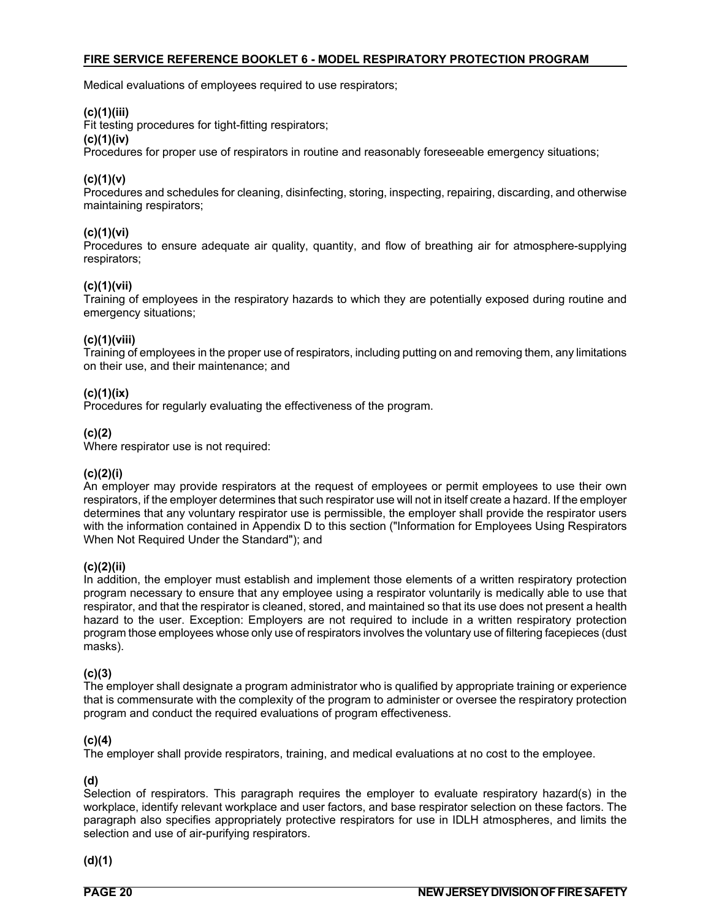Medical evaluations of employees required to use respirators;

**(c)(1)(iii)**
Fit testing procedures for tight-fitting respirators;

**(c)(1)(iv)**
Procedures for proper use of respirators in routine and reasonably foreseeable emergency situations;

**(c)(1)(v)**
Procedures and schedules for cleaning, disinfecting, storing, inspecting, repairing, discarding, and otherwise maintaining respirators;

**(c)(1)(vi)**
Procedures to ensure adequate air quality, quantity, and flow of breathing air for atmosphere-supplying respirators;

**(c)(1)(vii)**
Training of employees in the respiratory hazards to which they are potentially exposed during routine and emergency situations;

**(c)(1)(viii)**
Training of employees in the proper use of respirators, including putting on and removing them, any limitations on their use, and their maintenance; and

**(c)(1)(ix)**
Procedures for regularly evaluating the effectiveness of the program.

**(c)(2)**
Where respirator use is not required:

**(c)(2)(i)**
An employer may provide respirators at the request of employees or permit employees to use their own respirators, if the employer determines that such respirator use will not in itself create a hazard. If the employer determines that any voluntary respirator use is permissible, the employer shall provide the respirator users with the information contained in Appendix D to this section ("Information for Employees Using Respirators When Not Required Under the Standard"); and

**(c)(2)(ii)**
In addition, the employer must establish and implement those elements of a written respiratory protection program necessary to ensure that any employee using a respirator voluntarily is medically able to use that respirator, and that the respirator is cleaned, stored, and maintained so that its use does not present a health hazard to the user. Exception: Employers are not required to include in a written respiratory protection program those employees whose only use of respirators involves the voluntary use of filtering facepieces (dust masks).

**(c)(3)**
The employer shall designate a program administrator who is qualified by appropriate training or experience that is commensurate with the complexity of the program to administer or oversee the respiratory protection program and conduct the required evaluations of program effectiveness.

**(c)(4)**
The employer shall provide respirators, training, and medical evaluations at no cost to the employee.

**(d)**
Selection of respirators. This paragraph requires the employer to evaluate respiratory hazard(s) in the workplace, identify relevant workplace and user factors, and base respirator selection on these factors. The paragraph also specifies appropriately protective respirators for use in IDLH atmospheres, and limits the selection and use of air-purifying respirators.

**(d)(1)**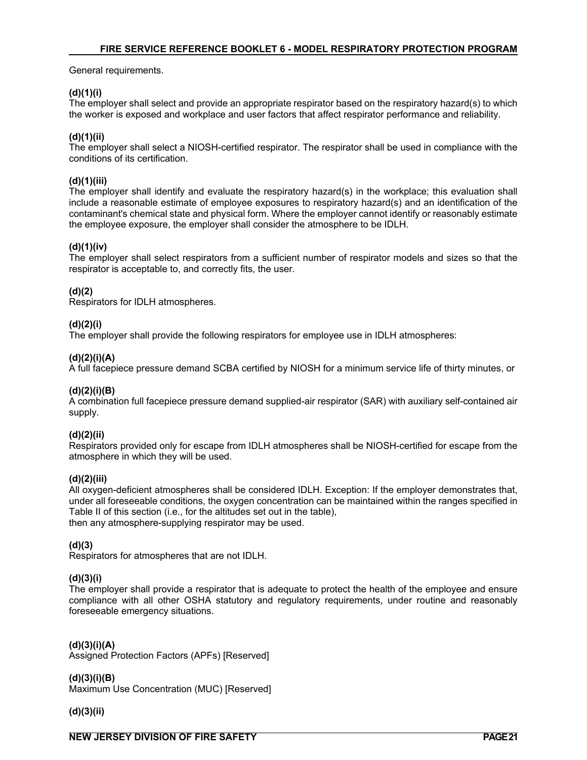General requirements.

**(d)(1)(i)**
The employer shall select and provide an appropriate respirator based on the respiratory hazard(s) to which the worker is exposed and workplace and user factors that affect respirator performance and reliability.

**(d)(1)(ii)**
The employer shall select a NIOSH-certified respirator. The respirator shall be used in compliance with the conditions of its certification.

**(d)(1)(iii)**
The employer shall identify and evaluate the respiratory hazard(s) in the workplace; this evaluation shall include a reasonable estimate of employee exposures to respiratory hazard(s) and an identification of the contaminant's chemical state and physical form. Where the employer cannot identify or reasonably estimate the employee exposure, the employer shall consider the atmosphere to be IDLH.

**(d)(1)(iv)**
The employer shall select respirators from a sufficient number of respirator models and sizes so that the respirator is acceptable to, and correctly fits, the user.

**(d)(2)**
Respirators for IDLH atmospheres.

**(d)(2)(i)**
The employer shall provide the following respirators for employee use in IDLH atmospheres:

**(d)(2)(i)(A)**
A full facepiece pressure demand SCBA certified by NIOSH for a minimum service life of thirty minutes, or

**(d)(2)(i)(B)**
A combination full facepiece pressure demand supplied-air respirator (SAR) with auxiliary self-contained air supply.

**(d)(2)(ii)**
Respirators provided only for escape from IDLH atmospheres shall be NIOSH-certified for escape from the atmosphere in which they will be used.

**(d)(2)(iii)**
All oxygen-deficient atmospheres shall be considered IDLH. Exception: If the employer demonstrates that, under all foreseeable conditions, the oxygen concentration can be maintained within the ranges specified in Table II of this section (i.e., for the altitudes set out in the table),
then any atmosphere-supplying respirator may be used.

**(d)(3)**
Respirators for atmospheres that are not IDLH.

**(d)(3)(i)**
The employer shall provide a respirator that is adequate to protect the health of the employee and ensure compliance with all other OSHA statutory and regulatory requirements, under routine and reasonably foreseeable emergency situations.

**(d)(3)(i)(A)**
Assigned Protection Factors (APFs) [Reserved]

**(d)(3)(i)(B)**
Maximum Use Concentration (MUC) [Reserved]

**(d)(3)(ii)**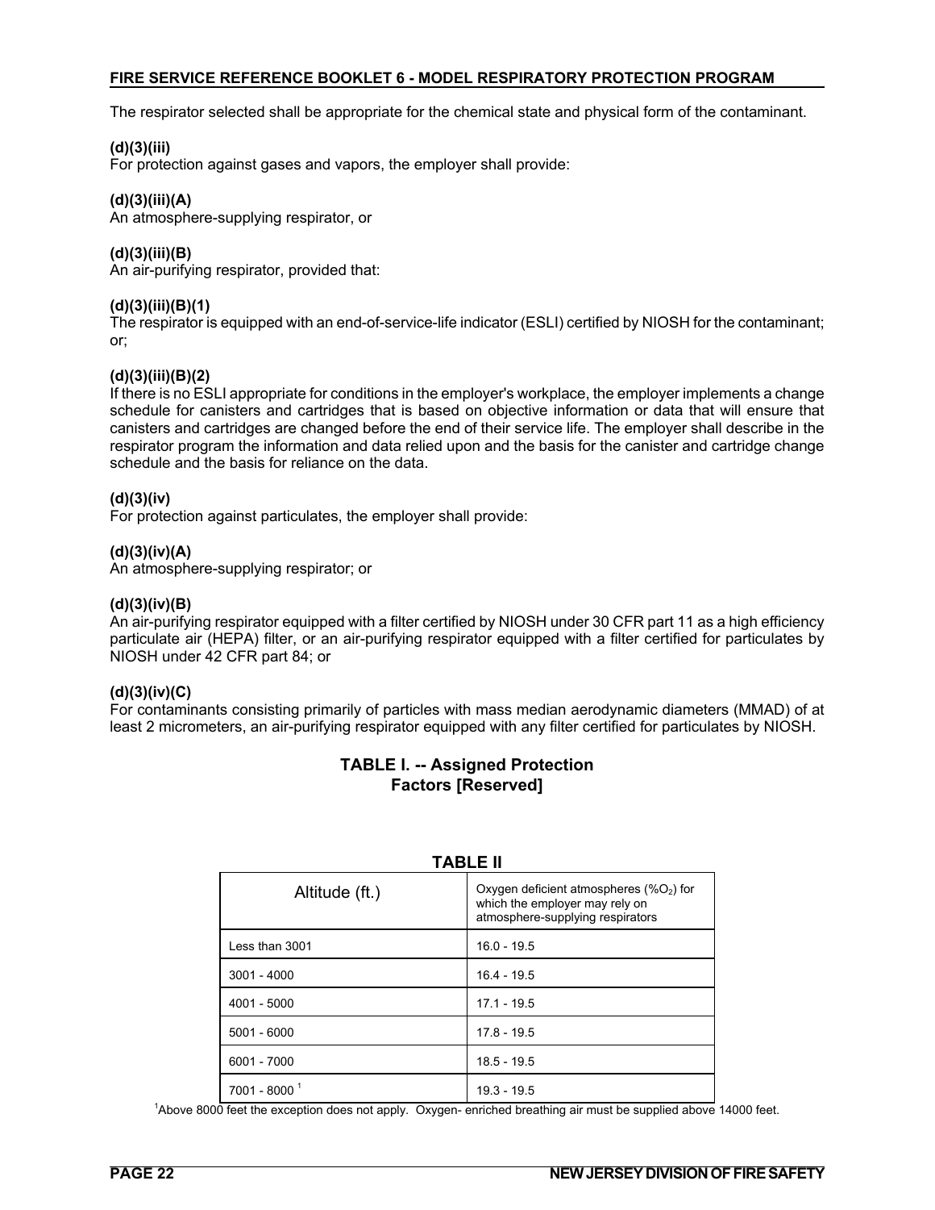The respirator selected shall be appropriate for the chemical state and physical form of the contaminant.

**(d)(3)(iii)**
For protection against gases and vapors, the employer shall provide:

**(d)(3)(iii)(A)**
An atmosphere-supplying respirator, or

**(d)(3)(iii)(B)**
An air-purifying respirator, provided that:

**(d)(3)(iii)(B)(1)**
The respirator is equipped with an end-of-service-life indicator (ESLI) certified by NIOSH for the contaminant; or;

**(d)(3)(iii)(B)(2)**
If there is no ESLI appropriate for conditions in the employer's workplace, the employer implements a change schedule for canisters and cartridges that is based on objective information or data that will ensure that canisters and cartridges are changed before the end of their service life. The employer shall describe in the respirator program the information and data relied upon and the basis for the canister and cartridge change schedule and the basis for reliance on the data.

**(d)(3)(iv)**
For protection against particulates, the employer shall provide:

**(d)(3)(iv)(A)**
An atmosphere-supplying respirator; or

**(d)(3)(iv)(B)**
An air-purifying respirator equipped with a filter certified by NIOSH under 30 CFR part 11 as a high efficiency particulate air (HEPA) filter, or an air-purifying respirator equipped with a filter certified for particulates by NIOSH under 42 CFR part 84; or

**(d)(3)(iv)(C)**
For contaminants consisting primarily of particles with mass median aerodynamic diameters (MMAD) of at least 2 micrometers, an air-purifying respirator equipped with any filter certified for particulates by NIOSH.

## TABLE I. -- Assigned Protection Factors [Reserved]

## TABLE II

| Altitude (ft.) | Oxygen deficient atmospheres (% $O_2$) for which the employer may rely on atmosphere-supplying respirators |
|---|---|
| Less than 3001 | 16.0 - 19.5 |
| 3001 - 4000 | 16.4 - 19.5 |
| 4001 - 5000 | 17.1 - 19.5 |
| 5001 - 6000 | 17.8 - 19.5 |
| 6001 - 7000 | 18.5 - 19.5 |
| 7001 - 8000 [1] | 19.3 - 19.5 |

[1]Above 8000 feet the exception does not apply. Oxygen- enriched breathing air must be supplied above 14000 feet.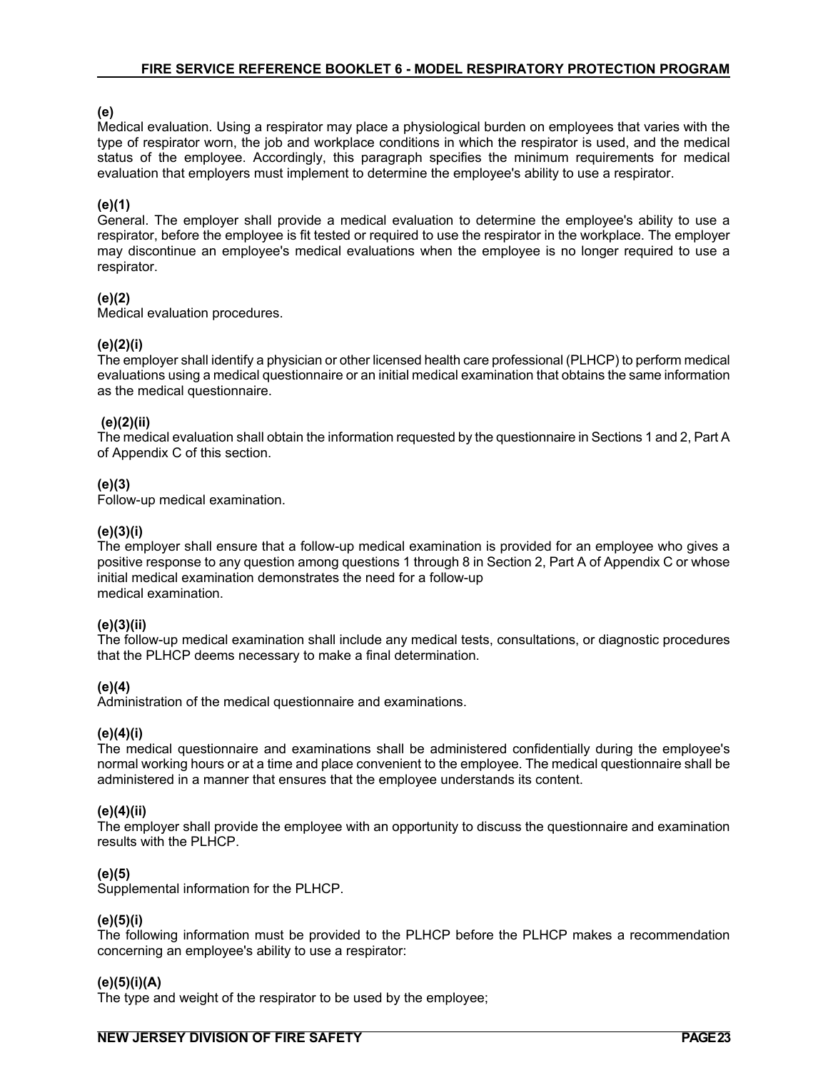**(e)**
Medical evaluation. Using a respirator may place a physiological burden on employees that varies with the type of respirator worn, the job and workplace conditions in which the respirator is used, and the medical status of the employee. Accordingly, this paragraph specifies the minimum requirements for medical evaluation that employers must implement to determine the employee's ability to use a respirator.

**(e)(1)**
General. The employer shall provide a medical evaluation to determine the employee's ability to use a respirator, before the employee is fit tested or required to use the respirator in the workplace. The employer may discontinue an employee's medical evaluations when the employee is no longer required to use a respirator.

**(e)(2)**
Medical evaluation procedures.

**(e)(2)(i)**
The employer shall identify a physician or other licensed health care professional (PLHCP) to perform medical evaluations using a medical questionnaire or an initial medical examination that obtains the same information as the medical questionnaire.

**(e)(2)(ii)**
The medical evaluation shall obtain the information requested by the questionnaire in Sections 1 and 2, Part A of Appendix C of this section.

**(e)(3)**
Follow-up medical examination.

**(e)(3)(i)**
The employer shall ensure that a follow-up medical examination is provided for an employee who gives a positive response to any question among questions 1 through 8 in Section 2, Part A of Appendix C or whose initial medical examination demonstrates the need for a follow-up medical examination.

**(e)(3)(ii)**
The follow-up medical examination shall include any medical tests, consultations, or diagnostic procedures that the PLHCP deems necessary to make a final determination.

**(e)(4)**
Administration of the medical questionnaire and examinations.

**(e)(4)(i)**
The medical questionnaire and examinations shall be administered confidentially during the employee's normal working hours or at a time and place convenient to the employee. The medical questionnaire shall be administered in a manner that ensures that the employee understands its content.

**(e)(4)(ii)**
The employer shall provide the employee with an opportunity to discuss the questionnaire and examination results with the PLHCP.

**(e)(5)**
Supplemental information for the PLHCP.

**(e)(5)(i)**
The following information must be provided to the PLHCP before the PLHCP makes a recommendation concerning an employee's ability to use a respirator:

**(e)(5)(i)(A)**
The type and weight of the respirator to be used by the employee;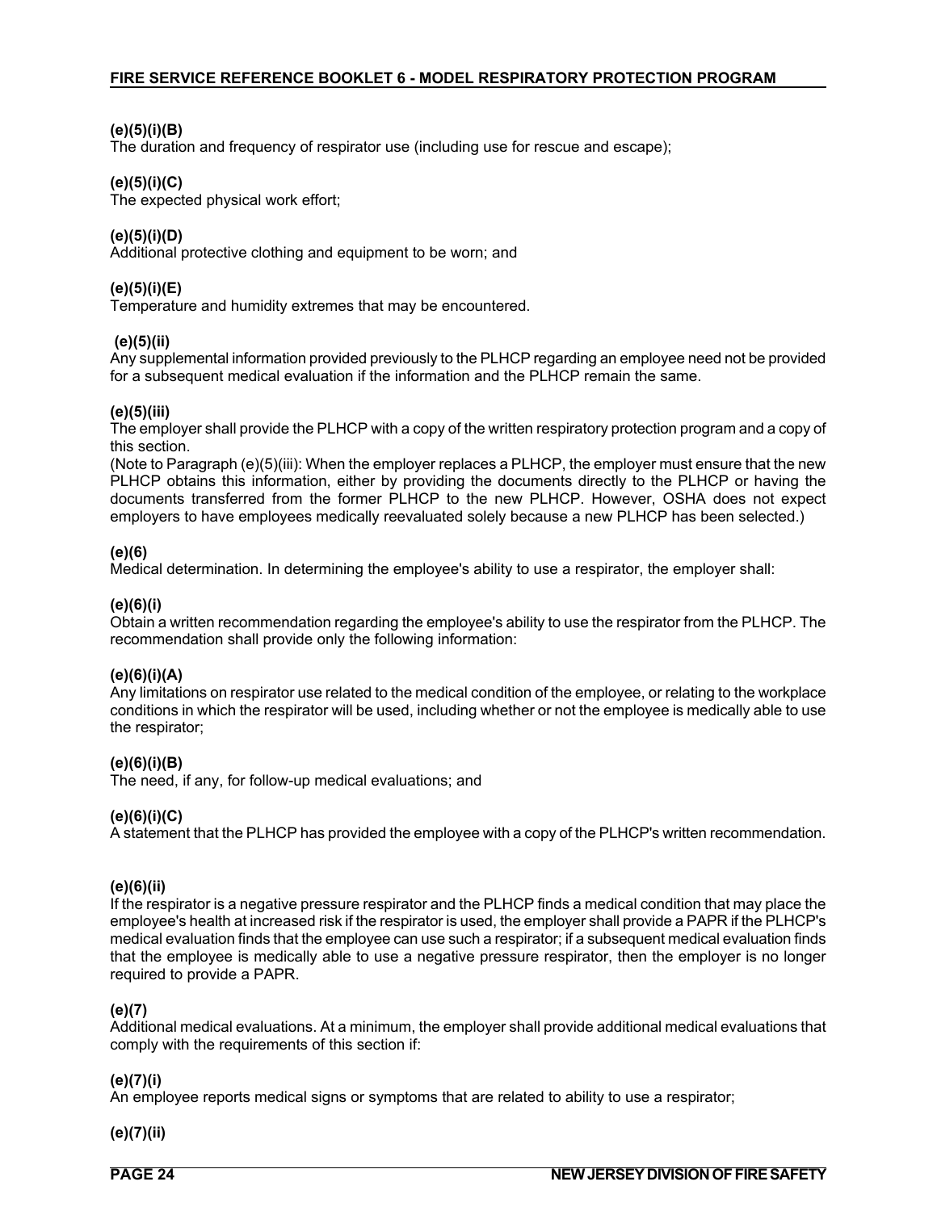**(e)(5)(i)(B)**
The duration and frequency of respirator use (including use for rescue and escape);

**(e)(5)(i)(C)**
The expected physical work effort;

**(e)(5)(i)(D)**
Additional protective clothing and equipment to be worn; and

**(e)(5)(i)(E)**
Temperature and humidity extremes that may be encountered.

**(e)(5)(ii)**
Any supplemental information provided previously to the PLHCP regarding an employee need not be provided for a subsequent medical evaluation if the information and the PLHCP remain the same.

**(e)(5)(iii)**
The employer shall provide the PLHCP with a copy of the written respiratory protection program and a copy of this section.
(Note to Paragraph (e)(5)(iii): When the employer replaces a PLHCP, the employer must ensure that the new PLHCP obtains this information, either by providing the documents directly to the PLHCP or having the documents transferred from the former PLHCP to the new PLHCP. However, OSHA does not expect employers to have employees medically reevaluated solely because a new PLHCP has been selected.)

**(e)(6)**
Medical determination. In determining the employee's ability to use a respirator, the employer shall:

**(e)(6)(i)**
Obtain a written recommendation regarding the employee's ability to use the respirator from the PLHCP. The recommendation shall provide only the following information:

**(e)(6)(i)(A)**
Any limitations on respirator use related to the medical condition of the employee, or relating to the workplace conditions in which the respirator will be used, including whether or not the employee is medically able to use the respirator;

**(e)(6)(i)(B)**
The need, if any, for follow-up medical evaluations; and

**(e)(6)(i)(C)**
A statement that the PLHCP has provided the employee with a copy of the PLHCP's written recommendation.

**(e)(6)(ii)**
If the respirator is a negative pressure respirator and the PLHCP finds a medical condition that may place the employee's health at increased risk if the respirator is used, the employer shall provide a PAPR if the PLHCP's medical evaluation finds that the employee can use such a respirator; if a subsequent medical evaluation finds that the employee is medically able to use a negative pressure respirator, then the employer is no longer required to provide a PAPR.

**(e)(7)**
Additional medical evaluations. At a minimum, the employer shall provide additional medical evaluations that comply with the requirements of this section if:

**(e)(7)(i)**
An employee reports medical signs or symptoms that are related to ability to use a respirator;

**(e)(7)(ii)**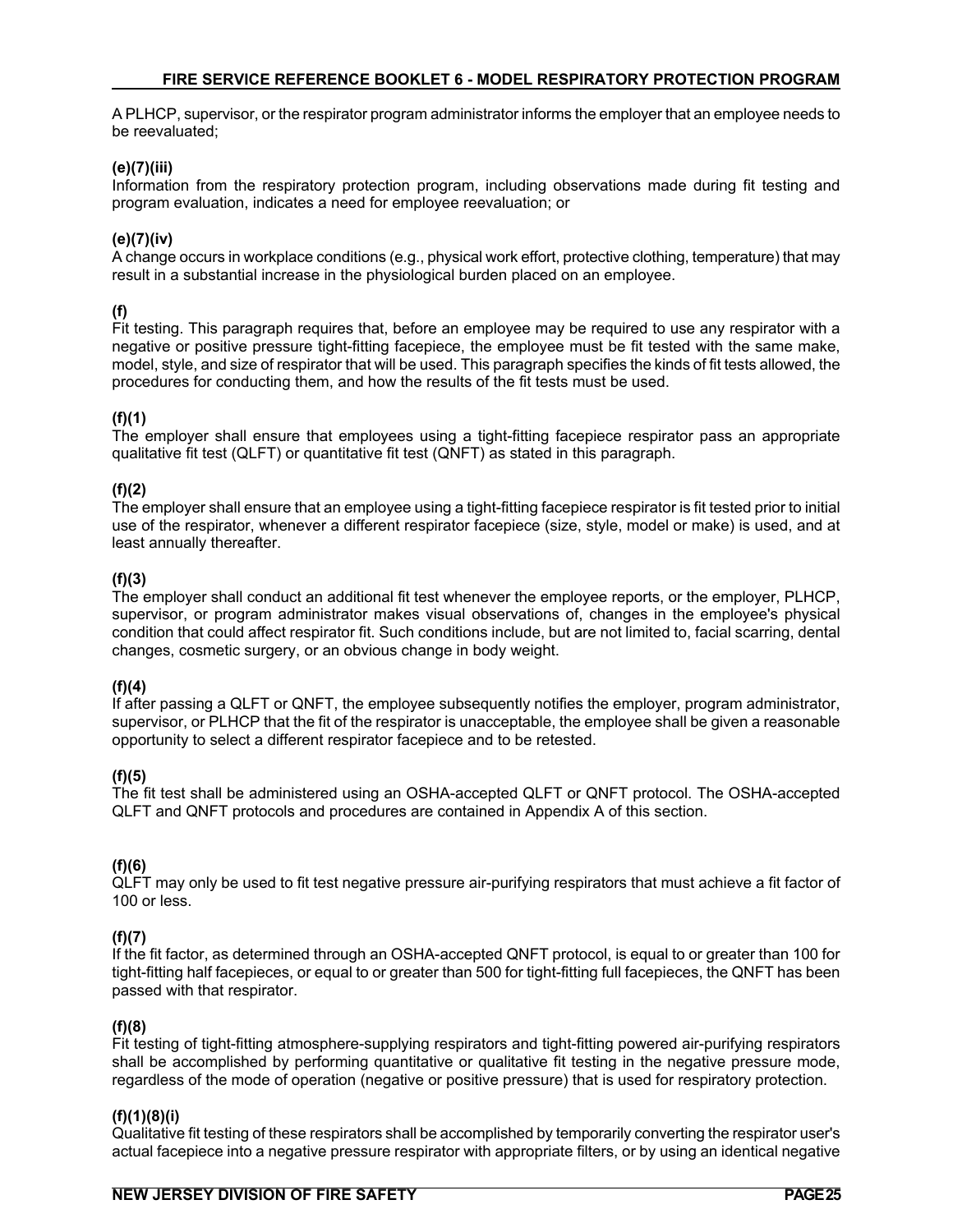A PLHCP, supervisor, or the respirator program administrator informs the employer that an employee needs to be reevaluated;

**(e)(7)(iii)**
Information from the respiratory protection program, including observations made during fit testing and program evaluation, indicates a need for employee reevaluation; or

**(e)(7)(iv)**
A change occurs in workplace conditions (e.g., physical work effort, protective clothing, temperature) that may result in a substantial increase in the physiological burden placed on an employee.

**(f)**
Fit testing. This paragraph requires that, before an employee may be required to use any respirator with a negative or positive pressure tight-fitting facepiece, the employee must be fit tested with the same make, model, style, and size of respirator that will be used. This paragraph specifies the kinds of fit tests allowed, the procedures for conducting them, and how the results of the fit tests must be used.

**(f)(1)**
The employer shall ensure that employees using a tight-fitting facepiece respirator pass an appropriate qualitative fit test (QLFT) or quantitative fit test (QNFT) as stated in this paragraph.

**(f)(2)**
The employer shall ensure that an employee using a tight-fitting facepiece respirator is fit tested prior to initial use of the respirator, whenever a different respirator facepiece (size, style, model or make) is used, and at least annually thereafter.

**(f)(3)**
The employer shall conduct an additional fit test whenever the employee reports, or the employer, PLHCP, supervisor, or program administrator makes visual observations of, changes in the employee's physical condition that could affect respirator fit. Such conditions include, but are not limited to, facial scarring, dental changes, cosmetic surgery, or an obvious change in body weight.

**(f)(4)**
If after passing a QLFT or QNFT, the employee subsequently notifies the employer, program administrator, supervisor, or PLHCP that the fit of the respirator is unacceptable, the employee shall be given a reasonable opportunity to select a different respirator facepiece and to be retested.

**(f)(5)**
The fit test shall be administered using an OSHA-accepted QLFT or QNFT protocol. The OSHA-accepted QLFT and QNFT protocols and procedures are contained in Appendix A of this section.

**(f)(6)**
QLFT may only be used to fit test negative pressure air-purifying respirators that must achieve a fit factor of 100 or less.

**(f)(7)**
If the fit factor, as determined through an OSHA-accepted QNFT protocol, is equal to or greater than 100 for tight-fitting half facepieces, or equal to or greater than 500 for tight-fitting full facepieces, the QNFT has been passed with that respirator.

**(f)(8)**
Fit testing of tight-fitting atmosphere-supplying respirators and tight-fitting powered air-purifying respirators shall be accomplished by performing quantitative or qualitative fit testing in the negative pressure mode, regardless of the mode of operation (negative or positive pressure) that is used for respiratory protection.

**(f)(1)(8)(i)**
Qualitative fit testing of these respirators shall be accomplished by temporarily converting the respirator user's actual facepiece into a negative pressure respirator with appropriate filters, or by using an identical negative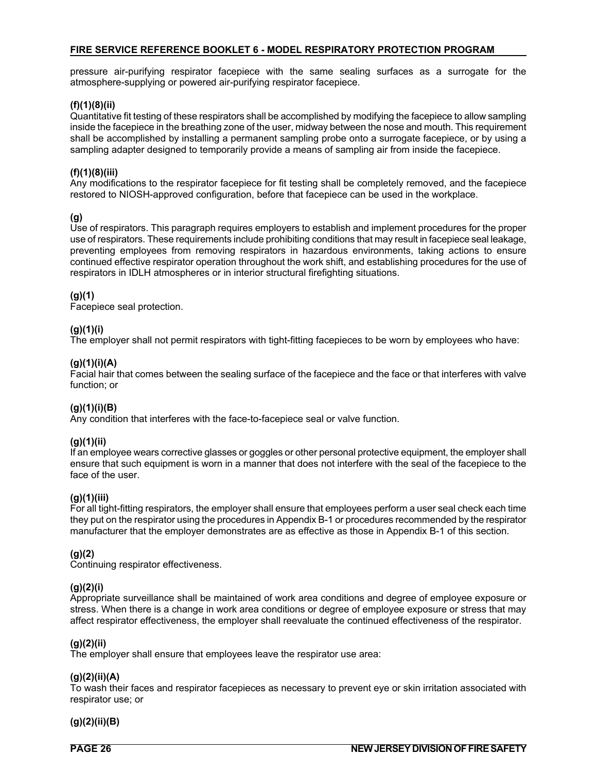pressure air-purifying respirator facepiece with the same sealing surfaces as a surrogate for the atmosphere-supplying or powered air-purifying respirator facepiece.

**(f)(1)(8)(ii)**
Quantitative fit testing of these respirators shall be accomplished by modifying the facepiece to allow sampling inside the facepiece in the breathing zone of the user, midway between the nose and mouth. This requirement shall be accomplished by installing a permanent sampling probe onto a surrogate facepiece, or by using a sampling adapter designed to temporarily provide a means of sampling air from inside the facepiece.

**(f)(1)(8)(iii)**
Any modifications to the respirator facepiece for fit testing shall be completely removed, and the facepiece restored to NIOSH-approved configuration, before that facepiece can be used in the workplace.

**(g)**
Use of respirators. This paragraph requires employers to establish and implement procedures for the proper use of respirators. These requirements include prohibiting conditions that may result in facepiece seal leakage, preventing employees from removing respirators in hazardous environments, taking actions to ensure continued effective respirator operation throughout the work shift, and establishing procedures for the use of respirators in IDLH atmospheres or in interior structural firefighting situations.

**(g)(1)**
Facepiece seal protection.

**(g)(1)(i)**
The employer shall not permit respirators with tight-fitting facepieces to be worn by employees who have:

**(g)(1)(i)(A)**
Facial hair that comes between the sealing surface of the facepiece and the face or that interferes with valve function; or

**(g)(1)(i)(B)**
Any condition that interferes with the face-to-facepiece seal or valve function.

**(g)(1)(ii)**
If an employee wears corrective glasses or goggles or other personal protective equipment, the employer shall ensure that such equipment is worn in a manner that does not interfere with the seal of the facepiece to the face of the user.

**(g)(1)(iii)**
For all tight-fitting respirators, the employer shall ensure that employees perform a user seal check each time they put on the respirator using the procedures in Appendix B-1 or procedures recommended by the respirator manufacturer that the employer demonstrates are as effective as those in Appendix B-1 of this section.

**(g)(2)**
Continuing respirator effectiveness.

**(g)(2)(i)**
Appropriate surveillance shall be maintained of work area conditions and degree of employee exposure or stress. When there is a change in work area conditions or degree of employee exposure or stress that may affect respirator effectiveness, the employer shall reevaluate the continued effectiveness of the respirator.

**(g)(2)(ii)**
The employer shall ensure that employees leave the respirator use area:

**(g)(2)(ii)(A)**
To wash their faces and respirator facepieces as necessary to prevent eye or skin irritation associated with respirator use; or

**(g)(2)(ii)(B)**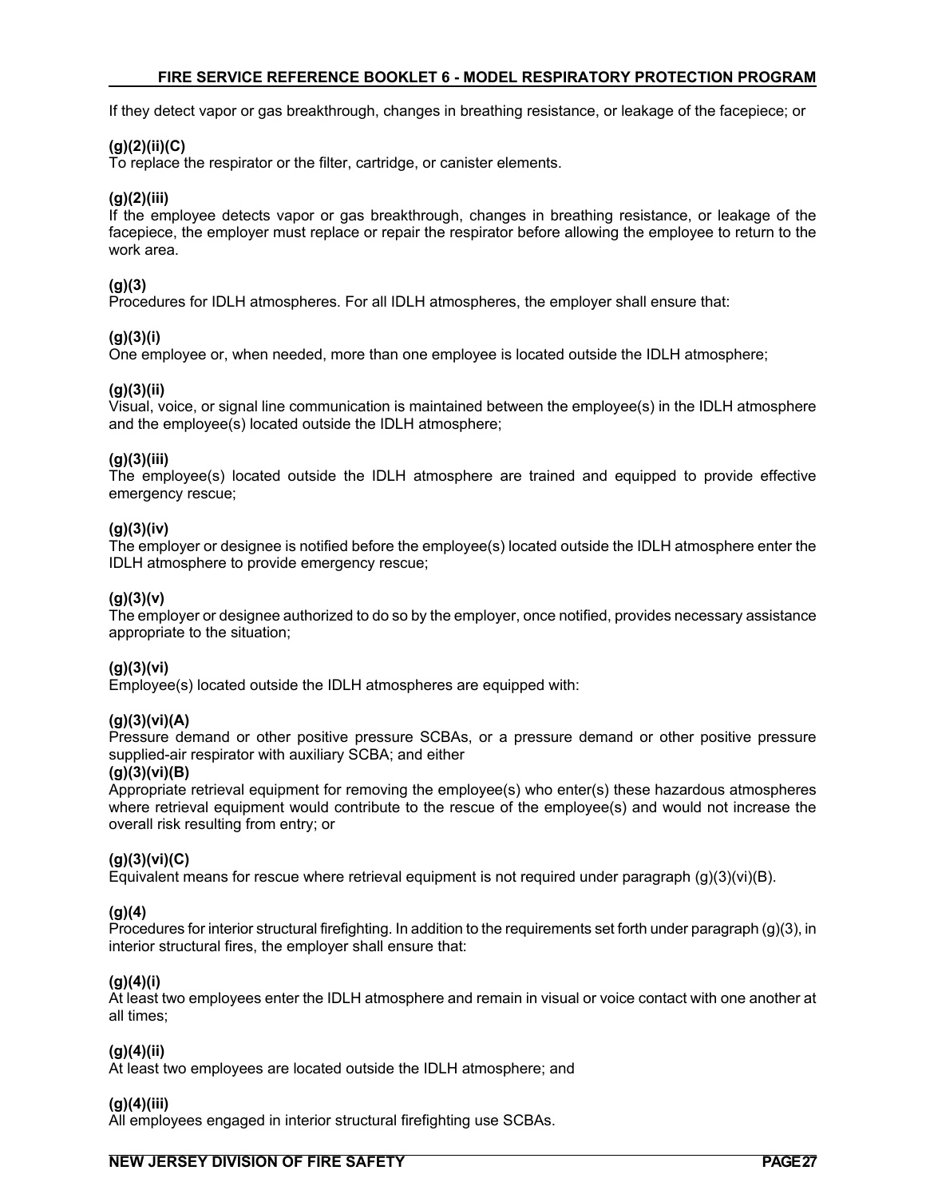If they detect vapor or gas breakthrough, changes in breathing resistance, or leakage of the facepiece; or

**(g)(2)(ii)(C)**
To replace the respirator or the filter, cartridge, or canister elements.

**(g)(2)(iii)**
If the employee detects vapor or gas breakthrough, changes in breathing resistance, or leakage of the facepiece, the employer must replace or repair the respirator before allowing the employee to return to the work area.

**(g)(3)**
Procedures for IDLH atmospheres. For all IDLH atmospheres, the employer shall ensure that:

**(g)(3)(i)**
One employee or, when needed, more than one employee is located outside the IDLH atmosphere;

**(g)(3)(ii)**
Visual, voice, or signal line communication is maintained between the employee(s) in the IDLH atmosphere and the employee(s) located outside the IDLH atmosphere;

**(g)(3)(iii)**
The employee(s) located outside the IDLH atmosphere are trained and equipped to provide effective emergency rescue;

**(g)(3)(iv)**
The employer or designee is notified before the employee(s) located outside the IDLH atmosphere enter the IDLH atmosphere to provide emergency rescue;

**(g)(3)(v)**
The employer or designee authorized to do so by the employer, once notified, provides necessary assistance appropriate to the situation;

**(g)(3)(vi)**
Employee(s) located outside the IDLH atmospheres are equipped with:

**(g)(3)(vi)(A)**
Pressure demand or other positive pressure SCBAs, or a pressure demand or other positive pressure supplied-air respirator with auxiliary SCBA; and either

**(g)(3)(vi)(B)**
Appropriate retrieval equipment for removing the employee(s) who enter(s) these hazardous atmospheres where retrieval equipment would contribute to the rescue of the employee(s) and would not increase the overall risk resulting from entry; or

**(g)(3)(vi)(C)**
Equivalent means for rescue where retrieval equipment is not required under paragraph (g)(3)(vi)(B).

**(g)(4)**
Procedures for interior structural firefighting. In addition to the requirements set forth under paragraph (g)(3), in interior structural fires, the employer shall ensure that:

**(g)(4)(i)**
At least two employees enter the IDLH atmosphere and remain in visual or voice contact with one another at all times;

**(g)(4)(ii)**
At least two employees are located outside the IDLH atmosphere; and

**(g)(4)(iii)**
All employees engaged in interior structural firefighting use SCBAs.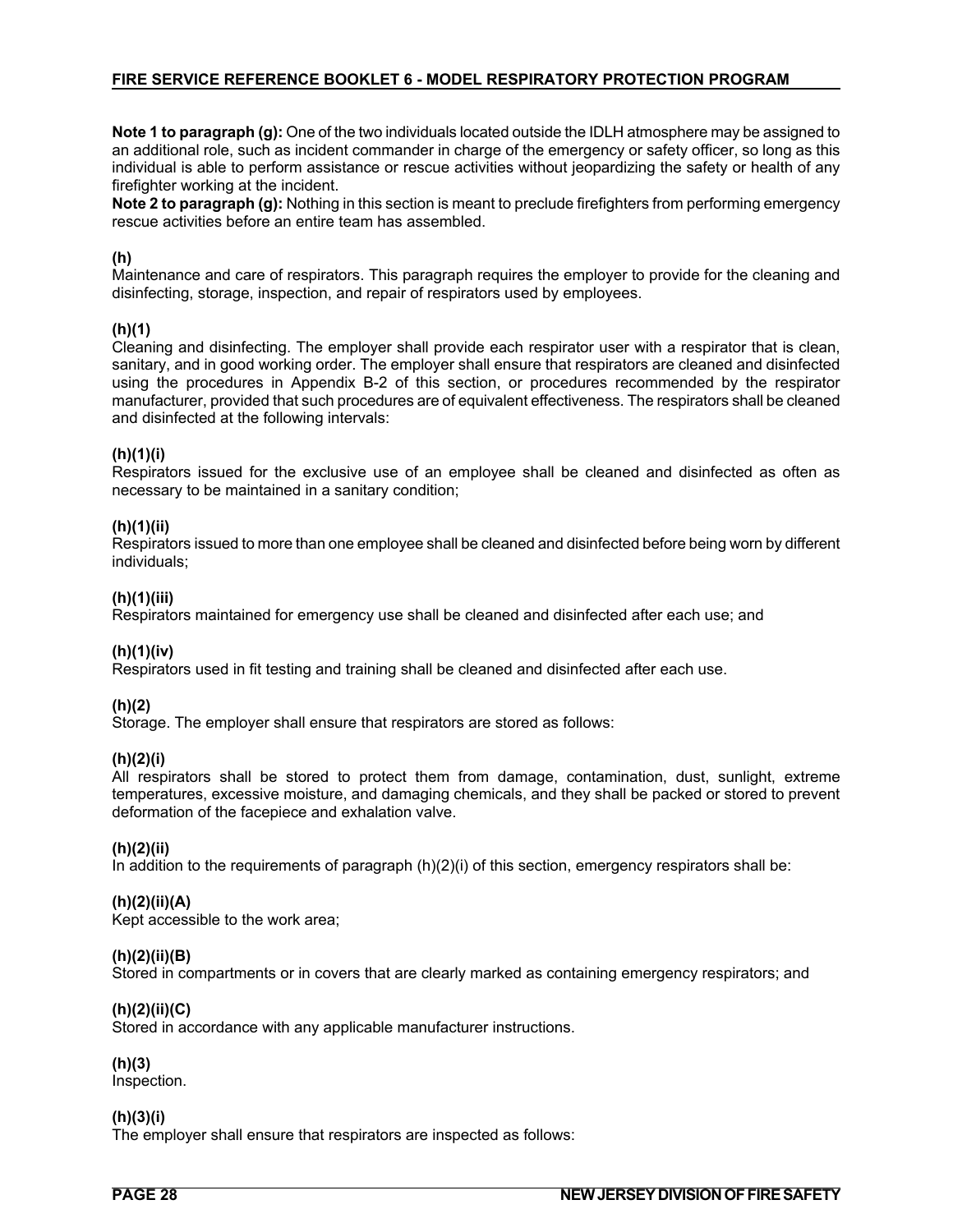**Note 1 to paragraph (g):** One of the two individuals located outside the IDLH atmosphere may be assigned to an additional role, such as incident commander in charge of the emergency or safety officer, so long as this individual is able to perform assistance or rescue activities without jeopardizing the safety or health of any firefighter working at the incident.
**Note 2 to paragraph (g):** Nothing in this section is meant to preclude firefighters from performing emergency rescue activities before an entire team has assembled.

**(h)**
Maintenance and care of respirators. This paragraph requires the employer to provide for the cleaning and disinfecting, storage, inspection, and repair of respirators used by employees.

**(h)(1)**
Cleaning and disinfecting. The employer shall provide each respirator user with a respirator that is clean, sanitary, and in good working order. The employer shall ensure that respirators are cleaned and disinfected using the procedures in Appendix B-2 of this section, or procedures recommended by the respirator manufacturer, provided that such procedures are of equivalent effectiveness. The respirators shall be cleaned and disinfected at the following intervals:

**(h)(1)(i)**
Respirators issued for the exclusive use of an employee shall be cleaned and disinfected as often as necessary to be maintained in a sanitary condition;

**(h)(1)(ii)**
Respirators issued to more than one employee shall be cleaned and disinfected before being worn by different individuals;

**(h)(1)(iii)**
Respirators maintained for emergency use shall be cleaned and disinfected after each use; and

**(h)(1)(iv)**
Respirators used in fit testing and training shall be cleaned and disinfected after each use.

**(h)(2)**
Storage. The employer shall ensure that respirators are stored as follows:

**(h)(2)(i)**
All respirators shall be stored to protect them from damage, contamination, dust, sunlight, extreme temperatures, excessive moisture, and damaging chemicals, and they shall be packed or stored to prevent deformation of the facepiece and exhalation valve.

**(h)(2)(ii)**
In addition to the requirements of paragraph (h)(2)(i) of this section, emergency respirators shall be:

**(h)(2)(ii)(A)**
Kept accessible to the work area;

**(h)(2)(ii)(B)**
Stored in compartments or in covers that are clearly marked as containing emergency respirators; and

**(h)(2)(ii)(C)**
Stored in accordance with any applicable manufacturer instructions.

**(h)(3)**
Inspection.

**(h)(3)(i)**
The employer shall ensure that respirators are inspected as follows: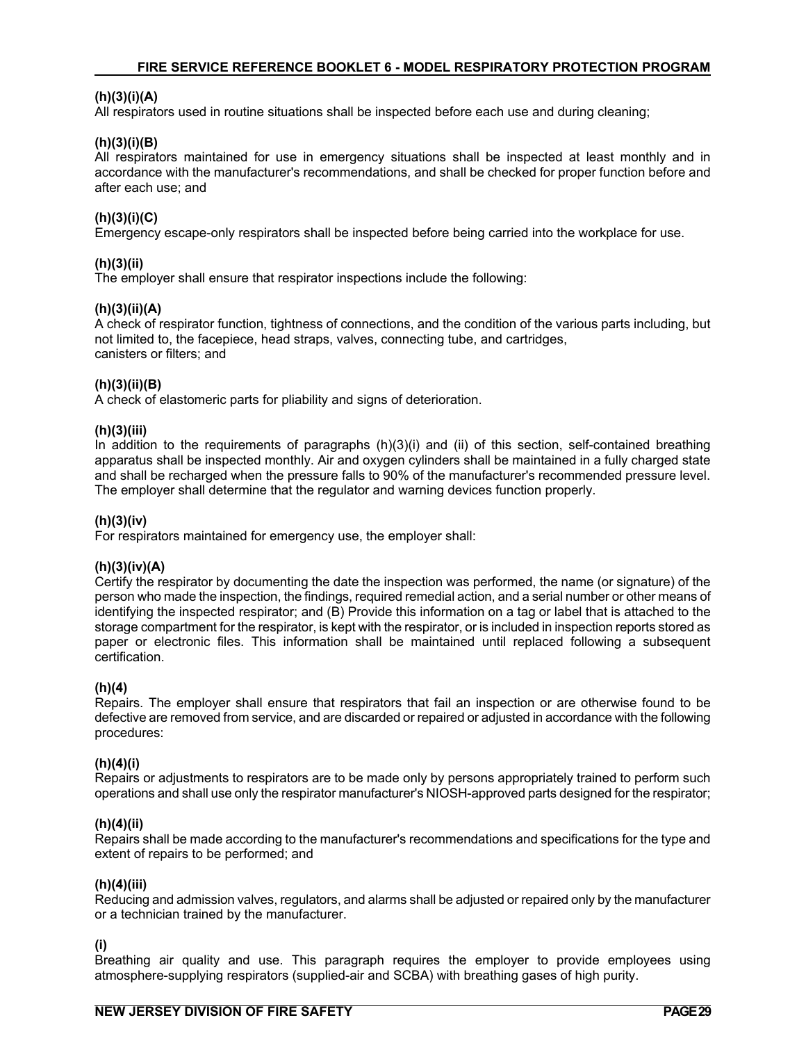**(h)(3)(i)(A)**
All respirators used in routine situations shall be inspected before each use and during cleaning;

**(h)(3)(i)(B)**
All respirators maintained for use in emergency situations shall be inspected at least monthly and in accordance with the manufacturer's recommendations, and shall be checked for proper function before and after each use; and

**(h)(3)(i)(C)**
Emergency escape-only respirators shall be inspected before being carried into the workplace for use.

**(h)(3)(ii)**
The employer shall ensure that respirator inspections include the following:

**(h)(3)(ii)(A)**
A check of respirator function, tightness of connections, and the condition of the various parts including, but not limited to, the facepiece, head straps, valves, connecting tube, and cartridges, canisters or filters; and

**(h)(3)(ii)(B)**
A check of elastomeric parts for pliability and signs of deterioration.

**(h)(3)(iii)**
In addition to the requirements of paragraphs (h)(3)(i) and (ii) of this section, self-contained breathing apparatus shall be inspected monthly. Air and oxygen cylinders shall be maintained in a fully charged state and shall be recharged when the pressure falls to 90% of the manufacturer's recommended pressure level. The employer shall determine that the regulator and warning devices function properly.

**(h)(3)(iv)**
For respirators maintained for emergency use, the employer shall:

**(h)(3)(iv)(A)**
Certify the respirator by documenting the date the inspection was performed, the name (or signature) of the person who made the inspection, the findings, required remedial action, and a serial number or other means of identifying the inspected respirator; and (B) Provide this information on a tag or label that is attached to the storage compartment for the respirator, is kept with the respirator, or is included in inspection reports stored as paper or electronic files. This information shall be maintained until replaced following a subsequent certification.

**(h)(4)**
Repairs. The employer shall ensure that respirators that fail an inspection or are otherwise found to be defective are removed from service, and are discarded or repaired or adjusted in accordance with the following procedures:

**(h)(4)(i)**
Repairs or adjustments to respirators are to be made only by persons appropriately trained to perform such operations and shall use only the respirator manufacturer's NIOSH-approved parts designed for the respirator;

**(h)(4)(ii)**
Repairs shall be made according to the manufacturer's recommendations and specifications for the type and extent of repairs to be performed; and

**(h)(4)(iii)**
Reducing and admission valves, regulators, and alarms shall be adjusted or repaired only by the manufacturer or a technician trained by the manufacturer.

**(i)**
Breathing air quality and use. This paragraph requires the employer to provide employees using atmosphere-supplying respirators (supplied-air and SCBA) with breathing gases of high purity.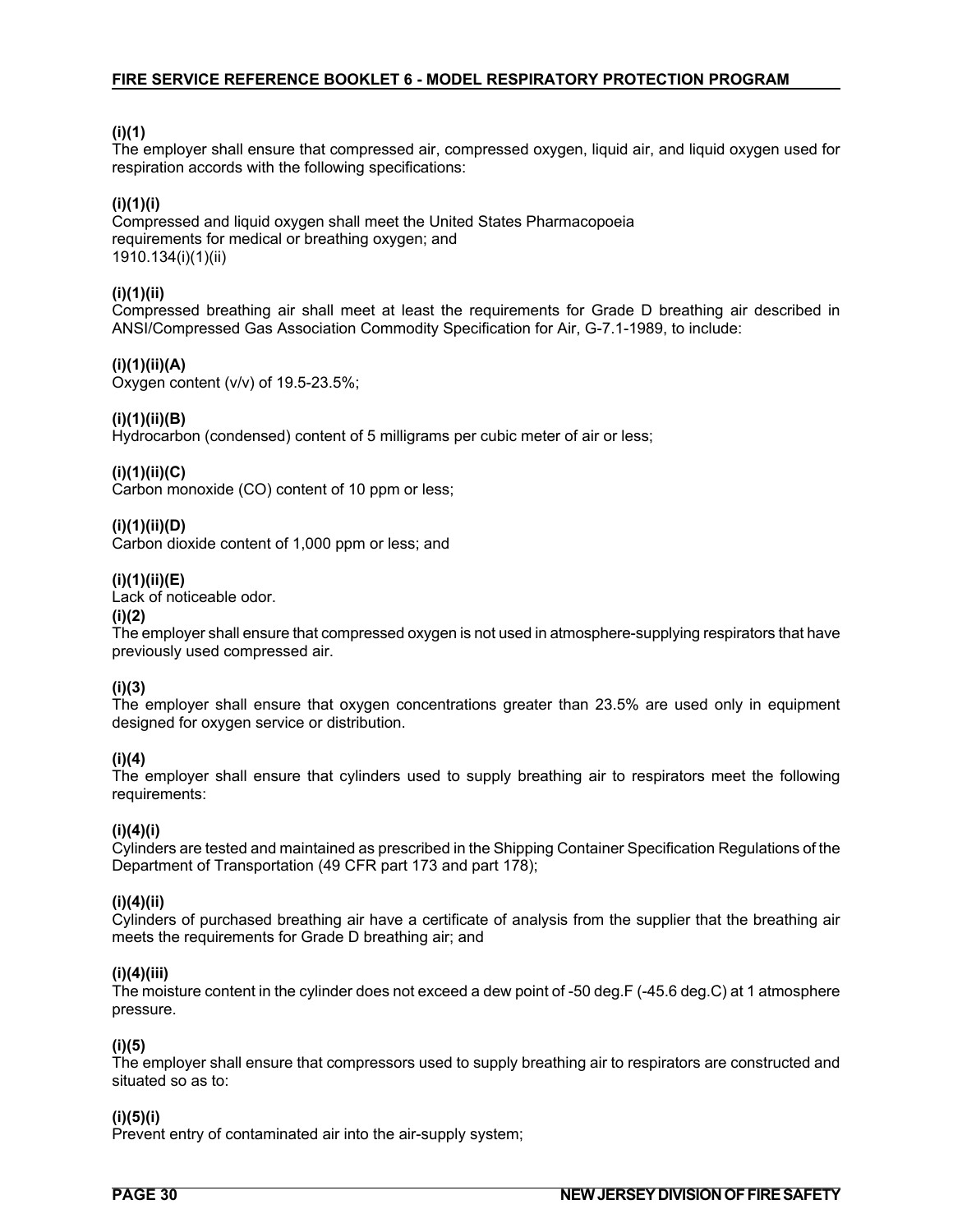**(i)(1)**
The employer shall ensure that compressed air, compressed oxygen, liquid air, and liquid oxygen used for respiration accords with the following specifications:

**(i)(1)(i)**
Compressed and liquid oxygen shall meet the United States Pharmacopoeia requirements for medical or breathing oxygen; and
1910.134(i)(1)(ii)

**(i)(1)(ii)**
Compressed breathing air shall meet at least the requirements for Grade D breathing air described in ANSI/Compressed Gas Association Commodity Specification for Air, G-7.1-1989, to include:

**(i)(1)(ii)(A)**
Oxygen content (v/v) of 19.5-23.5%;

**(i)(1)(ii)(B)**
Hydrocarbon (condensed) content of 5 milligrams per cubic meter of air or less;

**(i)(1)(ii)(C)**
Carbon monoxide (CO) content of 10 ppm or less;

**(i)(1)(ii)(D)**
Carbon dioxide content of 1,000 ppm or less; and

**(i)(1)(ii)(E)**
Lack of noticeable odor.

**(i)(2)**
The employer shall ensure that compressed oxygen is not used in atmosphere-supplying respirators that have previously used compressed air.

**(i)(3)**
The employer shall ensure that oxygen concentrations greater than 23.5% are used only in equipment designed for oxygen service or distribution.

**(i)(4)**
The employer shall ensure that cylinders used to supply breathing air to respirators meet the following requirements:

**(i)(4)(i)**
Cylinders are tested and maintained as prescribed in the Shipping Container Specification Regulations of the Department of Transportation (49 CFR part 173 and part 178);

**(i)(4)(ii)**
Cylinders of purchased breathing air have a certificate of analysis from the supplier that the breathing air meets the requirements for Grade D breathing air; and

**(i)(4)(iii)**
The moisture content in the cylinder does not exceed a dew point of -50 deg.F (-45.6 deg.C) at 1 atmosphere pressure.

**(i)(5)**
The employer shall ensure that compressors used to supply breathing air to respirators are constructed and situated so as to:

**(i)(5)(i)**
Prevent entry of contaminated air into the air-supply system;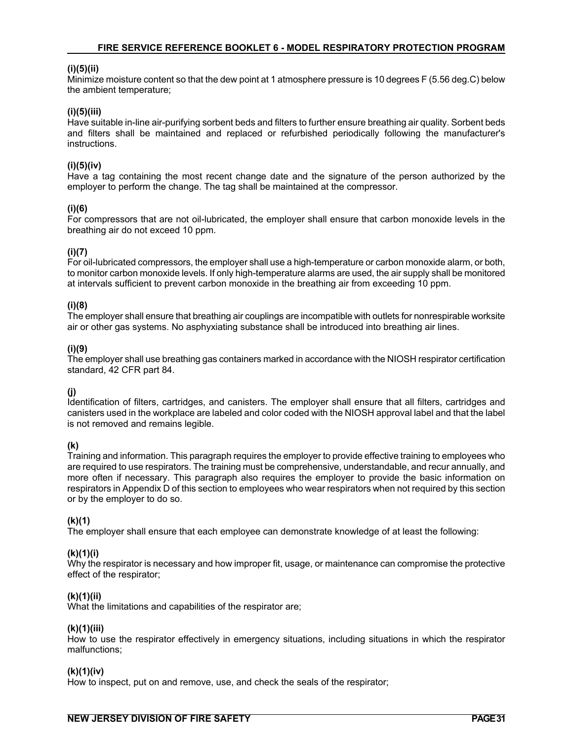**(i)(5)(ii)**
Minimize moisture content so that the dew point at 1 atmosphere pressure is 10 degrees F (5.56 deg.C) below the ambient temperature;

**(i)(5)(iii)**
Have suitable in-line air-purifying sorbent beds and filters to further ensure breathing air quality. Sorbent beds and filters shall be maintained and replaced or refurbished periodically following the manufacturer's instructions.

**(i)(5)(iv)**
Have a tag containing the most recent change date and the signature of the person authorized by the employer to perform the change. The tag shall be maintained at the compressor.

**(i)(6)**
For compressors that are not oil-lubricated, the employer shall ensure that carbon monoxide levels in the breathing air do not exceed 10 ppm.

**(i)(7)**
For oil-lubricated compressors, the employer shall use a high-temperature or carbon monoxide alarm, or both, to monitor carbon monoxide levels. If only high-temperature alarms are used, the air supply shall be monitored at intervals sufficient to prevent carbon monoxide in the breathing air from exceeding 10 ppm.

**(i)(8)**
The employer shall ensure that breathing air couplings are incompatible with outlets for nonrespirable worksite air or other gas systems. No asphyxiating substance shall be introduced into breathing air lines.

**(i)(9)**
The employer shall use breathing gas containers marked in accordance with the NIOSH respirator certification standard, 42 CFR part 84.

**(j)**
Identification of filters, cartridges, and canisters. The employer shall ensure that all filters, cartridges and canisters used in the workplace are labeled and color coded with the NIOSH approval label and that the label is not removed and remains legible.

**(k)**
Training and information. This paragraph requires the employer to provide effective training to employees who are required to use respirators. The training must be comprehensive, understandable, and recur annually, and more often if necessary. This paragraph also requires the employer to provide the basic information on respirators in Appendix D of this section to employees who wear respirators when not required by this section or by the employer to do so.

**(k)(1)**
The employer shall ensure that each employee can demonstrate knowledge of at least the following:

**(k)(1)(i)**
Why the respirator is necessary and how improper fit, usage, or maintenance can compromise the protective effect of the respirator;

**(k)(1)(ii)**
What the limitations and capabilities of the respirator are;

**(k)(1)(iii)**
How to use the respirator effectively in emergency situations, including situations in which the respirator malfunctions;

**(k)(1)(iv)**
How to inspect, put on and remove, use, and check the seals of the respirator;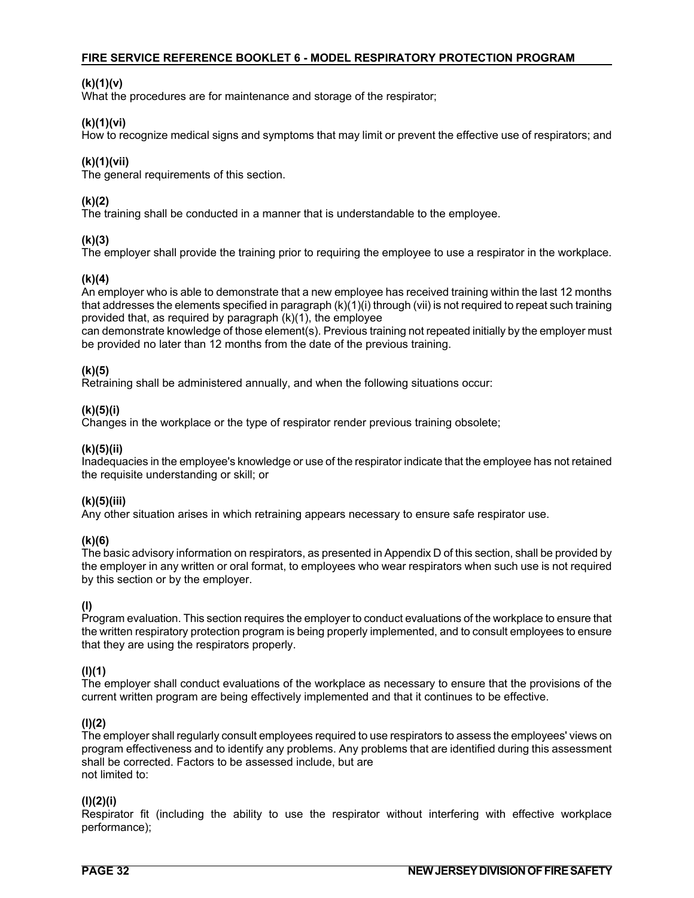**(k)(1)(v)**
What the procedures are for maintenance and storage of the respirator;

**(k)(1)(vi)**
How to recognize medical signs and symptoms that may limit or prevent the effective use of respirators; and

**(k)(1)(vii)**
The general requirements of this section.

**(k)(2)**
The training shall be conducted in a manner that is understandable to the employee.

**(k)(3)**
The employer shall provide the training prior to requiring the employee to use a respirator in the workplace.

**(k)(4)**
An employer who is able to demonstrate that a new employee has received training within the last 12 months that addresses the elements specified in paragraph (k)(1)(i) through (vii) is not required to repeat such training provided that, as required by paragraph (k)(1), the employee can demonstrate knowledge of those element(s). Previous training not repeated initially by the employer must be provided no later than 12 months from the date of the previous training.

**(k)(5)**
Retraining shall be administered annually, and when the following situations occur:

**(k)(5)(i)**
Changes in the workplace or the type of respirator render previous training obsolete;

**(k)(5)(ii)**
Inadequacies in the employee's knowledge or use of the respirator indicate that the employee has not retained the requisite understanding or skill; or

**(k)(5)(iii)**
Any other situation arises in which retraining appears necessary to ensure safe respirator use.

**(k)(6)**
The basic advisory information on respirators, as presented in Appendix D of this section, shall be provided by the employer in any written or oral format, to employees who wear respirators when such use is not required by this section or by the employer.

**(l)**
Program evaluation. This section requires the employer to conduct evaluations of the workplace to ensure that the written respiratory protection program is being properly implemented, and to consult employees to ensure that they are using the respirators properly.

**(l)(1)**
The employer shall conduct evaluations of the workplace as necessary to ensure that the provisions of the current written program are being effectively implemented and that it continues to be effective.

**(l)(2)**
The employer shall regularly consult employees required to use respirators to assess the employees' views on program effectiveness and to identify any problems. Any problems that are identified during this assessment shall be corrected. Factors to be assessed include, but are not limited to:

**(l)(2)(i)**
Respirator fit (including the ability to use the respirator without interfering with effective workplace performance);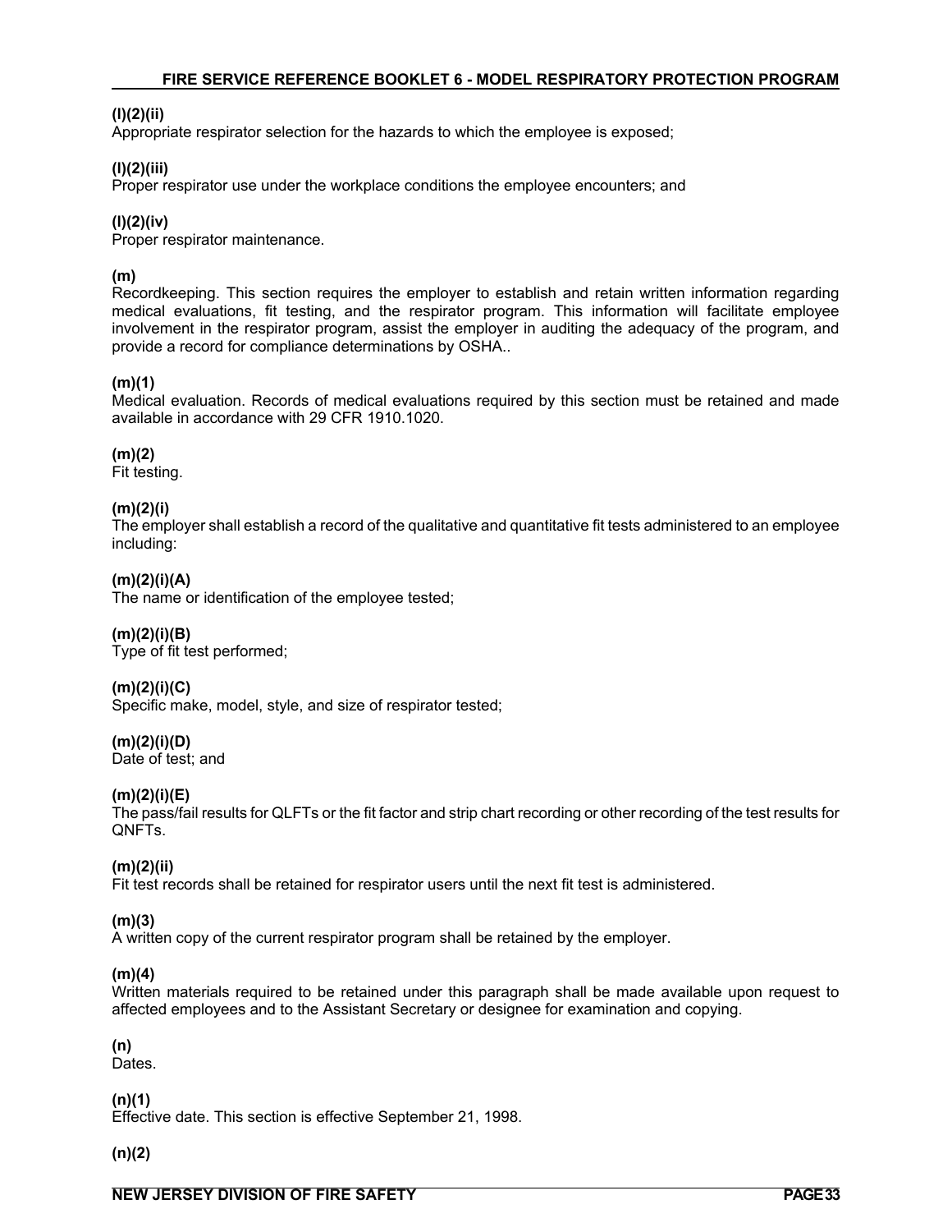**(l)(2)(ii)**
Appropriate respirator selection for the hazards to which the employee is exposed;

**(l)(2)(iii)**
Proper respirator use under the workplace conditions the employee encounters; and

**(l)(2)(iv)**
Proper respirator maintenance.

**(m)**
Recordkeeping. This section requires the employer to establish and retain written information regarding medical evaluations, fit testing, and the respirator program. This information will facilitate employee involvement in the respirator program, assist the employer in auditing the adequacy of the program, and provide a record for compliance determinations by OSHA..

**(m)(1)**
Medical evaluation. Records of medical evaluations required by this section must be retained and made available in accordance with 29 CFR 1910.1020.

**(m)(2)**
Fit testing.

**(m)(2)(i)**
The employer shall establish a record of the qualitative and quantitative fit tests administered to an employee including:

**(m)(2)(i)(A)**
The name or identification of the employee tested;

**(m)(2)(i)(B)**
Type of fit test performed;

**(m)(2)(i)(C)**
Specific make, model, style, and size of respirator tested;

**(m)(2)(i)(D)**
Date of test; and

**(m)(2)(i)(E)**
The pass/fail results for QLFTs or the fit factor and strip chart recording or other recording of the test results for QNFTs.

**(m)(2)(ii)**
Fit test records shall be retained for respirator users until the next fit test is administered.

**(m)(3)**
A written copy of the current respirator program shall be retained by the employer.

**(m)(4)**
Written materials required to be retained under this paragraph shall be made available upon request to affected employees and to the Assistant Secretary or designee for examination and copying.

**(n)**
Dates.

**(n)(1)**
Effective date. This section is effective September 21, 1998.

**(n)(2)**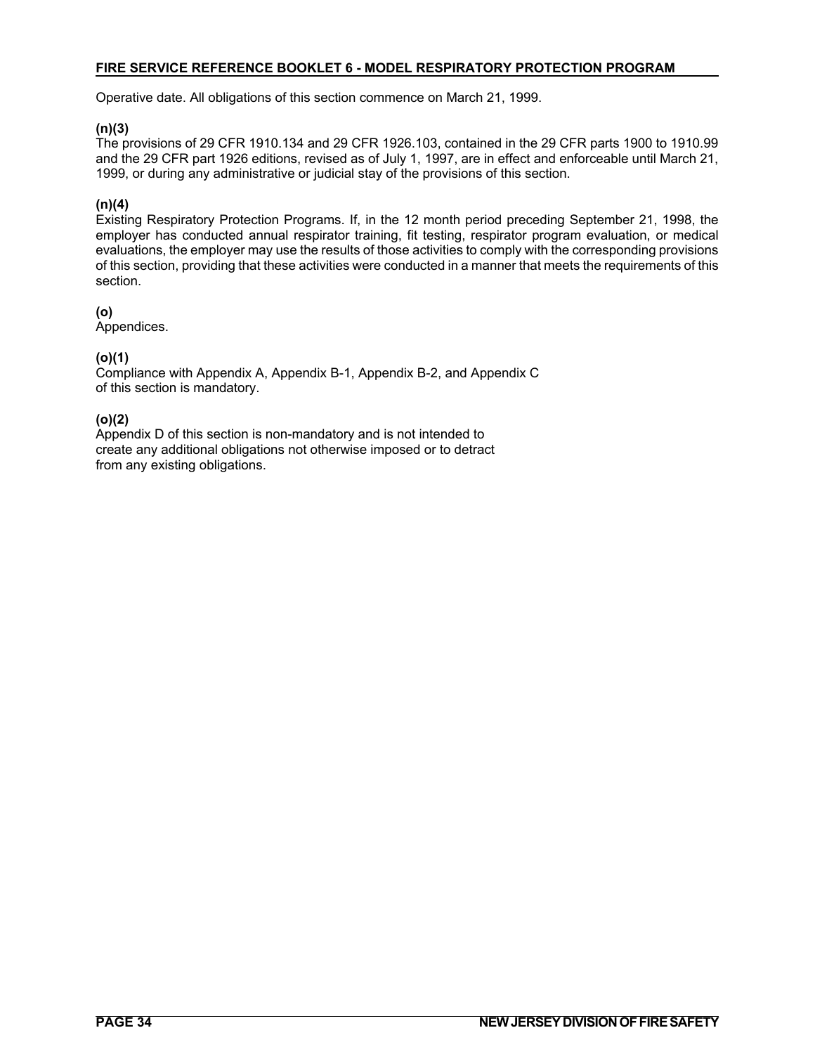Operative date. All obligations of this section commence on March 21, 1999.

**(n)(3)**
The provisions of 29 CFR 1910.134 and 29 CFR 1926.103, contained in the 29 CFR parts 1900 to 1910.99 and the 29 CFR part 1926 editions, revised as of July 1, 1997, are in effect and enforceable until March 21, 1999, or during any administrative or judicial stay of the provisions of this section.

**(n)(4)**
Existing Respiratory Protection Programs. If, in the 12 month period preceding September 21, 1998, the employer has conducted annual respirator training, fit testing, respirator program evaluation, or medical evaluations, the employer may use the results of those activities to comply with the corresponding provisions of this section, providing that these activities were conducted in a manner that meets the requirements of this section.

**(o)**
Appendices.

**(o)(1)**
Compliance with Appendix A, Appendix B-1, Appendix B-2, and Appendix C of this section is mandatory.

**(o)(2)**
Appendix D of this section is non-mandatory and is not intended to create any additional obligations not otherwise imposed or to detract from any existing obligations.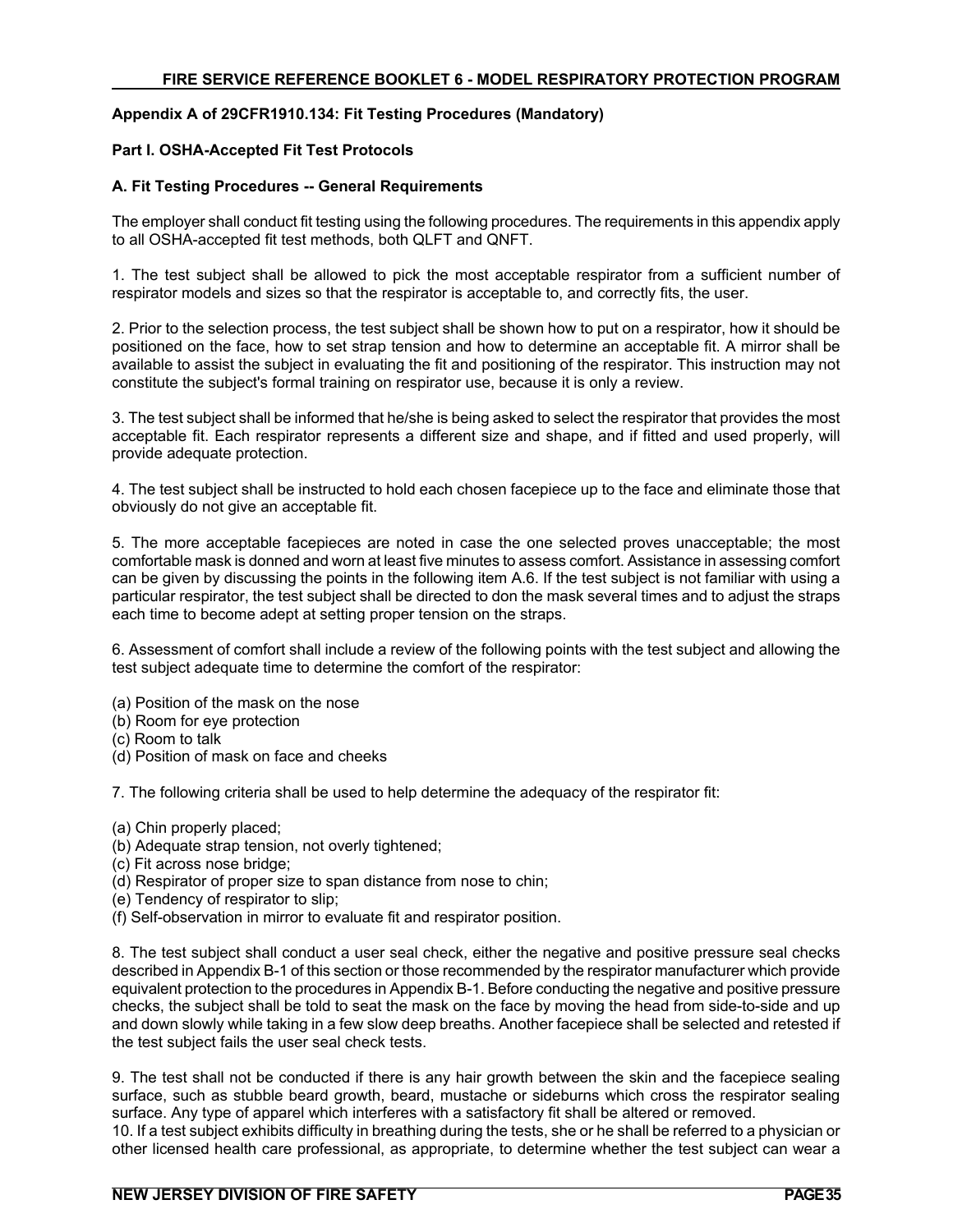**Appendix A of 29CFR1910.134: Fit Testing Procedures (Mandatory)**

**Part I. OSHA-Accepted Fit Test Protocols**

**A. Fit Testing Procedures -- General Requirements**

The employer shall conduct fit testing using the following procedures. The requirements in this appendix apply to all OSHA-accepted fit test methods, both QLFT and QNFT.

1. The test subject shall be allowed to pick the most acceptable respirator from a sufficient number of respirator models and sizes so that the respirator is acceptable to, and correctly fits, the user.

2. Prior to the selection process, the test subject shall be shown how to put on a respirator, how it should be positioned on the face, how to set strap tension and how to determine an acceptable fit. A mirror shall be available to assist the subject in evaluating the fit and positioning of the respirator. This instruction may not constitute the subject's formal training on respirator use, because it is only a review.

3. The test subject shall be informed that he/she is being asked to select the respirator that provides the most acceptable fit. Each respirator represents a different size and shape, and if fitted and used properly, will provide adequate protection.

4. The test subject shall be instructed to hold each chosen facepiece up to the face and eliminate those that obviously do not give an acceptable fit.

5. The more acceptable facepieces are noted in case the one selected proves unacceptable; the most comfortable mask is donned and worn at least five minutes to assess comfort. Assistance in assessing comfort can be given by discussing the points in the following item A.6. If the test subject is not familiar with using a particular respirator, the test subject shall be directed to don the mask several times and to adjust the straps each time to become adept at setting proper tension on the straps.

6. Assessment of comfort shall include a review of the following points with the test subject and allowing the test subject adequate time to determine the comfort of the respirator:

(a) Position of the mask on the nose
(b) Room for eye protection
(c) Room to talk
(d) Position of mask on face and cheeks

7. The following criteria shall be used to help determine the adequacy of the respirator fit:

(a) Chin properly placed;
(b) Adequate strap tension, not overly tightened;
(c) Fit across nose bridge;
(d) Respirator of proper size to span distance from nose to chin;
(e) Tendency of respirator to slip;
(f) Self-observation in mirror to evaluate fit and respirator position.

8. The test subject shall conduct a user seal check, either the negative and positive pressure seal checks described in Appendix B-1 of this section or those recommended by the respirator manufacturer which provide equivalent protection to the procedures in Appendix B-1. Before conducting the negative and positive pressure checks, the subject shall be told to seat the mask on the face by moving the head from side-to-side and up and down slowly while taking in a few slow deep breaths. Another facepiece shall be selected and retested if the test subject fails the user seal check tests.

9. The test shall not be conducted if there is any hair growth between the skin and the facepiece sealing surface, such as stubble beard growth, beard, mustache or sideburns which cross the respirator sealing surface. Any type of apparel which interferes with a satisfactory fit shall be altered or removed.

10. If a test subject exhibits difficulty in breathing during the tests, she or he shall be referred to a physician or other licensed health care professional, as appropriate, to determine whether the test subject can wear a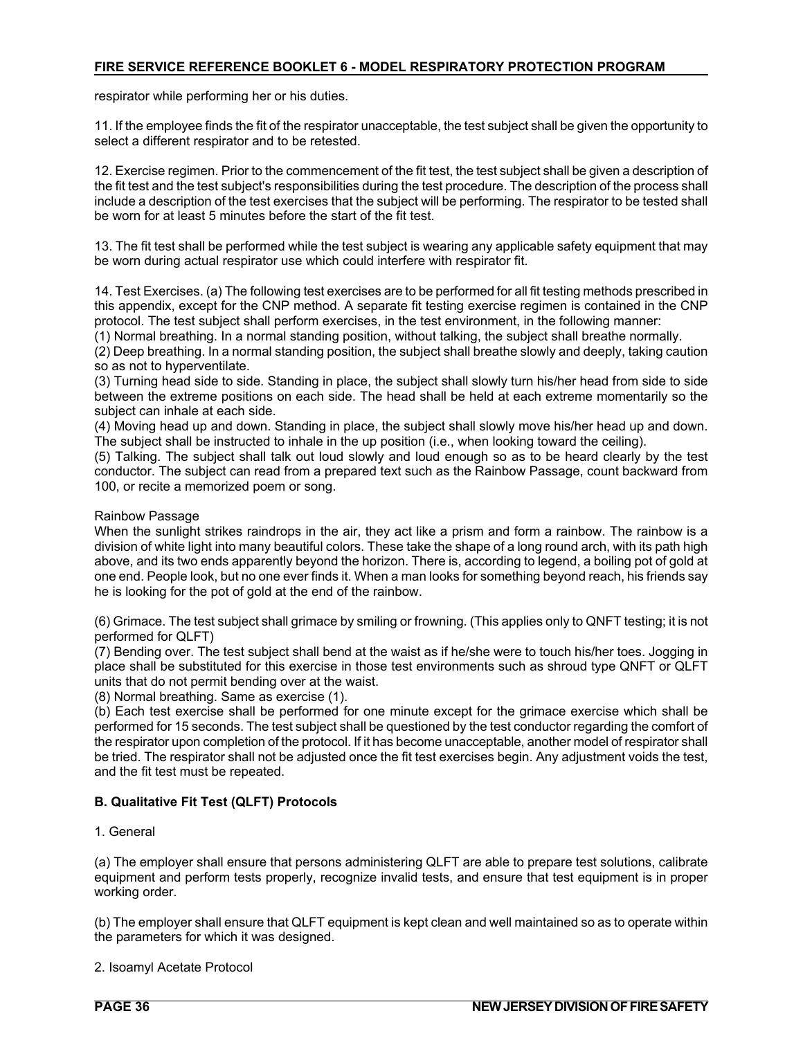respirator while performing her or his duties.

11. If the employee finds the fit of the respirator unacceptable, the test subject shall be given the opportunity to select a different respirator and to be retested.

12. Exercise regimen. Prior to the commencement of the fit test, the test subject shall be given a description of the fit test and the test subject's responsibilities during the test procedure. The description of the process shall include a description of the test exercises that the subject will be performing. The respirator to be tested shall be worn for at least 5 minutes before the start of the fit test.

13. The fit test shall be performed while the test subject is wearing any applicable safety equipment that may be worn during actual respirator use which could interfere with respirator fit.

14. Test Exercises. (a) The following test exercises are to be performed for all fit testing methods prescribed in this appendix, except for the CNP method. A separate fit testing exercise regimen is contained in the CNP protocol. The test subject shall perform exercises, in the test environment, in the following manner:
(1) Normal breathing. In a normal standing position, without talking, the subject shall breathe normally.
(2) Deep breathing. In a normal standing position, the subject shall breathe slowly and deeply, taking caution so as not to hyperventilate.
(3) Turning head side to side. Standing in place, the subject shall slowly turn his/her head from side to side between the extreme positions on each side. The head shall be held at each extreme momentarily so the subject can inhale at each side.
(4) Moving head up and down. Standing in place, the subject shall slowly move his/her head up and down. The subject shall be instructed to inhale in the up position (i.e., when looking toward the ceiling).
(5) Talking. The subject shall talk out loud slowly and loud enough so as to be heard clearly by the test conductor. The subject can read from a prepared text such as the Rainbow Passage, count backward from 100, or recite a memorized poem or song.

Rainbow Passage
When the sunlight strikes raindrops in the air, they act like a prism and form a rainbow. The rainbow is a division of white light into many beautiful colors. These take the shape of a long round arch, with its path high above, and its two ends apparently beyond the horizon. There is, according to legend, a boiling pot of gold at one end. People look, but no one ever finds it. When a man looks for something beyond reach, his friends say he is looking for the pot of gold at the end of the rainbow.

(6) Grimace. The test subject shall grimace by smiling or frowning. (This applies only to QNFT testing; it is not performed for QLFT)
(7) Bending over. The test subject shall bend at the waist as if he/she were to touch his/her toes. Jogging in place shall be substituted for this exercise in those test environments such as shroud type QNFT or QLFT units that do not permit bending over at the waist.
(8) Normal breathing. Same as exercise (1).
(b) Each test exercise shall be performed for one minute except for the grimace exercise which shall be performed for 15 seconds. The test subject shall be questioned by the test conductor regarding the comfort of the respirator upon completion of the protocol. If it has become unacceptable, another model of respirator shall be tried. The respirator shall not be adjusted once the fit test exercises begin. Any adjustment voids the test, and the fit test must be repeated.

**B. Qualitative Fit Test (QLFT) Protocols**

1. General

(a) The employer shall ensure that persons administering QLFT are able to prepare test solutions, calibrate equipment and perform tests properly, recognize invalid tests, and ensure that test equipment is in proper working order.

(b) The employer shall ensure that QLFT equipment is kept clean and well maintained so as to operate within the parameters for which it was designed.

2. Isoamyl Acetate Protocol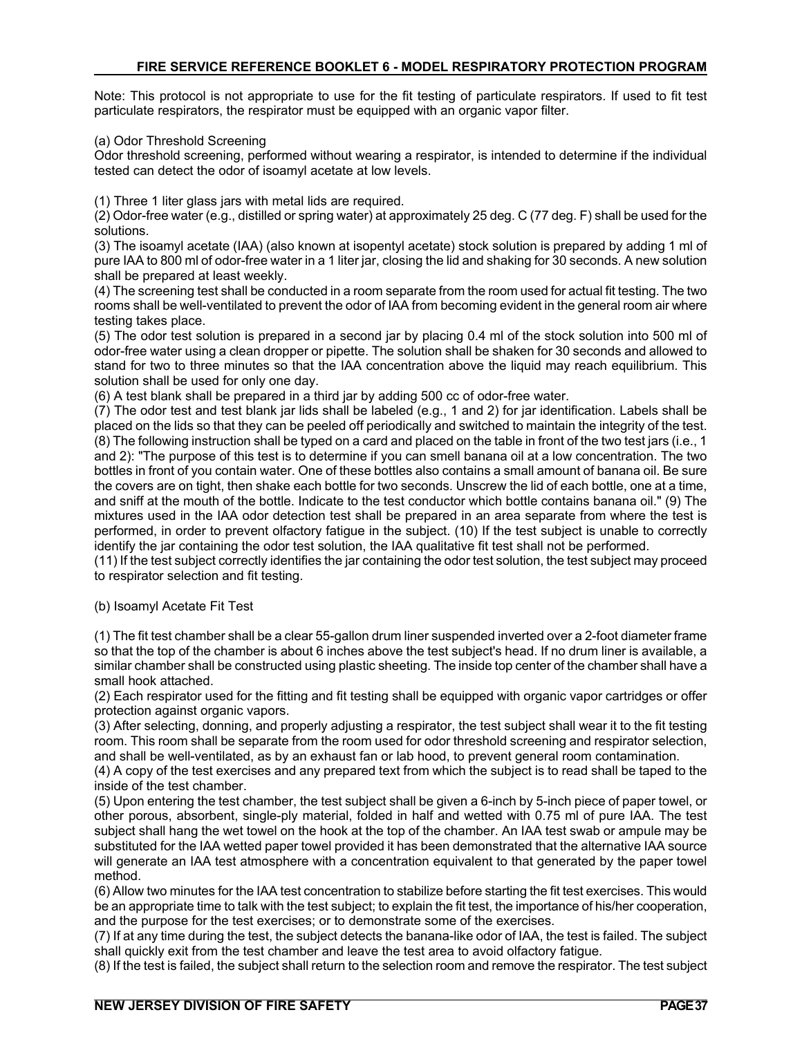Note: This protocol is not appropriate to use for the fit testing of particulate respirators. If used to fit test particulate respirators, the respirator must be equipped with an organic vapor filter.

(a) Odor Threshold Screening

Odor threshold screening, performed without wearing a respirator, is intended to determine if the individual tested can detect the odor of isoamyl acetate at low levels.

(1) Three 1 liter glass jars with metal lids are required.

(2) Odor-free water (e.g., distilled or spring water) at approximately 25 deg. C (77 deg. F) shall be used for the solutions.

(3) The isoamyl acetate (IAA) (also known at isopentyl acetate) stock solution is prepared by adding 1 ml of pure IAA to 800 ml of odor-free water in a 1 liter jar, closing the lid and shaking for 30 seconds. A new solution shall be prepared at least weekly.

(4) The screening test shall be conducted in a room separate from the room used for actual fit testing. The two rooms shall be well-ventilated to prevent the odor of IAA from becoming evident in the general room air where testing takes place.

(5) The odor test solution is prepared in a second jar by placing 0.4 ml of the stock solution into 500 ml of odor-free water using a clean dropper or pipette. The solution shall be shaken for 30 seconds and allowed to stand for two to three minutes so that the IAA concentration above the liquid may reach equilibrium. This solution shall be used for only one day.

(6) A test blank shall be prepared in a third jar by adding 500 cc of odor-free water.

(7) The odor test and test blank jar lids shall be labeled (e.g., 1 and 2) for jar identification. Labels shall be placed on the lids so that they can be peeled off periodically and switched to maintain the integrity of the test.

(8) The following instruction shall be typed on a card and placed on the table in front of the two test jars (i.e., 1 and 2): "The purpose of this test is to determine if you can smell banana oil at a low concentration. The two bottles in front of you contain water. One of these bottles also contains a small amount of banana oil. Be sure the covers are on tight, then shake each bottle for two seconds. Unscrew the lid of each bottle, one at a time, and sniff at the mouth of the bottle. Indicate to the test conductor which bottle contains banana oil." (9) The mixtures used in the IAA odor detection test shall be prepared in an area separate from where the test is performed, in order to prevent olfactory fatigue in the subject. (10) If the test subject is unable to correctly identify the jar containing the odor test solution, the IAA qualitative fit test shall not be performed.

(11) If the test subject correctly identifies the jar containing the odor test solution, the test subject may proceed to respirator selection and fit testing.

(b) Isoamyl Acetate Fit Test

(1) The fit test chamber shall be a clear 55-gallon drum liner suspended inverted over a 2-foot diameter frame so that the top of the chamber is about 6 inches above the test subject's head. If no drum liner is available, a similar chamber shall be constructed using plastic sheeting. The inside top center of the chamber shall have a small hook attached.

(2) Each respirator used for the fitting and fit testing shall be equipped with organic vapor cartridges or offer protection against organic vapors.

(3) After selecting, donning, and properly adjusting a respirator, the test subject shall wear it to the fit testing room. This room shall be separate from the room used for odor threshold screening and respirator selection, and shall be well-ventilated, as by an exhaust fan or lab hood, to prevent general room contamination.

(4) A copy of the test exercises and any prepared text from which the subject is to read shall be taped to the inside of the test chamber.

(5) Upon entering the test chamber, the test subject shall be given a 6-inch by 5-inch piece of paper towel, or other porous, absorbent, single-ply material, folded in half and wetted with 0.75 ml of pure IAA. The test subject shall hang the wet towel on the hook at the top of the chamber. An IAA test swab or ampule may be substituted for the IAA wetted paper towel provided it has been demonstrated that the alternative IAA source will generate an IAA test atmosphere with a concentration equivalent to that generated by the paper towel method.

(6) Allow two minutes for the IAA test concentration to stabilize before starting the fit test exercises. This would be an appropriate time to talk with the test subject; to explain the fit test, the importance of his/her cooperation, and the purpose for the test exercises; or to demonstrate some of the exercises.

(7) If at any time during the test, the subject detects the banana-like odor of IAA, the test is failed. The subject shall quickly exit from the test chamber and leave the test area to avoid olfactory fatigue.

(8) If the test is failed, the subject shall return to the selection room and remove the respirator. The test subject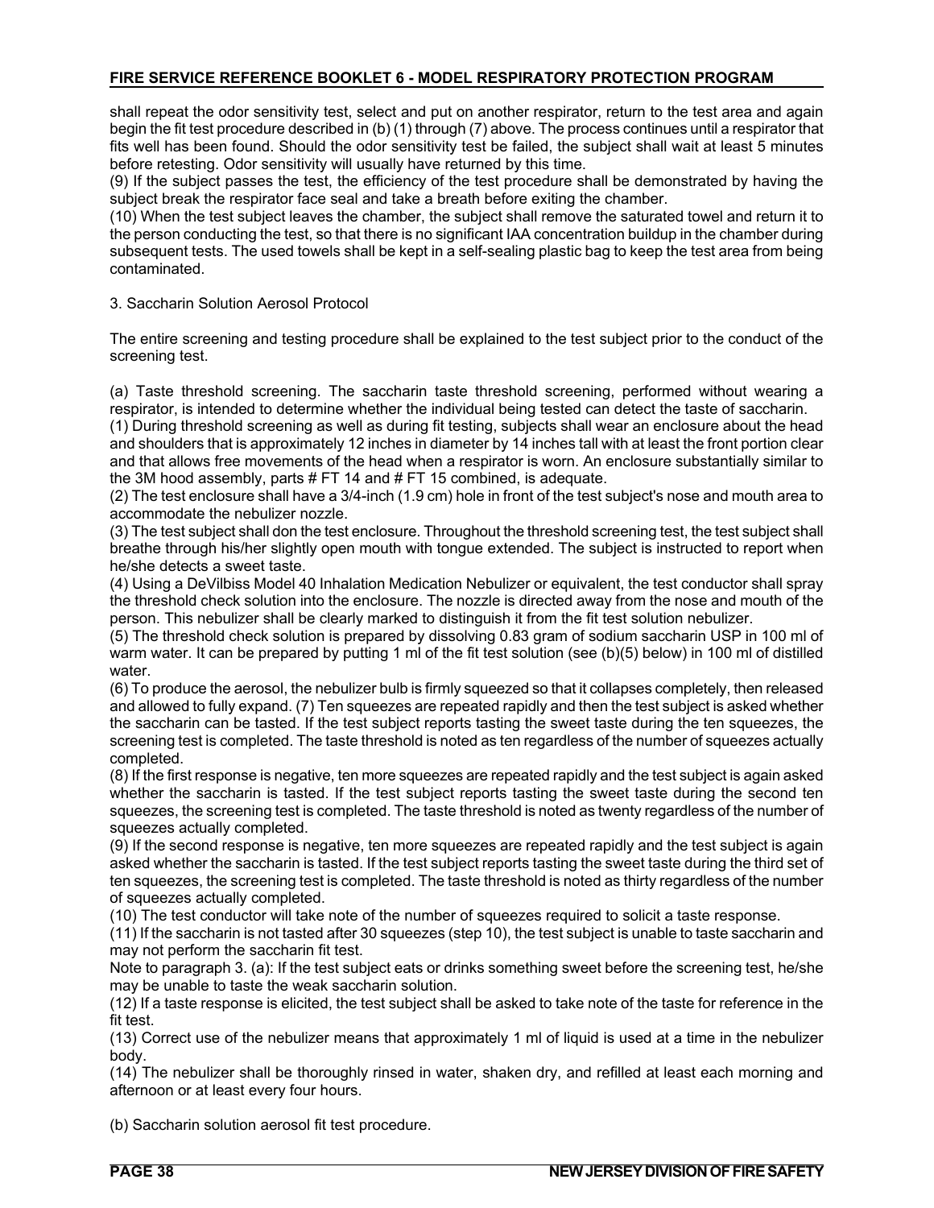shall repeat the odor sensitivity test, select and put on another respirator, return to the test area and again begin the fit test procedure described in (b) (1) through (7) above. The process continues until a respirator that fits well has been found. Should the odor sensitivity test be failed, the subject shall wait at least 5 minutes before retesting. Odor sensitivity will usually have returned by this time.

(9) If the subject passes the test, the efficiency of the test procedure shall be demonstrated by having the subject break the respirator face seal and take a breath before exiting the chamber.

(10) When the test subject leaves the chamber, the subject shall remove the saturated towel and return it to the person conducting the test, so that there is no significant IAA concentration buildup in the chamber during subsequent tests. The used towels shall be kept in a self-sealing plastic bag to keep the test area from being contaminated.

3. Saccharin Solution Aerosol Protocol

The entire screening and testing procedure shall be explained to the test subject prior to the conduct of the screening test.

(a) Taste threshold screening. The saccharin taste threshold screening, performed without wearing a respirator, is intended to determine whether the individual being tested can detect the taste of saccharin.

(1) During threshold screening as well as during fit testing, subjects shall wear an enclosure about the head and shoulders that is approximately 12 inches in diameter by 14 inches tall with at least the front portion clear and that allows free movements of the head when a respirator is worn. An enclosure substantially similar to the 3M hood assembly, parts # FT 14 and # FT 15 combined, is adequate.

(2) The test enclosure shall have a 3/4-inch (1.9 cm) hole in front of the test subject's nose and mouth area to accommodate the nebulizer nozzle.

(3) The test subject shall don the test enclosure. Throughout the threshold screening test, the test subject shall breathe through his/her slightly open mouth with tongue extended. The subject is instructed to report when he/she detects a sweet taste.

(4) Using a DeVilbiss Model 40 Inhalation Medication Nebulizer or equivalent, the test conductor shall spray the threshold check solution into the enclosure. The nozzle is directed away from the nose and mouth of the person. This nebulizer shall be clearly marked to distinguish it from the fit test solution nebulizer.

(5) The threshold check solution is prepared by dissolving 0.83 gram of sodium saccharin USP in 100 ml of warm water. It can be prepared by putting 1 ml of the fit test solution (see (b)(5) below) in 100 ml of distilled water.

(6) To produce the aerosol, the nebulizer bulb is firmly squeezed so that it collapses completely, then released and allowed to fully expand. (7) Ten squeezes are repeated rapidly and then the test subject is asked whether the saccharin can be tasted. If the test subject reports tasting the sweet taste during the ten squeezes, the screening test is completed. The taste threshold is noted as ten regardless of the number of squeezes actually completed.

(8) If the first response is negative, ten more squeezes are repeated rapidly and the test subject is again asked whether the saccharin is tasted. If the test subject reports tasting the sweet taste during the second ten squeezes, the screening test is completed. The taste threshold is noted as twenty regardless of the number of squeezes actually completed.

(9) If the second response is negative, ten more squeezes are repeated rapidly and the test subject is again asked whether the saccharin is tasted. If the test subject reports tasting the sweet taste during the third set of ten squeezes, the screening test is completed. The taste threshold is noted as thirty regardless of the number of squeezes actually completed.

(10) The test conductor will take note of the number of squeezes required to solicit a taste response.

(11) If the saccharin is not tasted after 30 squeezes (step 10), the test subject is unable to taste saccharin and may not perform the saccharin fit test.

Note to paragraph 3. (a): If the test subject eats or drinks something sweet before the screening test, he/she may be unable to taste the weak saccharin solution.

(12) If a taste response is elicited, the test subject shall be asked to take note of the taste for reference in the fit test.

(13) Correct use of the nebulizer means that approximately 1 ml of liquid is used at a time in the nebulizer body.

(14) The nebulizer shall be thoroughly rinsed in water, shaken dry, and refilled at least each morning and afternoon or at least every four hours.

(b) Saccharin solution aerosol fit test procedure.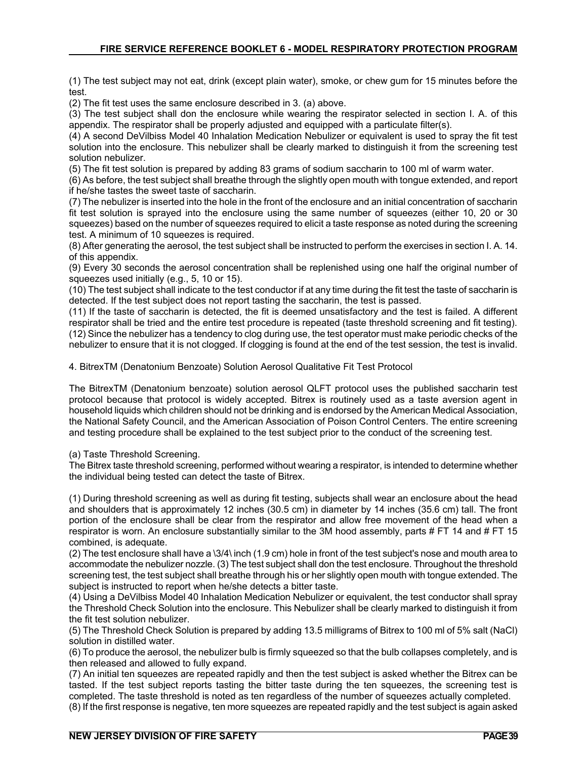(1) The test subject may not eat, drink (except plain water), smoke, or chew gum for 15 minutes before the test.

(2) The fit test uses the same enclosure described in 3. (a) above.

(3) The test subject shall don the enclosure while wearing the respirator selected in section I. A. of this appendix. The respirator shall be properly adjusted and equipped with a particulate filter(s).

(4) A second DeVilbiss Model 40 Inhalation Medication Nebulizer or equivalent is used to spray the fit test solution into the enclosure. This nebulizer shall be clearly marked to distinguish it from the screening test solution nebulizer.

(5) The fit test solution is prepared by adding 83 grams of sodium saccharin to 100 ml of warm water.

(6) As before, the test subject shall breathe through the slightly open mouth with tongue extended, and report if he/she tastes the sweet taste of saccharin.

(7) The nebulizer is inserted into the hole in the front of the enclosure and an initial concentration of saccharin fit test solution is sprayed into the enclosure using the same number of squeezes (either 10, 20 or 30 squeezes) based on the number of squeezes required to elicit a taste response as noted during the screening test. A minimum of 10 squeezes is required.

(8) After generating the aerosol, the test subject shall be instructed to perform the exercises in section I. A. 14. of this appendix.

(9) Every 30 seconds the aerosol concentration shall be replenished using one half the original number of squeezes used initially (e.g., 5, 10 or 15).

(10) The test subject shall indicate to the test conductor if at any time during the fit test the taste of saccharin is detected. If the test subject does not report tasting the saccharin, the test is passed.

(11) If the taste of saccharin is detected, the fit is deemed unsatisfactory and the test is failed. A different respirator shall be tried and the entire test procedure is repeated (taste threshold screening and fit testing).

(12) Since the nebulizer has a tendency to clog during use, the test operator must make periodic checks of the nebulizer to ensure that it is not clogged. If clogging is found at the end of the test session, the test is invalid.

4. BitrexTM (Denatonium Benzoate) Solution Aerosol Qualitative Fit Test Protocol

The BitrexTM (Denatonium benzoate) solution aerosol QLFT protocol uses the published saccharin test protocol because that protocol is widely accepted. Bitrex is routinely used as a taste aversion agent in household liquids which children should not be drinking and is endorsed by the American Medical Association, the National Safety Council, and the American Association of Poison Control Centers. The entire screening and testing procedure shall be explained to the test subject prior to the conduct of the screening test.

(a) Taste Threshold Screening.

The Bitrex taste threshold screening, performed without wearing a respirator, is intended to determine whether the individual being tested can detect the taste of Bitrex.

(1) During threshold screening as well as during fit testing, subjects shall wear an enclosure about the head and shoulders that is approximately 12 inches (30.5 cm) in diameter by 14 inches (35.6 cm) tall. The front portion of the enclosure shall be clear from the respirator and allow free movement of the head when a respirator is worn. An enclosure substantially similar to the 3M hood assembly, parts # FT 14 and # FT 15 combined, is adequate.

(2) The test enclosure shall have a \3/4\ inch (1.9 cm) hole in front of the test subject's nose and mouth area to accommodate the nebulizer nozzle. (3) The test subject shall don the test enclosure. Throughout the threshold screening test, the test subject shall breathe through his or her slightly open mouth with tongue extended. The subject is instructed to report when he/she detects a bitter taste.

(4) Using a DeVilbiss Model 40 Inhalation Medication Nebulizer or equivalent, the test conductor shall spray the Threshold Check Solution into the enclosure. This Nebulizer shall be clearly marked to distinguish it from the fit test solution nebulizer.

(5) The Threshold Check Solution is prepared by adding 13.5 milligrams of Bitrex to 100 ml of 5% salt (NaCl) solution in distilled water.

(6) To produce the aerosol, the nebulizer bulb is firmly squeezed so that the bulb collapses completely, and is then released and allowed to fully expand.

(7) An initial ten squeezes are repeated rapidly and then the test subject is asked whether the Bitrex can be tasted. If the test subject reports tasting the bitter taste during the ten squeezes, the screening test is completed. The taste threshold is noted as ten regardless of the number of squeezes actually completed.

(8) If the first response is negative, ten more squeezes are repeated rapidly and the test subject is again asked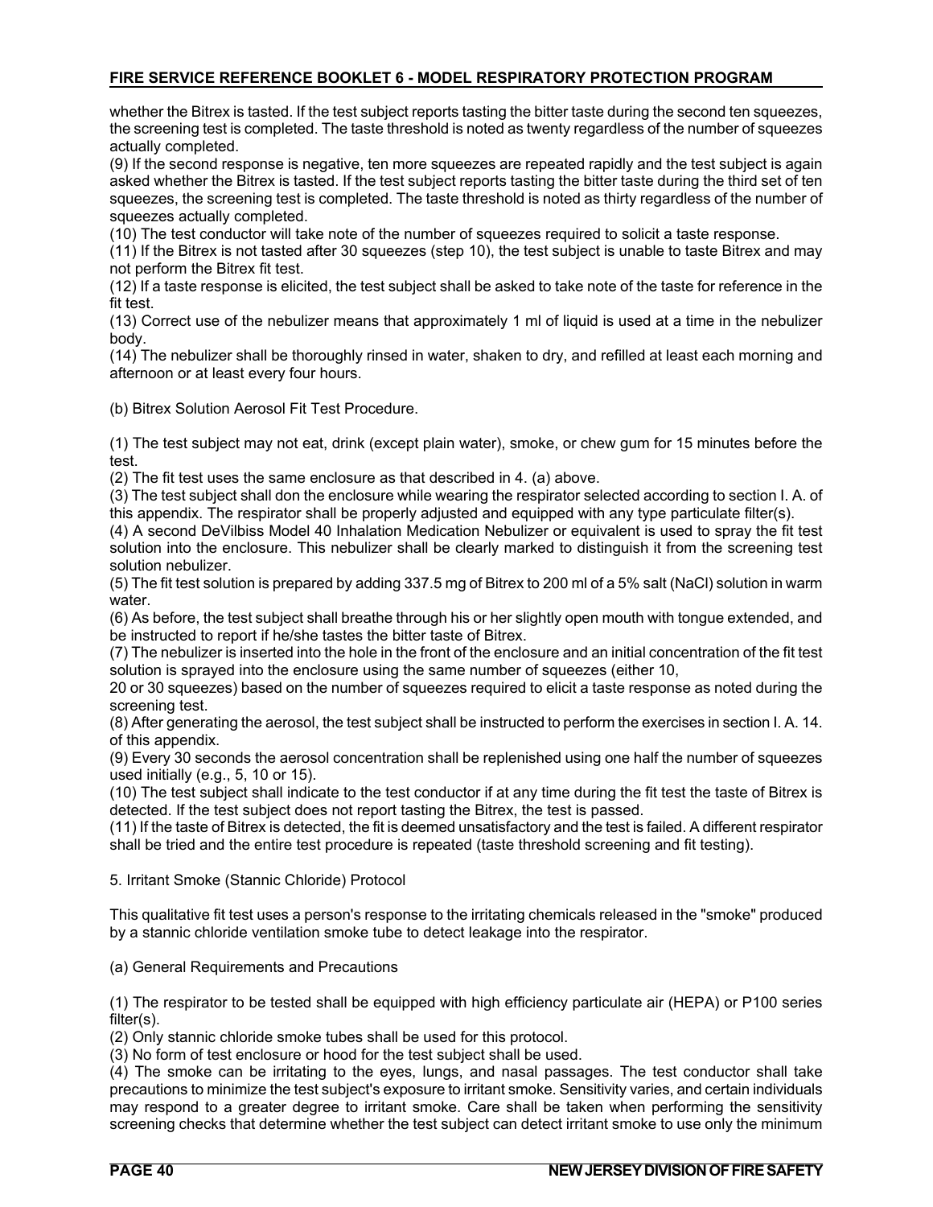whether the Bitrex is tasted. If the test subject reports tasting the bitter taste during the second ten squeezes, the screening test is completed. The taste threshold is noted as twenty regardless of the number of squeezes actually completed.

(9) If the second response is negative, ten more squeezes are repeated rapidly and the test subject is again asked whether the Bitrex is tasted. If the test subject reports tasting the bitter taste during the third set of ten squeezes, the screening test is completed. The taste threshold is noted as thirty regardless of the number of squeezes actually completed.

(10) The test conductor will take note of the number of squeezes required to solicit a taste response.

(11) If the Bitrex is not tasted after 30 squeezes (step 10), the test subject is unable to taste Bitrex and may not perform the Bitrex fit test.

(12) If a taste response is elicited, the test subject shall be asked to take note of the taste for reference in the fit test.

(13) Correct use of the nebulizer means that approximately 1 ml of liquid is used at a time in the nebulizer body.

(14) The nebulizer shall be thoroughly rinsed in water, shaken to dry, and refilled at least each morning and afternoon or at least every four hours.

(b) Bitrex Solution Aerosol Fit Test Procedure.

(1) The test subject may not eat, drink (except plain water), smoke, or chew gum for 15 minutes before the test.

(2) The fit test uses the same enclosure as that described in 4. (a) above.

(3) The test subject shall don the enclosure while wearing the respirator selected according to section I. A. of this appendix. The respirator shall be properly adjusted and equipped with any type particulate filter(s).

(4) A second DeVilbiss Model 40 Inhalation Medication Nebulizer or equivalent is used to spray the fit test solution into the enclosure. This nebulizer shall be clearly marked to distinguish it from the screening test solution nebulizer.

(5) The fit test solution is prepared by adding 337.5 mg of Bitrex to 200 ml of a 5% salt (NaCl) solution in warm water.

(6) As before, the test subject shall breathe through his or her slightly open mouth with tongue extended, and be instructed to report if he/she tastes the bitter taste of Bitrex.

(7) The nebulizer is inserted into the hole in the front of the enclosure and an initial concentration of the fit test solution is sprayed into the enclosure using the same number of squeezes (either 10, 20 or 30 squeezes) based on the number of squeezes required to elicit a taste response as noted during the screening test.

(8) After generating the aerosol, the test subject shall be instructed to perform the exercises in section I. A. 14. of this appendix.

(9) Every 30 seconds the aerosol concentration shall be replenished using one half the number of squeezes used initially (e.g., 5, 10 or 15).

(10) The test subject shall indicate to the test conductor if at any time during the fit test the taste of Bitrex is detected. If the test subject does not report tasting the Bitrex, the test is passed.

(11) If the taste of Bitrex is detected, the fit is deemed unsatisfactory and the test is failed. A different respirator shall be tried and the entire test procedure is repeated (taste threshold screening and fit testing).

5. Irritant Smoke (Stannic Chloride) Protocol

This qualitative fit test uses a person's response to the irritating chemicals released in the "smoke" produced by a stannic chloride ventilation smoke tube to detect leakage into the respirator.

(a) General Requirements and Precautions

(1) The respirator to be tested shall be equipped with high efficiency particulate air (HEPA) or P100 series filter(s).

(2) Only stannic chloride smoke tubes shall be used for this protocol.

(3) No form of test enclosure or hood for the test subject shall be used.

(4) The smoke can be irritating to the eyes, lungs, and nasal passages. The test conductor shall take precautions to minimize the test subject's exposure to irritant smoke. Sensitivity varies, and certain individuals may respond to a greater degree to irritant smoke. Care shall be taken when performing the sensitivity screening checks that determine whether the test subject can detect irritant smoke to use only the minimum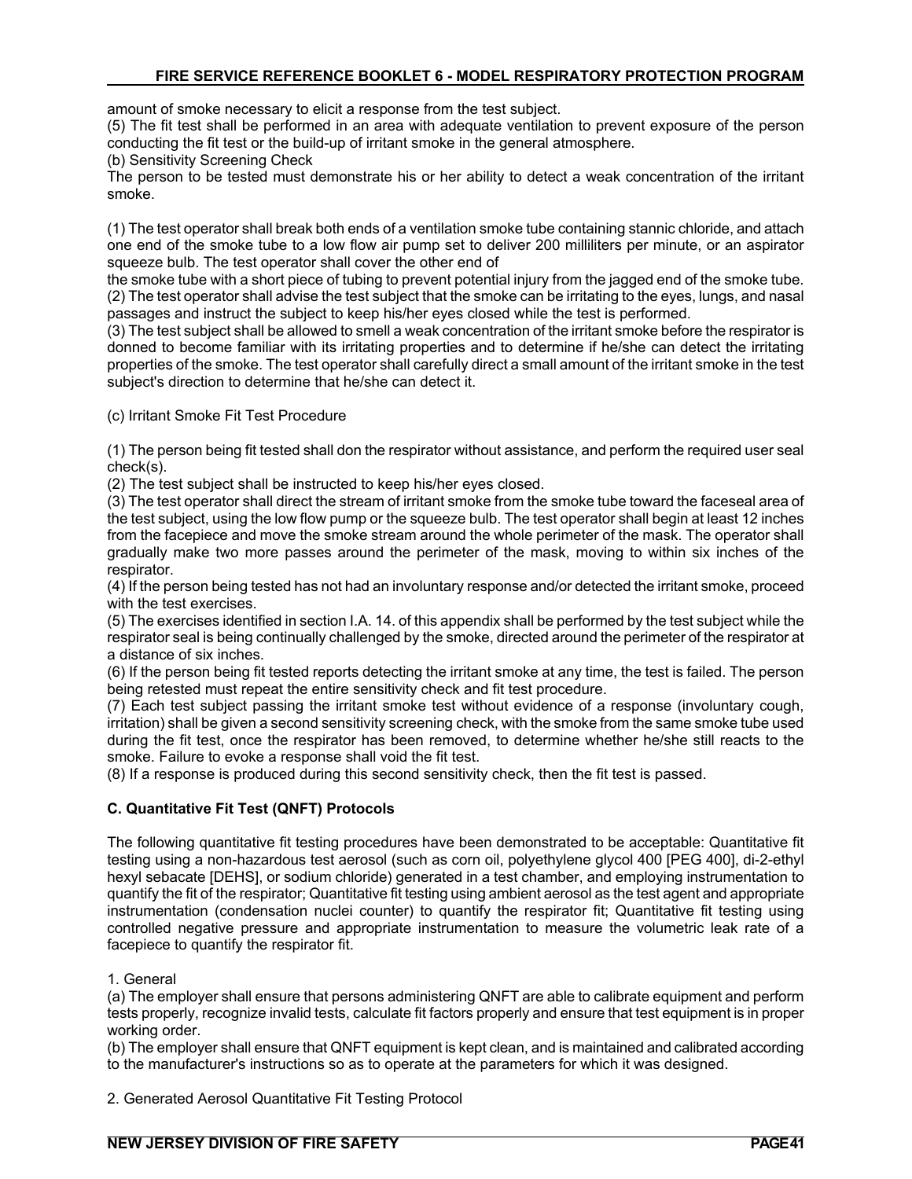amount of smoke necessary to elicit a response from the test subject.

(5) The fit test shall be performed in an area with adequate ventilation to prevent exposure of the person conducting the fit test or the build-up of irritant smoke in the general atmosphere.

(b) Sensitivity Screening Check

The person to be tested must demonstrate his or her ability to detect a weak concentration of the irritant smoke.

(1) The test operator shall break both ends of a ventilation smoke tube containing stannic chloride, and attach one end of the smoke tube to a low flow air pump set to deliver 200 milliliters per minute, or an aspirator squeeze bulb. The test operator shall cover the other end of the smoke tube with a short piece of tubing to prevent potential injury from the jagged end of the smoke tube.

(2) The test operator shall advise the test subject that the smoke can be irritating to the eyes, lungs, and nasal passages and instruct the subject to keep his/her eyes closed while the test is performed.

(3) The test subject shall be allowed to smell a weak concentration of the irritant smoke before the respirator is donned to become familiar with its irritating properties and to determine if he/she can detect the irritating properties of the smoke. The test operator shall carefully direct a small amount of the irritant smoke in the test subject's direction to determine that he/she can detect it.

(c) Irritant Smoke Fit Test Procedure

(1) The person being fit tested shall don the respirator without assistance, and perform the required user seal check(s).

(2) The test subject shall be instructed to keep his/her eyes closed.

(3) The test operator shall direct the stream of irritant smoke from the smoke tube toward the faceseal area of the test subject, using the low flow pump or the squeeze bulb. The test operator shall begin at least 12 inches from the facepiece and move the smoke stream around the whole perimeter of the mask. The operator shall gradually make two more passes around the perimeter of the mask, moving to within six inches of the respirator.

(4) If the person being tested has not had an involuntary response and/or detected the irritant smoke, proceed with the test exercises.

(5) The exercises identified in section I.A. 14. of this appendix shall be performed by the test subject while the respirator seal is being continually challenged by the smoke, directed around the perimeter of the respirator at a distance of six inches.

(6) If the person being fit tested reports detecting the irritant smoke at any time, the test is failed. The person being retested must repeat the entire sensitivity check and fit test procedure.

(7) Each test subject passing the irritant smoke test without evidence of a response (involuntary cough, irritation) shall be given a second sensitivity screening check, with the smoke from the same smoke tube used during the fit test, once the respirator has been removed, to determine whether he/she still reacts to the smoke. Failure to evoke a response shall void the fit test.

(8) If a response is produced during this second sensitivity check, then the fit test is passed.

### C. Quantitative Fit Test (QNFT) Protocols

The following quantitative fit testing procedures have been demonstrated to be acceptable: Quantitative fit testing using a non-hazardous test aerosol (such as corn oil, polyethylene glycol 400 [PEG 400], di-2-ethyl hexyl sebacate [DEHS], or sodium chloride) generated in a test chamber, and employing instrumentation to quantify the fit of the respirator; Quantitative fit testing using ambient aerosol as the test agent and appropriate instrumentation (condensation nuclei counter) to quantify the respirator fit; Quantitative fit testing using controlled negative pressure and appropriate instrumentation to measure the volumetric leak rate of a facepiece to quantify the respirator fit.

1. General

(a) The employer shall ensure that persons administering QNFT are able to calibrate equipment and perform tests properly, recognize invalid tests, calculate fit factors properly and ensure that test equipment is in proper working order.

(b) The employer shall ensure that QNFT equipment is kept clean, and is maintained and calibrated according to the manufacturer's instructions so as to operate at the parameters for which it was designed.

2. Generated Aerosol Quantitative Fit Testing Protocol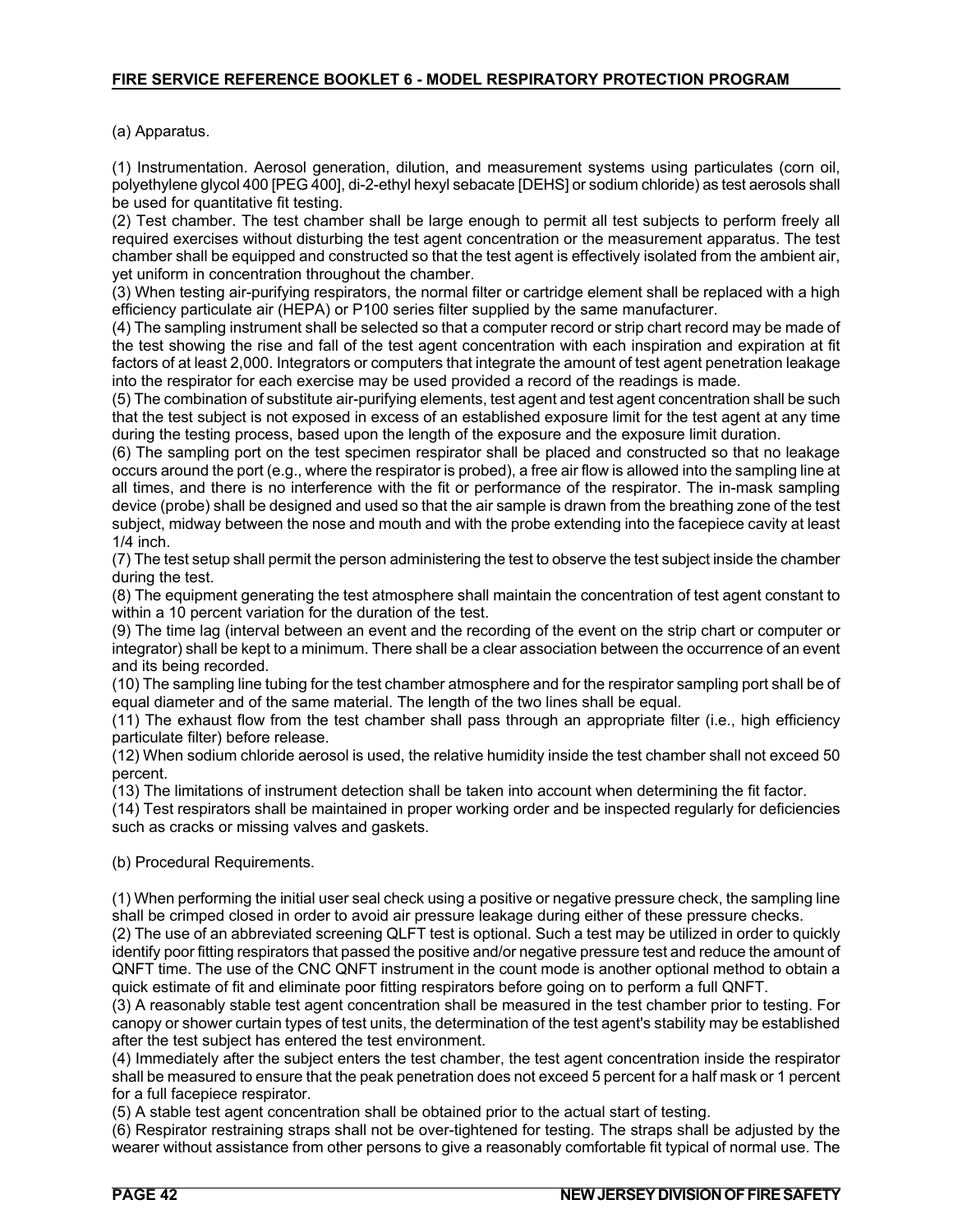(a) Apparatus.

(1) Instrumentation. Aerosol generation, dilution, and measurement systems using particulates (corn oil, polyethylene glycol 400 [PEG 400], di-2-ethyl hexyl sebacate [DEHS] or sodium chloride) as test aerosols shall be used for quantitative fit testing.

(2) Test chamber. The test chamber shall be large enough to permit all test subjects to perform freely all required exercises without disturbing the test agent concentration or the measurement apparatus. The test chamber shall be equipped and constructed so that the test agent is effectively isolated from the ambient air, yet uniform in concentration throughout the chamber.

(3) When testing air-purifying respirators, the normal filter or cartridge element shall be replaced with a high efficiency particulate air (HEPA) or P100 series filter supplied by the same manufacturer.

(4) The sampling instrument shall be selected so that a computer record or strip chart record may be made of the test showing the rise and fall of the test agent concentration with each inspiration and expiration at fit factors of at least 2,000. Integrators or computers that integrate the amount of test agent penetration leakage into the respirator for each exercise may be used provided a record of the readings is made.

(5) The combination of substitute air-purifying elements, test agent and test agent concentration shall be such that the test subject is not exposed in excess of an established exposure limit for the test agent at any time during the testing process, based upon the length of the exposure and the exposure limit duration.

(6) The sampling port on the test specimen respirator shall be placed and constructed so that no leakage occurs around the port (e.g., where the respirator is probed), a free air flow is allowed into the sampling line at all times, and there is no interference with the fit or performance of the respirator. The in-mask sampling device (probe) shall be designed and used so that the air sample is drawn from the breathing zone of the test subject, midway between the nose and mouth and with the probe extending into the facepiece cavity at least 1/4 inch.

(7) The test setup shall permit the person administering the test to observe the test subject inside the chamber during the test.

(8) The equipment generating the test atmosphere shall maintain the concentration of test agent constant to within a 10 percent variation for the duration of the test.

(9) The time lag (interval between an event and the recording of the event on the strip chart or computer or integrator) shall be kept to a minimum. There shall be a clear association between the occurrence of an event and its being recorded.

(10) The sampling line tubing for the test chamber atmosphere and for the respirator sampling port shall be of equal diameter and of the same material. The length of the two lines shall be equal.

(11) The exhaust flow from the test chamber shall pass through an appropriate filter (i.e., high efficiency particulate filter) before release.

(12) When sodium chloride aerosol is used, the relative humidity inside the test chamber shall not exceed 50 percent.

(13) The limitations of instrument detection shall be taken into account when determining the fit factor.

(14) Test respirators shall be maintained in proper working order and be inspected regularly for deficiencies such as cracks or missing valves and gaskets.

(b) Procedural Requirements.

(1) When performing the initial user seal check using a positive or negative pressure check, the sampling line shall be crimped closed in order to avoid air pressure leakage during either of these pressure checks.

(2) The use of an abbreviated screening QLFT test is optional. Such a test may be utilized in order to quickly identify poor fitting respirators that passed the positive and/or negative pressure test and reduce the amount of QNFT time. The use of the CNC QNFT instrument in the count mode is another optional method to obtain a quick estimate of fit and eliminate poor fitting respirators before going on to perform a full QNFT.

(3) A reasonably stable test agent concentration shall be measured in the test chamber prior to testing. For canopy or shower curtain types of test units, the determination of the test agent's stability may be established after the test subject has entered the test environment.

(4) Immediately after the subject enters the test chamber, the test agent concentration inside the respirator shall be measured to ensure that the peak penetration does not exceed 5 percent for a half mask or 1 percent for a full facepiece respirator.

(5) A stable test agent concentration shall be obtained prior to the actual start of testing.

(6) Respirator restraining straps shall not be over-tightened for testing. The straps shall be adjusted by the wearer without assistance from other persons to give a reasonably comfortable fit typical of normal use. The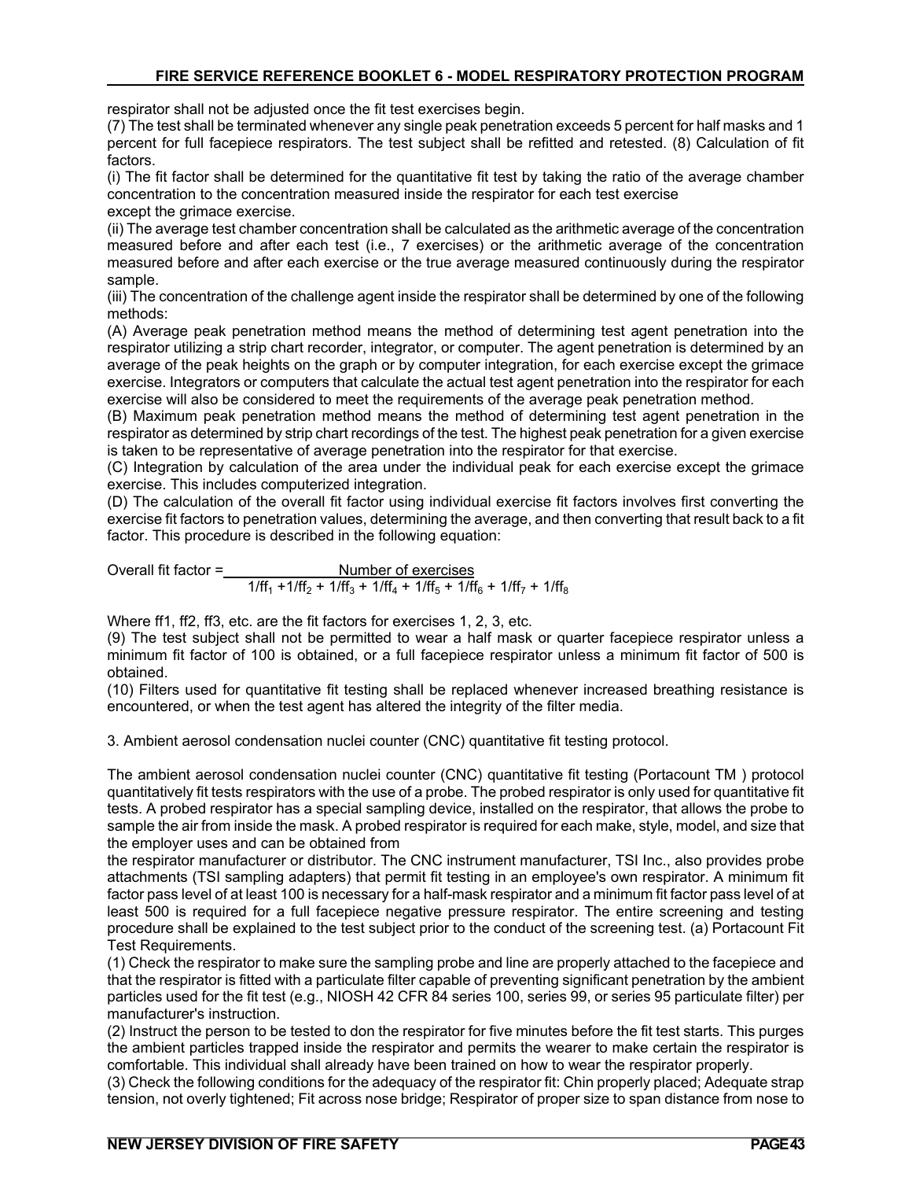respirator shall not be adjusted once the fit test exercises begin.

(7) The test shall be terminated whenever any single peak penetration exceeds 5 percent for half masks and 1 percent for full facepiece respirators. The test subject shall be refitted and retested. (8) Calculation of fit factors.

(i) The fit factor shall be determined for the quantitative fit test by taking the ratio of the average chamber concentration to the concentration measured inside the respirator for each test exercise except the grimace exercise.

(ii) The average test chamber concentration shall be calculated as the arithmetic average of the concentration measured before and after each test (i.e., 7 exercises) or the arithmetic average of the concentration measured before and after each exercise or the true average measured continuously during the respirator sample.

(iii) The concentration of the challenge agent inside the respirator shall be determined by one of the following methods:

(A) Average peak penetration method means the method of determining test agent penetration into the respirator utilizing a strip chart recorder, integrator, or computer. The agent penetration is determined by an average of the peak heights on the graph or by computer integration, for each exercise except the grimace exercise. Integrators or computers that calculate the actual test agent penetration into the respirator for each exercise will also be considered to meet the requirements of the average peak penetration method.

(B) Maximum peak penetration method means the method of determining test agent penetration in the respirator as determined by strip chart recordings of the test. The highest peak penetration for a given exercise is taken to be representative of average penetration into the respirator for that exercise.

(C) Integration by calculation of the area under the individual peak for each exercise except the grimace exercise. This includes computerized integration.

(D) The calculation of the overall fit factor using individual exercise fit factors involves first converting the exercise fit factors to penetration values, determining the average, and then converting that result back to a fit factor. This procedure is described in the following equation:

$$\text{Overall fit factor} = \frac{\text{Number of exercises}}{1/ff_1 + 1/ff_2 + 1/ff_3 + 1/ff_4 + 1/ff_5 + 1/ff_6 + 1/ff_7 + 1/ff_8}$$

Where ff1, ff2, ff3, etc. are the fit factors for exercises 1, 2, 3, etc.

(9) The test subject shall not be permitted to wear a half mask or quarter facepiece respirator unless a minimum fit factor of 100 is obtained, or a full facepiece respirator unless a minimum fit factor of 500 is obtained.

(10) Filters used for quantitative fit testing shall be replaced whenever increased breathing resistance is encountered, or when the test agent has altered the integrity of the filter media.

3. Ambient aerosol condensation nuclei counter (CNC) quantitative fit testing protocol.

The ambient aerosol condensation nuclei counter (CNC) quantitative fit testing (Portacount TM ) protocol quantitatively fit tests respirators with the use of a probe. The probed respirator is only used for quantitative fit tests. A probed respirator has a special sampling device, installed on the respirator, that allows the probe to sample the air from inside the mask. A probed respirator is required for each make, style, model, and size that the employer uses and can be obtained from the respirator manufacturer or distributor. The CNC instrument manufacturer, TSI Inc., also provides probe attachments (TSI sampling adapters) that permit fit testing in an employee's own respirator. A minimum fit factor pass level of at least 100 is necessary for a half-mask respirator and a minimum fit factor pass level of at least 500 is required for a full facepiece negative pressure respirator. The entire screening and testing procedure shall be explained to the test subject prior to the conduct of the screening test. (a) Portacount Fit Test Requirements.

(1) Check the respirator to make sure the sampling probe and line are properly attached to the facepiece and that the respirator is fitted with a particulate filter capable of preventing significant penetration by the ambient particles used for the fit test (e.g., NIOSH 42 CFR 84 series 100, series 99, or series 95 particulate filter) per manufacturer's instruction.

(2) Instruct the person to be tested to don the respirator for five minutes before the fit test starts. This purges the ambient particles trapped inside the respirator and permits the wearer to make certain the respirator is comfortable. This individual shall already have been trained on how to wear the respirator properly.

(3) Check the following conditions for the adequacy of the respirator fit: Chin properly placed; Adequate strap tension, not overly tightened; Fit across nose bridge; Respirator of proper size to span distance from nose to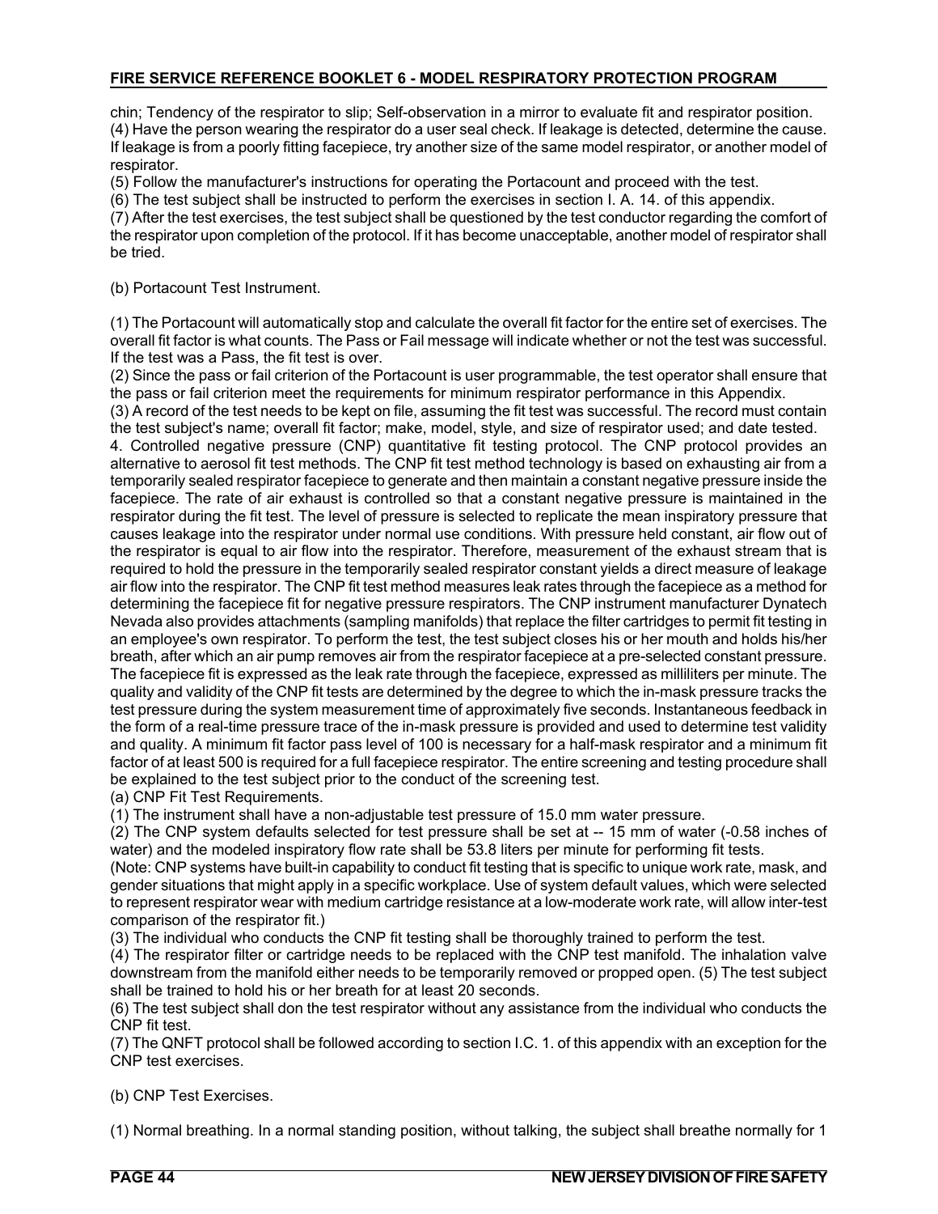chin; Tendency of the respirator to slip; Self-observation in a mirror to evaluate fit and respirator position.

(4) Have the person wearing the respirator do a user seal check. If leakage is detected, determine the cause. If leakage is from a poorly fitting facepiece, try another size of the same model respirator, or another model of respirator.

(5) Follow the manufacturer's instructions for operating the Portacount and proceed with the test.

(6) The test subject shall be instructed to perform the exercises in section I. A. 14. of this appendix.

(7) After the test exercises, the test subject shall be questioned by the test conductor regarding the comfort of the respirator upon completion of the protocol. If it has become unacceptable, another model of respirator shall be tried.

(b) Portacount Test Instrument.

(1) The Portacount will automatically stop and calculate the overall fit factor for the entire set of exercises. The overall fit factor is what counts. The Pass or Fail message will indicate whether or not the test was successful. If the test was a Pass, the fit test is over.

(2) Since the pass or fail criterion of the Portacount is user programmable, the test operator shall ensure that the pass or fail criterion meet the requirements for minimum respirator performance in this Appendix.

(3) A record of the test needs to be kept on file, assuming the fit test was successful. The record must contain the test subject's name; overall fit factor; make, model, style, and size of respirator used; and date tested.

4. Controlled negative pressure (CNP) quantitative fit testing protocol. The CNP protocol provides an alternative to aerosol fit test methods. The CNP fit test method technology is based on exhausting air from a temporarily sealed respirator facepiece to generate and then maintain a constant negative pressure inside the facepiece. The rate of air exhaust is controlled so that a constant negative pressure is maintained in the respirator during the fit test. The level of pressure is selected to replicate the mean inspiratory pressure that causes leakage into the respirator under normal use conditions. With pressure held constant, air flow out of the respirator is equal to air flow into the respirator. Therefore, measurement of the exhaust stream that is required to hold the pressure in the temporarily sealed respirator constant yields a direct measure of leakage air flow into the respirator. The CNP fit test method measures leak rates through the facepiece as a method for determining the facepiece fit for negative pressure respirators. The CNP instrument manufacturer Dynatech Nevada also provides attachments (sampling manifolds) that replace the filter cartridges to permit fit testing in an employee's own respirator. To perform the test, the test subject closes his or her mouth and holds his/her breath, after which an air pump removes air from the respirator facepiece at a pre-selected constant pressure. The facepiece fit is expressed as the leak rate through the facepiece, expressed as milliliters per minute. The quality and validity of the CNP fit tests are determined by the degree to which the in-mask pressure tracks the test pressure during the system measurement time of approximately five seconds. Instantaneous feedback in the form of a real-time pressure trace of the in-mask pressure is provided and used to determine test validity and quality. A minimum fit factor pass level of 100 is necessary for a half-mask respirator and a minimum fit factor of at least 500 is required for a full facepiece respirator. The entire screening and testing procedure shall be explained to the test subject prior to the conduct of the screening test.

(a) CNP Fit Test Requirements.

(1) The instrument shall have a non-adjustable test pressure of 15.0 mm water pressure.

(2) The CNP system defaults selected for test pressure shall be set at -- 15 mm of water (-0.58 inches of water) and the modeled inspiratory flow rate shall be 53.8 liters per minute for performing fit tests.

(Note: CNP systems have built-in capability to conduct fit testing that is specific to unique work rate, mask, and gender situations that might apply in a specific workplace. Use of system default values, which were selected to represent respirator wear with medium cartridge resistance at a low-moderate work rate, will allow inter-test comparison of the respirator fit.)

(3) The individual who conducts the CNP fit testing shall be thoroughly trained to perform the test.

(4) The respirator filter or cartridge needs to be replaced with the CNP test manifold. The inhalation valve downstream from the manifold either needs to be temporarily removed or propped open. (5) The test subject shall be trained to hold his or her breath for at least 20 seconds.

(6) The test subject shall don the test respirator without any assistance from the individual who conducts the CNP fit test.

(7) The QNFT protocol shall be followed according to section I.C. 1. of this appendix with an exception for the CNP test exercises.

(b) CNP Test Exercises.

(1) Normal breathing. In a normal standing position, without talking, the subject shall breathe normally for 1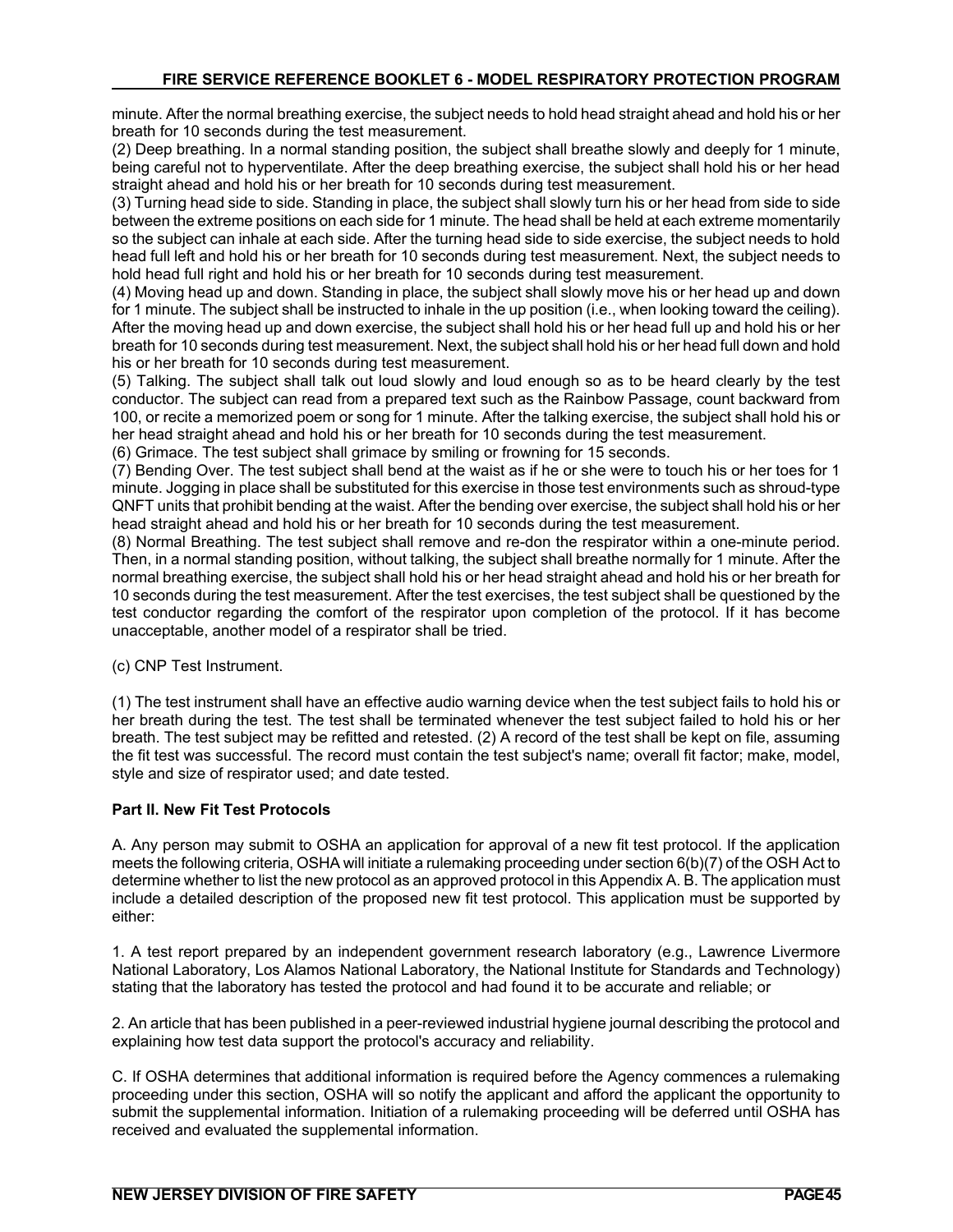minute. After the normal breathing exercise, the subject needs to hold head straight ahead and hold his or her breath for 10 seconds during the test measurement.

(2) Deep breathing. In a normal standing position, the subject shall breathe slowly and deeply for 1 minute, being careful not to hyperventilate. After the deep breathing exercise, the subject shall hold his or her head straight ahead and hold his or her breath for 10 seconds during test measurement.

(3) Turning head side to side. Standing in place, the subject shall slowly turn his or her head from side to side between the extreme positions on each side for 1 minute. The head shall be held at each extreme momentarily so the subject can inhale at each side. After the turning head side to side exercise, the subject needs to hold head full left and hold his or her breath for 10 seconds during test measurement. Next, the subject needs to hold head full right and hold his or her breath for 10 seconds during test measurement.

(4) Moving head up and down. Standing in place, the subject shall slowly move his or her head up and down for 1 minute. The subject shall be instructed to inhale in the up position (i.e., when looking toward the ceiling). After the moving head up and down exercise, the subject shall hold his or her head full up and hold his or her breath for 10 seconds during test measurement. Next, the subject shall hold his or her head full down and hold his or her breath for 10 seconds during test measurement.

(5) Talking. The subject shall talk out loud slowly and loud enough so as to be heard clearly by the test conductor. The subject can read from a prepared text such as the Rainbow Passage, count backward from 100, or recite a memorized poem or song for 1 minute. After the talking exercise, the subject shall hold his or her head straight ahead and hold his or her breath for 10 seconds during the test measurement.

(6) Grimace. The test subject shall grimace by smiling or frowning for 15 seconds.

(7) Bending Over. The test subject shall bend at the waist as if he or she were to touch his or her toes for 1 minute. Jogging in place shall be substituted for this exercise in those test environments such as shroud-type QNFT units that prohibit bending at the waist. After the bending over exercise, the subject shall hold his or her head straight ahead and hold his or her breath for 10 seconds during the test measurement.

(8) Normal Breathing. The test subject shall remove and re-don the respirator within a one-minute period. Then, in a normal standing position, without talking, the subject shall breathe normally for 1 minute. After the normal breathing exercise, the subject shall hold his or her head straight ahead and hold his or her breath for 10 seconds during the test measurement. After the test exercises, the test subject shall be questioned by the test conductor regarding the comfort of the respirator upon completion of the protocol. If it has become unacceptable, another model of a respirator shall be tried.

(c) CNP Test Instrument.

(1) The test instrument shall have an effective audio warning device when the test subject fails to hold his or her breath during the test. The test shall be terminated whenever the test subject failed to hold his or her breath. The test subject may be refitted and retested. (2) A record of the test shall be kept on file, assuming the fit test was successful. The record must contain the test subject's name; overall fit factor; make, model, style and size of respirator used; and date tested.

**Part II. New Fit Test Protocols**

A. Any person may submit to OSHA an application for approval of a new fit test protocol. If the application meets the following criteria, OSHA will initiate a rulemaking proceeding under section 6(b)(7) of the OSH Act to determine whether to list the new protocol as an approved protocol in this Appendix A. B. The application must include a detailed description of the proposed new fit test protocol. This application must be supported by either:

1. A test report prepared by an independent government research laboratory (e.g., Lawrence Livermore National Laboratory, Los Alamos National Laboratory, the National Institute for Standards and Technology) stating that the laboratory has tested the protocol and had found it to be accurate and reliable; or

2. An article that has been published in a peer-reviewed industrial hygiene journal describing the protocol and explaining how test data support the protocol's accuracy and reliability.

C. If OSHA determines that additional information is required before the Agency commences a rulemaking proceeding under this section, OSHA will so notify the applicant and afford the applicant the opportunity to submit the supplemental information. Initiation of a rulemaking proceeding will be deferred until OSHA has received and evaluated the supplemental information.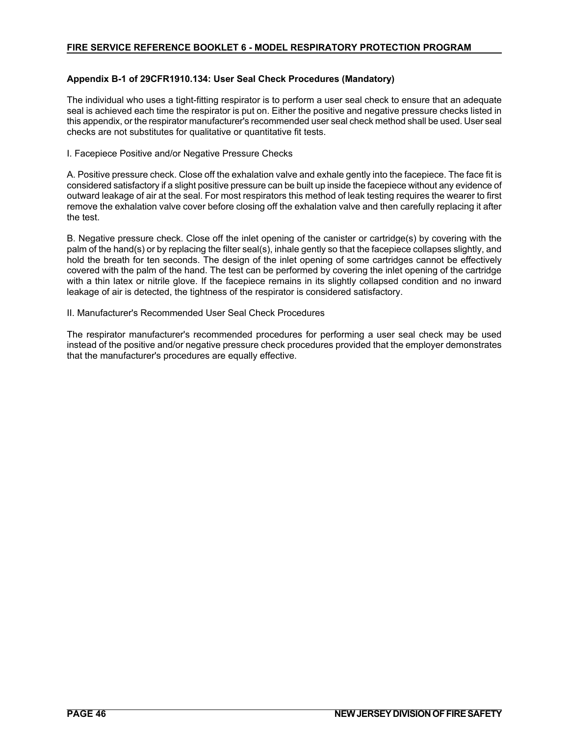## Appendix B-1 of 29CFR1910.134: User Seal Check Procedures (Mandatory)

The individual who uses a tight-fitting respirator is to perform a user seal check to ensure that an adequate seal is achieved each time the respirator is put on. Either the positive and negative pressure checks listed in this appendix, or the respirator manufacturer's recommended user seal check method shall be used. User seal checks are not substitutes for qualitative or quantitative fit tests.

I. Facepiece Positive and/or Negative Pressure Checks

A. Positive pressure check. Close off the exhalation valve and exhale gently into the facepiece. The face fit is considered satisfactory if a slight positive pressure can be built up inside the facepiece without any evidence of outward leakage of air at the seal. For most respirators this method of leak testing requires the wearer to first remove the exhalation valve cover before closing off the exhalation valve and then carefully replacing it after the test.

B. Negative pressure check. Close off the inlet opening of the canister or cartridge(s) by covering with the palm of the hand(s) or by replacing the filter seal(s), inhale gently so that the facepiece collapses slightly, and hold the breath for ten seconds. The design of the inlet opening of some cartridges cannot be effectively covered with the palm of the hand. The test can be performed by covering the inlet opening of the cartridge with a thin latex or nitrile glove. If the facepiece remains in its slightly collapsed condition and no inward leakage of air is detected, the tightness of the respirator is considered satisfactory.

II. Manufacturer's Recommended User Seal Check Procedures

The respirator manufacturer's recommended procedures for performing a user seal check may be used instead of the positive and/or negative pressure check procedures provided that the employer demonstrates that the manufacturer's procedures are equally effective.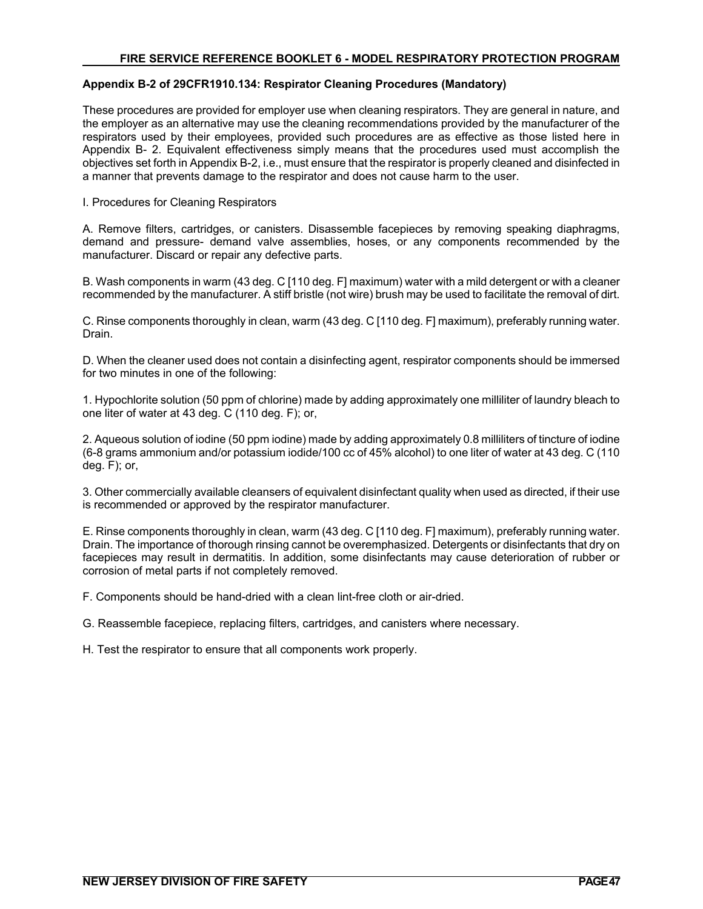## Appendix B-2 of 29CFR1910.134: Respirator Cleaning Procedures (Mandatory)

These procedures are provided for employer use when cleaning respirators. They are general in nature, and the employer as an alternative may use the cleaning recommendations provided by the manufacturer of the respirators used by their employees, provided such procedures are as effective as those listed here in Appendix B- 2. Equivalent effectiveness simply means that the procedures used must accomplish the objectives set forth in Appendix B-2, i.e., must ensure that the respirator is properly cleaned and disinfected in a manner that prevents damage to the respirator and does not cause harm to the user.

I. Procedures for Cleaning Respirators

A. Remove filters, cartridges, or canisters. Disassemble facepieces by removing speaking diaphragms, demand and pressure- demand valve assemblies, hoses, or any components recommended by the manufacturer. Discard or repair any defective parts.

B. Wash components in warm (43 deg. C [110 deg. F] maximum) water with a mild detergent or with a cleaner recommended by the manufacturer. A stiff bristle (not wire) brush may be used to facilitate the removal of dirt.

C. Rinse components thoroughly in clean, warm (43 deg. C [110 deg. F] maximum), preferably running water. Drain.

D. When the cleaner used does not contain a disinfecting agent, respirator components should be immersed for two minutes in one of the following:

1. Hypochlorite solution (50 ppm of chlorine) made by adding approximately one milliliter of laundry bleach to one liter of water at 43 deg. C (110 deg. F); or,

2. Aqueous solution of iodine (50 ppm iodine) made by adding approximately 0.8 milliliters of tincture of iodine (6-8 grams ammonium and/or potassium iodide/100 cc of 45% alcohol) to one liter of water at 43 deg. C (110 deg. F); or,

3. Other commercially available cleansers of equivalent disinfectant quality when used as directed, if their use is recommended or approved by the respirator manufacturer.

E. Rinse components thoroughly in clean, warm (43 deg. C [110 deg. F] maximum), preferably running water. Drain. The importance of thorough rinsing cannot be overemphasized. Detergents or disinfectants that dry on facepieces may result in dermatitis. In addition, some disinfectants may cause deterioration of rubber or corrosion of metal parts if not completely removed.

F. Components should be hand-dried with a clean lint-free cloth or air-dried.

G. Reassemble facepiece, replacing filters, cartridges, and canisters where necessary.

H. Test the respirator to ensure that all components work properly.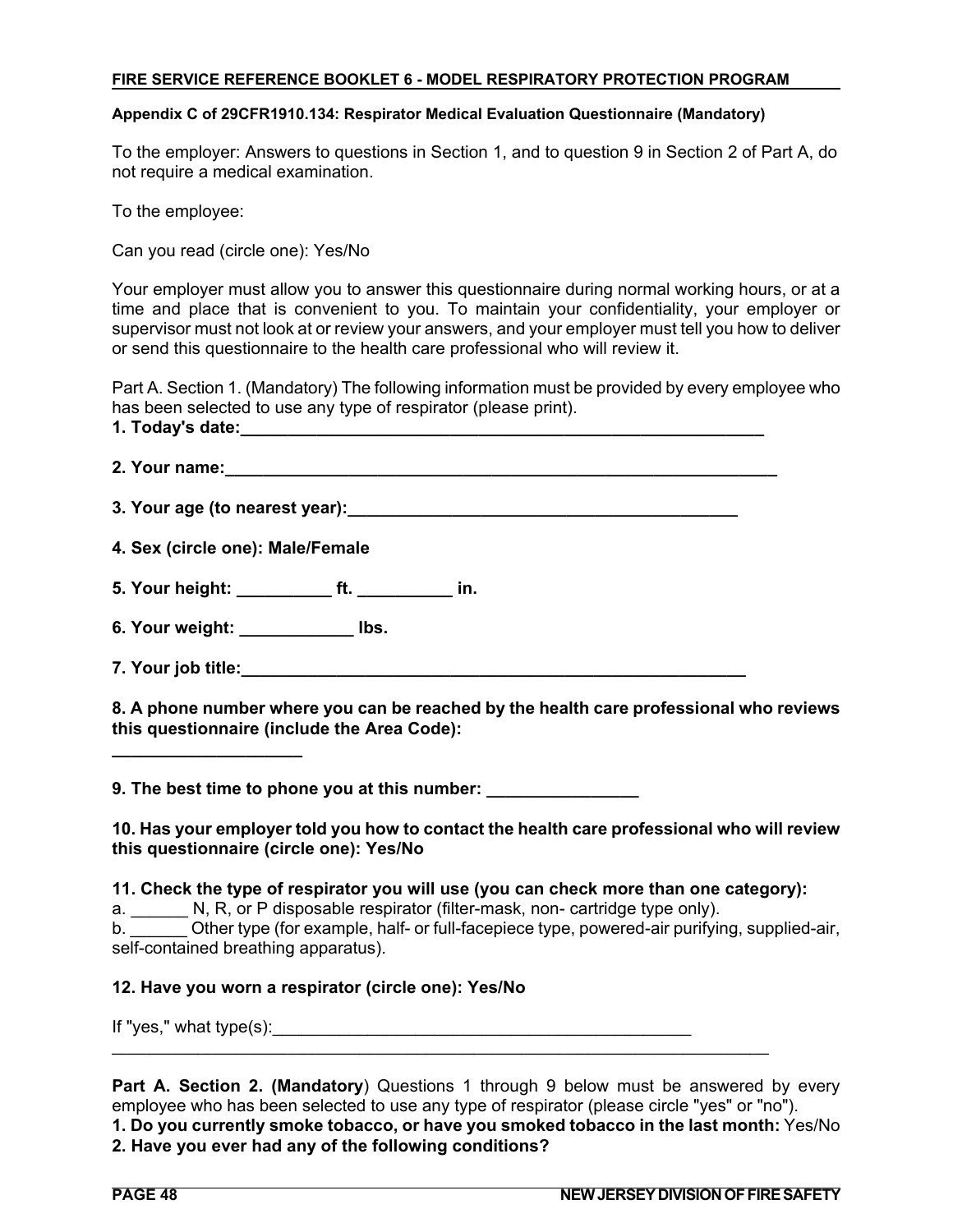**Appendix C of 29CFR1910.134: Respirator Medical Evaluation Questionnaire (Mandatory)**

To the employer: Answers to questions in Section 1, and to question 9 in Section 2 of Part A, do not require a medical examination.

To the employee:

Can you read (circle one): Yes/No

Your employer must allow you to answer this questionnaire during normal working hours, or at a time and place that is convenient to you. To maintain your confidentiality, your employer or supervisor must not look at or review your answers, and your employer must tell you how to deliver or send this questionnaire to the health care professional who will review it.

Part A. Section 1. (Mandatory) The following information must be provided by every employee who has been selected to use any type of respirator (please print).

**1. Today's date:___________________________________________________________**

**2. Your name:_______________________________________________________________**

**3. Your age (to nearest year):__________________________________________**

**4. Sex (circle one): Male/Female**

**5. Your height: __________ ft. __________ in.**

**6. Your weight: ____________ lbs.**

**7. Your job title:______________________________________________________**

**8. A phone number where you can be reached by the health care professional who reviews this questionnaire (include the Area Code): ____________________**

**9. The best time to phone you at this number: ________________**

**10. Has your employer told you how to contact the health care professional who will review this questionnaire (circle one): Yes/No**

**11. Check the type of respirator you will use (you can check more than one category):**

a. ______ N, R, or P disposable respirator (filter-mask, non- cartridge type only).

b. ______ Other type (for example, half- or full-facepiece type, powered-air purifying, supplied-air, self-contained breathing apparatus).

**12. Have you worn a respirator (circle one): Yes/No**

If "yes," what type(s):_______________________________________________
_________________________________________________________________________

**Part A. Section 2. (Mandatory**) Questions 1 through 9 below must be answered by every employee who has been selected to use any type of respirator (please circle "yes" or "no").

**1. Do you currently smoke tobacco, or have you smoked tobacco in the last month:** Yes/No

**2. Have you ever had any of the following conditions?**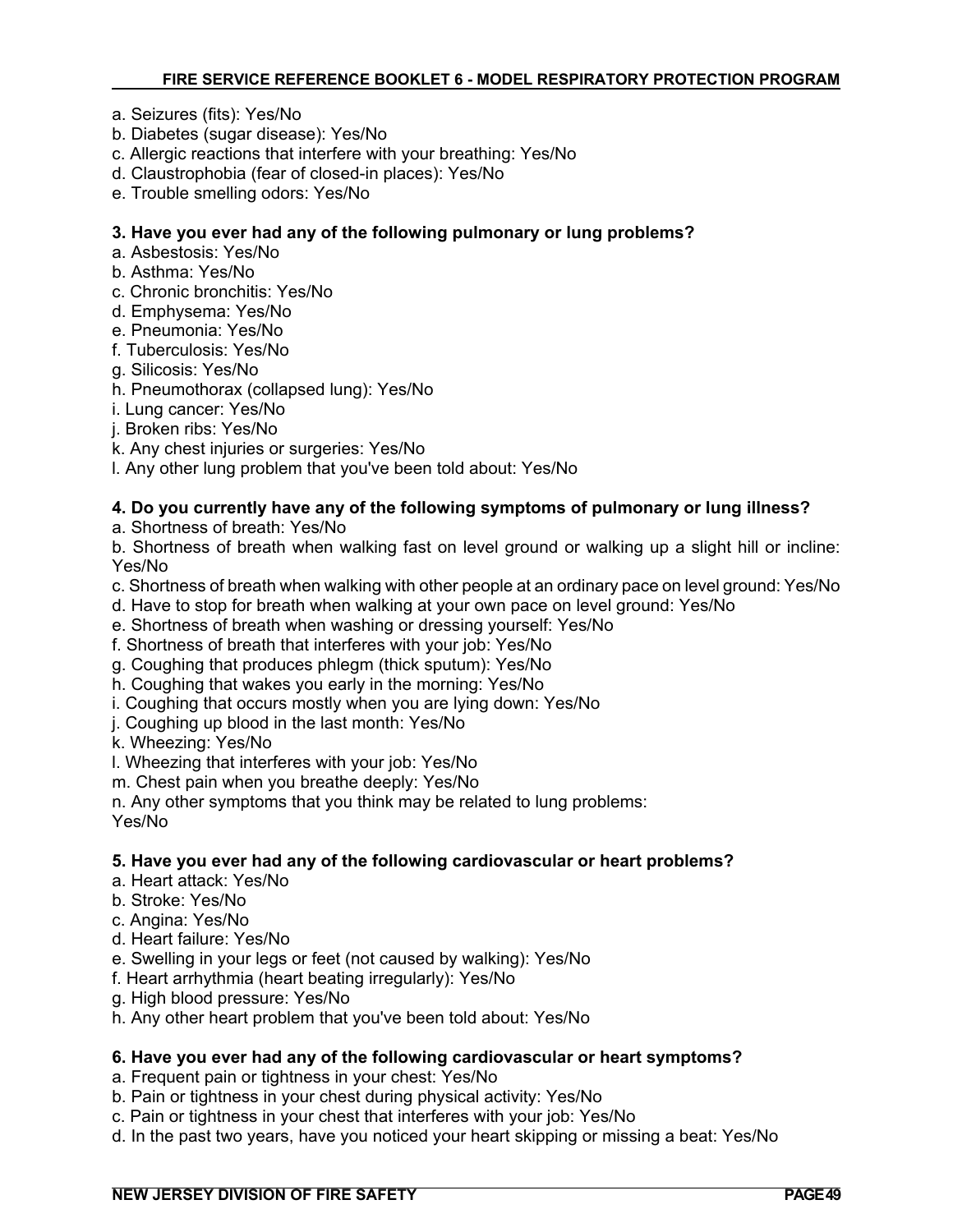a. Seizures (fits): Yes/No
b. Diabetes (sugar disease): Yes/No
c. Allergic reactions that interfere with your breathing: Yes/No
d. Claustrophobia (fear of closed-in places): Yes/No
e. Trouble smelling odors: Yes/No

**3. Have you ever had any of the following pulmonary or lung problems?**

a. Asbestosis: Yes/No
b. Asthma: Yes/No
c. Chronic bronchitis: Yes/No
d. Emphysema: Yes/No
e. Pneumonia: Yes/No
f. Tuberculosis: Yes/No
g. Silicosis: Yes/No
h. Pneumothorax (collapsed lung): Yes/No
i. Lung cancer: Yes/No
j. Broken ribs: Yes/No
k. Any chest injuries or surgeries: Yes/No
l. Any other lung problem that you've been told about: Yes/No

**4. Do you currently have any of the following symptoms of pulmonary or lung illness?**

a. Shortness of breath: Yes/No
b. Shortness of breath when walking fast on level ground or walking up a slight hill or incline: Yes/No
c. Shortness of breath when walking with other people at an ordinary pace on level ground: Yes/No
d. Have to stop for breath when walking at your own pace on level ground: Yes/No
e. Shortness of breath when washing or dressing yourself: Yes/No
f. Shortness of breath that interferes with your job: Yes/No
g. Coughing that produces phlegm (thick sputum): Yes/No
h. Coughing that wakes you early in the morning: Yes/No
i. Coughing that occurs mostly when you are lying down: Yes/No
j. Coughing up blood in the last month: Yes/No
k. Wheezing: Yes/No
l. Wheezing that interferes with your job: Yes/No
m. Chest pain when you breathe deeply: Yes/No
n. Any other symptoms that you think may be related to lung problems: Yes/No

**5. Have you ever had any of the following cardiovascular or heart problems?**

a. Heart attack: Yes/No
b. Stroke: Yes/No
c. Angina: Yes/No
d. Heart failure: Yes/No
e. Swelling in your legs or feet (not caused by walking): Yes/No
f. Heart arrhythmia (heart beating irregularly): Yes/No
g. High blood pressure: Yes/No
h. Any other heart problem that you've been told about: Yes/No

**6. Have you ever had any of the following cardiovascular or heart symptoms?**

a. Frequent pain or tightness in your chest: Yes/No
b. Pain or tightness in your chest during physical activity: Yes/No
c. Pain or tightness in your chest that interferes with your job: Yes/No
d. In the past two years, have you noticed your heart skipping or missing a beat: Yes/No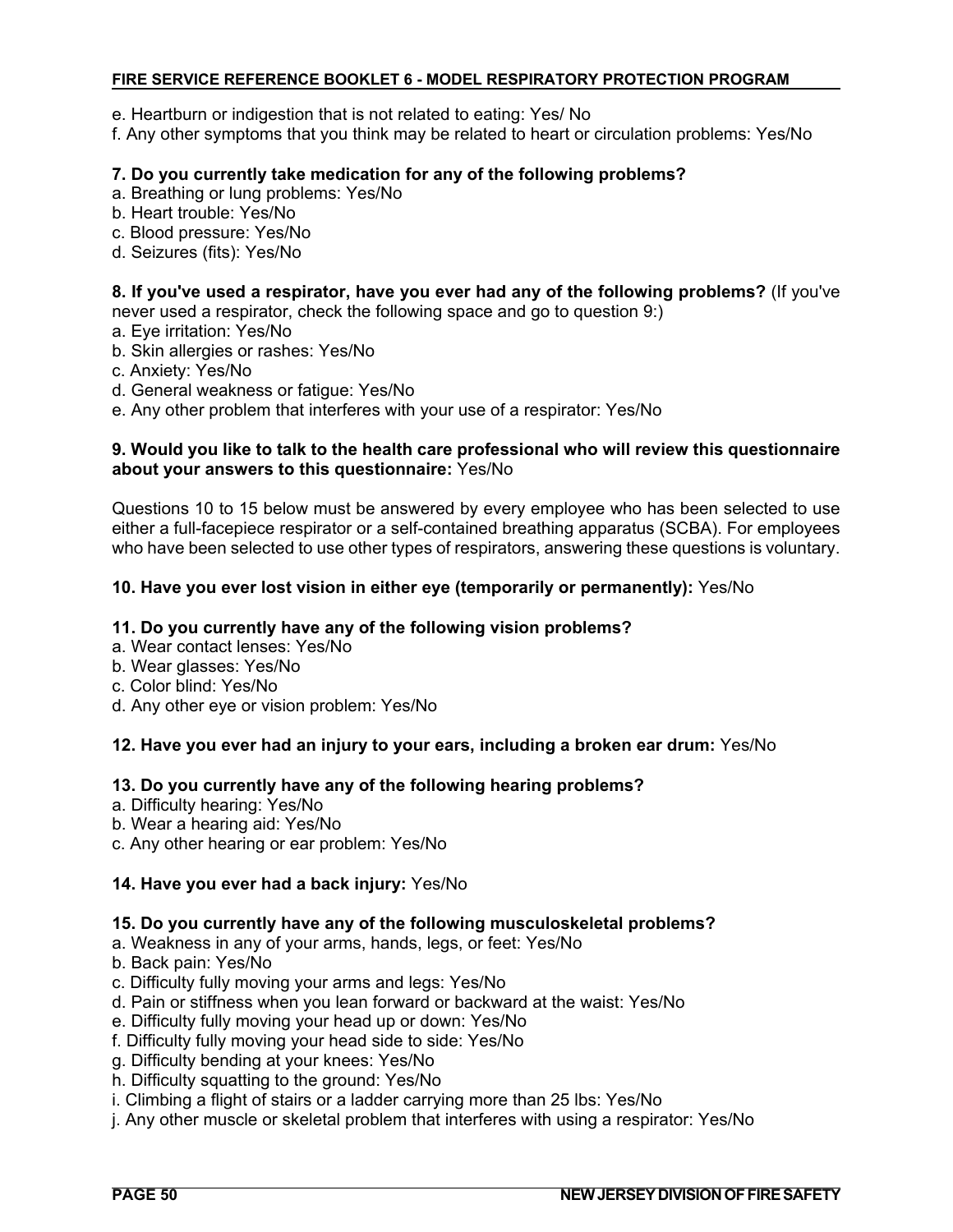e. Heartburn or indigestion that is not related to eating: Yes/ No

f. Any other symptoms that you think may be related to heart or circulation problems: Yes/No

**7. Do you currently take medication for any of the following problems?**

a. Breathing or lung problems: Yes/No

b. Heart trouble: Yes/No

c. Blood pressure: Yes/No

d. Seizures (fits): Yes/No

**8. If you've used a respirator, have you ever had any of the following problems?** (If you've never used a respirator, check the following space and go to question 9:)

a. Eye irritation: Yes/No

b. Skin allergies or rashes: Yes/No

c. Anxiety: Yes/No

d. General weakness or fatigue: Yes/No

e. Any other problem that interferes with your use of a respirator: Yes/No

**9. Would you like to talk to the health care professional who will review this questionnaire about your answers to this questionnaire:** Yes/No

Questions 10 to 15 below must be answered by every employee who has been selected to use either a full-facepiece respirator or a self-contained breathing apparatus (SCBA). For employees who have been selected to use other types of respirators, answering these questions is voluntary.

**10. Have you ever lost vision in either eye (temporarily or permanently):** Yes/No

**11. Do you currently have any of the following vision problems?**

a. Wear contact lenses: Yes/No

b. Wear glasses: Yes/No

c. Color blind: Yes/No

d. Any other eye or vision problem: Yes/No

**12. Have you ever had an injury to your ears, including a broken ear drum:** Yes/No

**13. Do you currently have any of the following hearing problems?**

a. Difficulty hearing: Yes/No

b. Wear a hearing aid: Yes/No

c. Any other hearing or ear problem: Yes/No

**14. Have you ever had a back injury:** Yes/No

**15. Do you currently have any of the following musculoskeletal problems?**

a. Weakness in any of your arms, hands, legs, or feet: Yes/No

b. Back pain: Yes/No

c. Difficulty fully moving your arms and legs: Yes/No

d. Pain or stiffness when you lean forward or backward at the waist: Yes/No

e. Difficulty fully moving your head up or down: Yes/No

f. Difficulty fully moving your head side to side: Yes/No

g. Difficulty bending at your knees: Yes/No

h. Difficulty squatting to the ground: Yes/No

i. Climbing a flight of stairs or a ladder carrying more than 25 lbs: Yes/No

j. Any other muscle or skeletal problem that interferes with using a respirator: Yes/No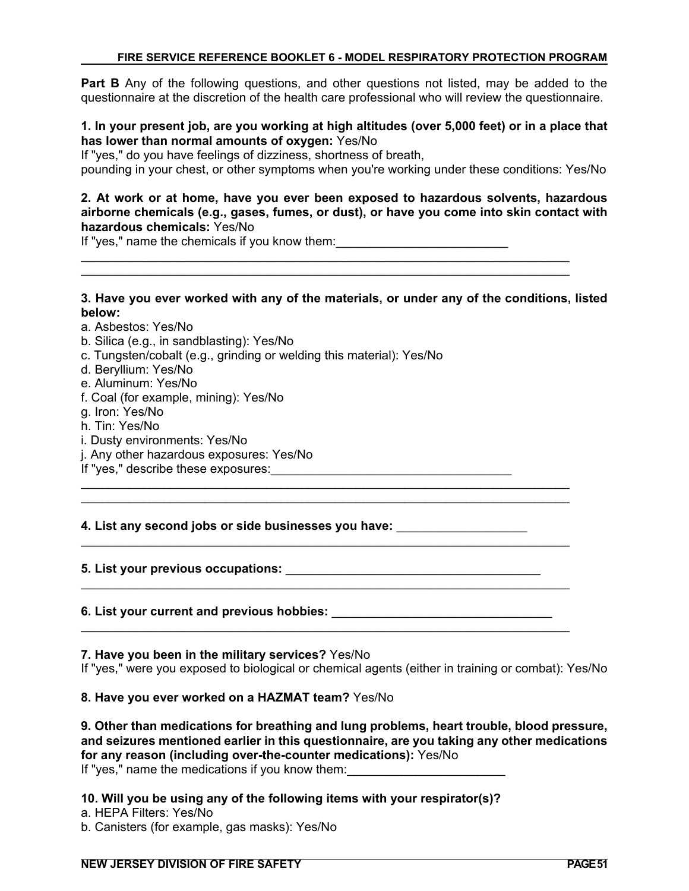**Part B** Any of the following questions, and other questions not listed, may be added to the questionnaire at the discretion of the health care professional who will review the questionnaire.

**1. In your present job, are you working at high altitudes (over 5,000 feet) or in a place that has lower than normal amounts of oxygen:** Yes/No

If "yes," do you have feelings of dizziness, shortness of breath, pounding in your chest, or other symptoms when you're working under these conditions: Yes/No

**2. At work or at home, have you ever been exposed to hazardous solvents, hazardous airborne chemicals (e.g., gases, fumes, or dust), or have you come into skin contact with hazardous chemicals:** Yes/No

If "yes," name the chemicals if you know them:_________________________

___________________________________________________________________________

___________________________________________________________________________

**3. Have you ever worked with any of the materials, or under any of the conditions, listed below:**

a. Asbestos: Yes/No
b. Silica (e.g., in sandblasting): Yes/No
c. Tungsten/cobalt (e.g., grinding or welding this material): Yes/No
d. Beryllium: Yes/No
e. Aluminum: Yes/No
f. Coal (for example, mining): Yes/No
g. Iron: Yes/No
h. Tin: Yes/No
i. Dusty environments: Yes/No
j. Any other hazardous exposures: Yes/No

If "yes," describe these exposures:____________________________________

___________________________________________________________________________

___________________________________________________________________________

**4. List any second jobs or side businesses you have:** ___________________

___________________________________________________________________________

**5. List your previous occupations:** ______________________________________

___________________________________________________________________________

**6. List your current and previous hobbies:** _________________________________

___________________________________________________________________________

**7. Have you been in the military services?** Yes/No

If "yes," were you exposed to biological or chemical agents (either in training or combat): Yes/No

**8. Have you ever worked on a HAZMAT team?** Yes/No

**9. Other than medications for breathing and lung problems, heart trouble, blood pressure, and seizures mentioned earlier in this questionnaire, are you taking any other medications for any reason (including over-the-counter medications):** Yes/No

If "yes," name the medications if you know them:_______________________

**10. Will you be using any of the following items with your respirator(s)?**

a. HEPA Filters: Yes/No
b. Canisters (for example, gas masks): Yes/No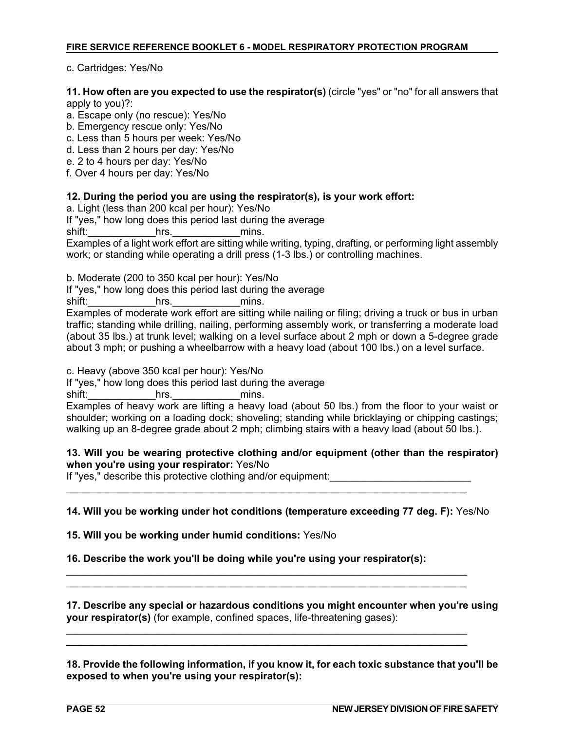c. Cartridges: Yes/No

**11. How often are you expected to use the respirator(s)** (circle "yes" or "no" for all answers that apply to you)?:

a. Escape only (no rescue): Yes/No
b. Emergency rescue only: Yes/No
c. Less than 5 hours per week: Yes/No
d. Less than 2 hours per day: Yes/No
e. 2 to 4 hours per day: Yes/No
f. Over 4 hours per day: Yes/No

**12. During the period you are using the respirator(s), is your work effort:**

a. Light (less than 200 kcal per hour): Yes/No
If "yes," how long does this period last during the average shift:____________hrs.____________mins.
Examples of a light work effort are sitting while writing, typing, drafting, or performing light assembly work; or standing while operating a drill press (1-3 lbs.) or controlling machines.

b. Moderate (200 to 350 kcal per hour): Yes/No
If "yes," how long does this period last during the average shift:____________hrs.____________mins.
Examples of moderate work effort are sitting while nailing or filing; driving a truck or bus in urban traffic; standing while drilling, nailing, performing assembly work, or transferring a moderate load (about 35 lbs.) at trunk level; walking on a level surface about 2 mph or down a 5-degree grade about 3 mph; or pushing a wheelbarrow with a heavy load (about 100 lbs.) on a level surface.

c. Heavy (above 350 kcal per hour): Yes/No
If "yes," how long does this period last during the average shift:____________hrs.____________mins.
Examples of heavy work are lifting a heavy load (about 50 lbs.) from the floor to your waist or shoulder; working on a loading dock; shoveling; standing while bricklaying or chipping castings; walking up an 8-degree grade about 2 mph; climbing stairs with a heavy load (about 50 lbs.).

**13. Will you be wearing protective clothing and/or equipment (other than the respirator) when you're using your respirator:** Yes/No
If "yes," describe this protective clothing and/or equipment:_________________________
___________________________________________________________________________

**14. Will you be working under hot conditions (temperature exceeding 77 deg. F):** Yes/No

**15. Will you be working under humid conditions:** Yes/No

**16. Describe the work you'll be doing while you're using your respirator(s):**

___________________________________________________________________________
___________________________________________________________________________

**17. Describe any special or hazardous conditions you might encounter when you're using your respirator(s)** (for example, confined spaces, life-threatening gases):

___________________________________________________________________________
___________________________________________________________________________

**18. Provide the following information, if you know it, for each toxic substance that you'll be exposed to when you're using your respirator(s):**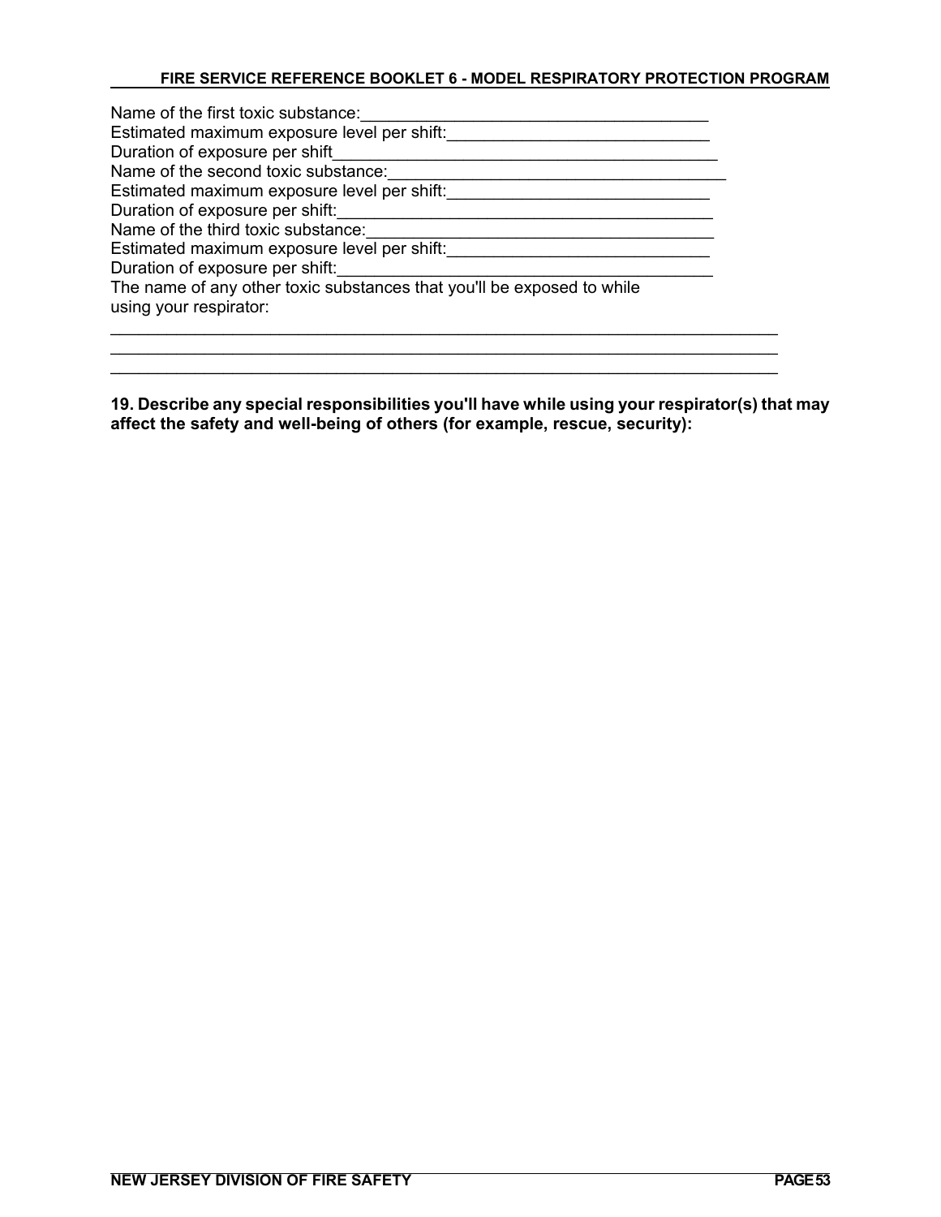Name of the first toxic substance:_______________________________________
Estimated maximum exposure level per shift:_____________________________
Duration of exposure per shift___________________________________________
Name of the second toxic substance:_____________________________________
Estimated maximum exposure level per shift:_____________________________
Duration of exposure per shift:__________________________________________
Name of the third toxic substance:_______________________________________
Estimated maximum exposure level per shift:_____________________________
Duration of exposure per shift:__________________________________________
The name of any other toxic substances that you'll be exposed to while using your respirator:

___________________________________________________________________________
___________________________________________________________________________
___________________________________________________________________________

**19. Describe any special responsibilities you'll have while using your respirator(s) that may affect the safety and well-being of others (for example, rescue, security):**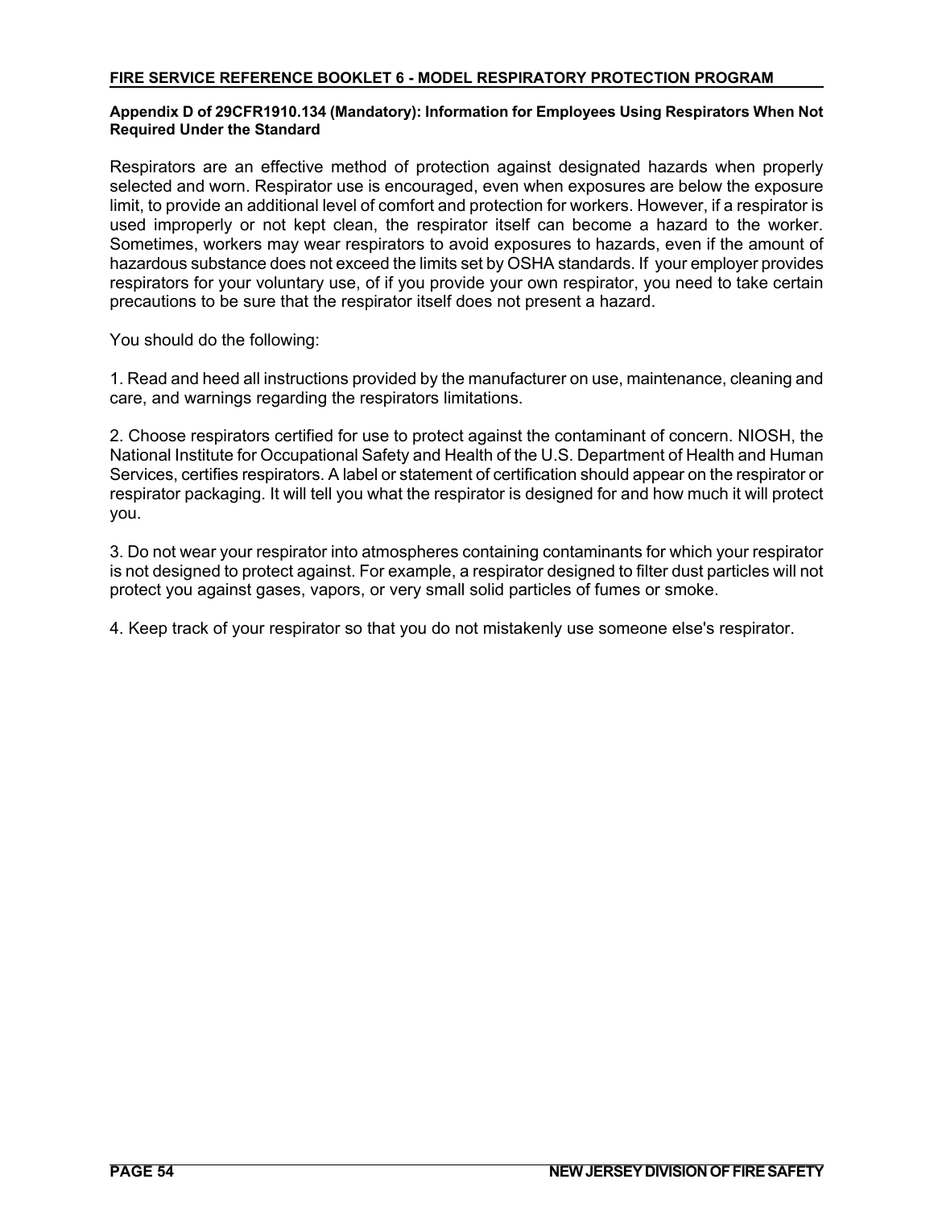**Appendix D of 29CFR1910.134 (Mandatory): Information for Employees Using Respirators When Not Required Under the Standard**

Respirators are an effective method of protection against designated hazards when properly selected and worn. Respirator use is encouraged, even when exposures are below the exposure limit, to provide an additional level of comfort and protection for workers. However, if a respirator is used improperly or not kept clean, the respirator itself can become a hazard to the worker. Sometimes, workers may wear respirators to avoid exposures to hazards, even if the amount of hazardous substance does not exceed the limits set by OSHA standards. If your employer provides respirators for your voluntary use, of if you provide your own respirator, you need to take certain precautions to be sure that the respirator itself does not present a hazard.

You should do the following:

1. Read and heed all instructions provided by the manufacturer on use, maintenance, cleaning and care, and warnings regarding the respirators limitations.

2. Choose respirators certified for use to protect against the contaminant of concern. NIOSH, the National Institute for Occupational Safety and Health of the U.S. Department of Health and Human Services, certifies respirators. A label or statement of certification should appear on the respirator or respirator packaging. It will tell you what the respirator is designed for and how much it will protect you.

3. Do not wear your respirator into atmospheres containing contaminants for which your respirator is not designed to protect against. For example, a respirator designed to filter dust particles will not protect you against gases, vapors, or very small solid particles of fumes or smoke.

4. Keep track of your respirator so that you do not mistakenly use someone else's respirator.